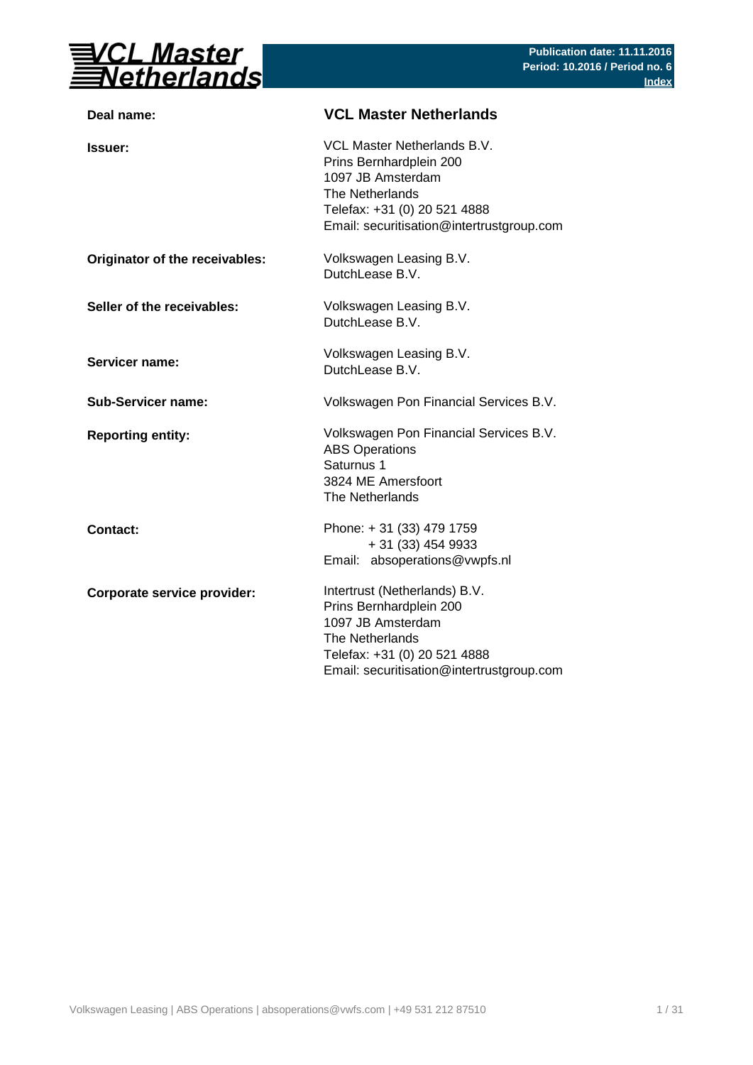**Publication date: 11.11.2016**
**Period: 10.2016 / Period no. 6**
**Index**

| | |
|---|---|
| **Deal name:** | **VCL Master Netherlands** |
| **Issuer:** | VCL Master Netherlands B.V.<br>Prins Bernhardplein 200<br>1097 JB Amsterdam<br>The Netherlands<br>Telefax: +31 (0) 20 521 4888<br>Email: securitisation@intertrustgroup.com |
| **Originator of the receivables:** | Volkswagen Leasing B.V.<br>DutchLease B.V. |
| **Seller of the receivables:** | Volkswagen Leasing B.V.<br>DutchLease B.V. |
| **Servicer name:** | Volkswagen Leasing B.V.<br>DutchLease B.V. |
| **Sub-Servicer name:** | Volkswagen Pon Financial Services B.V. |
| **Reporting entity:** | Volkswagen Pon Financial Services B.V.<br>ABS Operations<br>Saturnus 1<br>3824 ME Amersfoort<br>The Netherlands |
| **Contact:** | Phone: + 31 (33) 479 1759<br>+ 31 (33) 454 9933<br>Email: absoperations@vwpfs.nl |
| **Corporate service provider:** | Intertrust (Netherlands) B.V.<br>Prins Bernhardplein 200<br>1097 JB Amsterdam<br>The Netherlands<br>Telefax: +31 (0) 20 521 4888<br>Email: securitisation@intertrustgroup.com |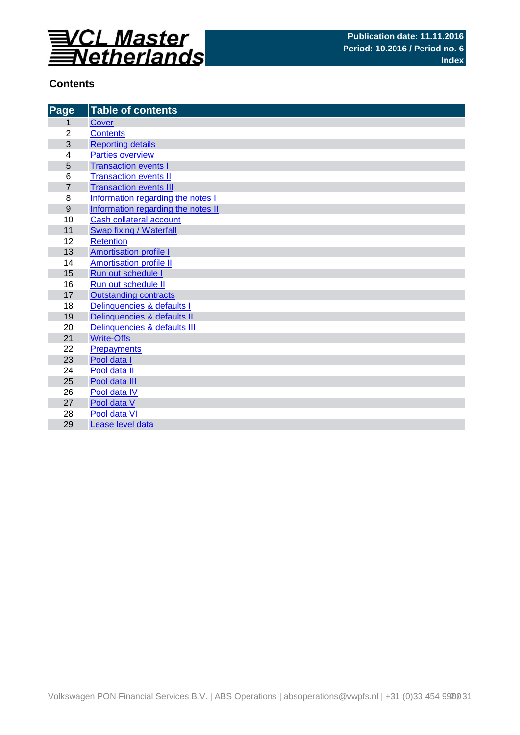# VCL Master Netherlands

**Publication date: 11.11.2016**
**Period: 10.2016 / Period no. 6**
**Index**

## Contents

| Page | Table of contents |
|---|---|
| 1 | Cover |
| 2 | Contents |
| 3 | Reporting details |
| 4 | Parties overview |
| 5 | Transaction events I |
| 6 | Transaction events II |
| 7 | Transaction events III |
| 8 | Information regarding the notes I |
| 9 | Information regarding the notes II |
| 10 | Cash collateral account |
| 11 | Swap fixing / Waterfall |
| 12 | Retention |
| 13 | Amortisation profile I |
| 14 | Amortisation profile II |
| 15 | Run out schedule I |
| 16 | Run out schedule II |
| 17 | Outstanding contracts |
| 18 | Delinquencies & defaults I |
| 19 | Delinquencies & defaults II |
| 20 | Delinquencies & defaults III |
| 21 | Write-Offs |
| 22 | Prepayments |
| 23 | Pool data I |
| 24 | Pool data II |
| 25 | Pool data III |
| 26 | Pool data IV |
| 27 | Pool data V |
| 28 | Pool data VI |
| 29 | Lease level data |

Volkswagen PON Financial Services B.V. | ABS Operations | absoperations@vwpfs.nl | +31 (0)33 454 9900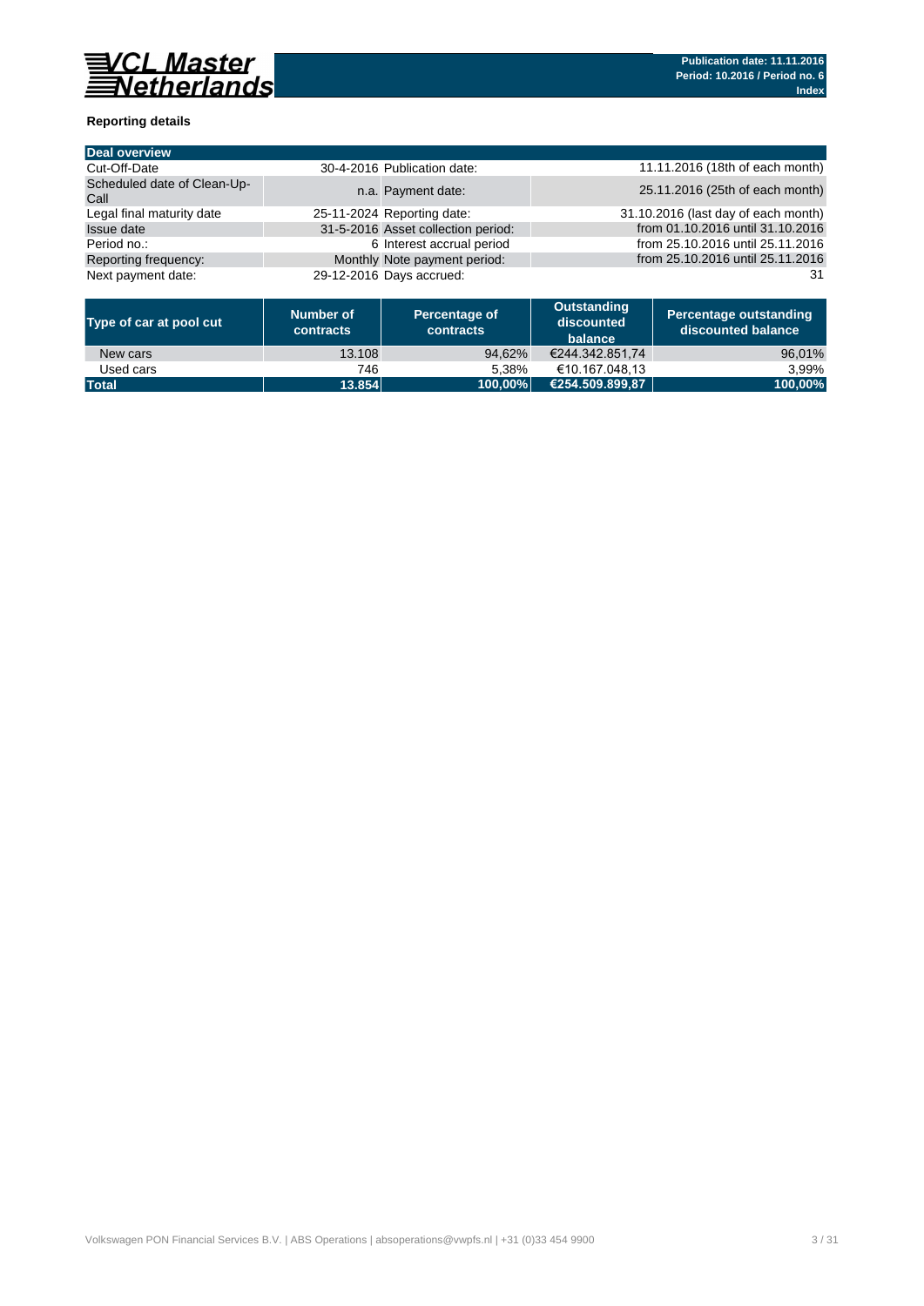**Reporting details**

| Deal overview | | | |
|---|---|---|---|
| Cut-Off-Date | 30-4-2016 | Publication date: | 11.11.2016 (18th of each month) |
| Scheduled date of Clean-Up-Call | n.a. | Payment date: | 25.11.2016 (25th of each month) |
| Legal final maturity date | 25-11-2024 | Reporting date: | 31.10.2016 (last day of each month) |
| Issue date | 31-5-2016 | Asset collection period: | from 01.10.2016 until 31.10.2016 |
| Period no.: | 6 | Interest accrual period | from 25.10.2016 until 25.11.2016 |
| Reporting frequency: | Monthly | Note payment period: | from 25.10.2016 until 25.11.2016 |
| Next payment date: | 29-12-2016 | Days accrued: | 31 |

| Type of car at pool cut | Number of contracts | Percentage of contracts | Outstanding discounted balance | Percentage outstanding discounted balance |
|---|---|---|---|---|
| New cars | 13.108 | 94,62% | €244.342.851,74 | 96,01% |
| Used cars | 746 | 5,38% | €10.167.048,13 | 3,99% |
| **Total** | **13.854** | **100,00%** | **€254.509.899,87** | **100,00%** |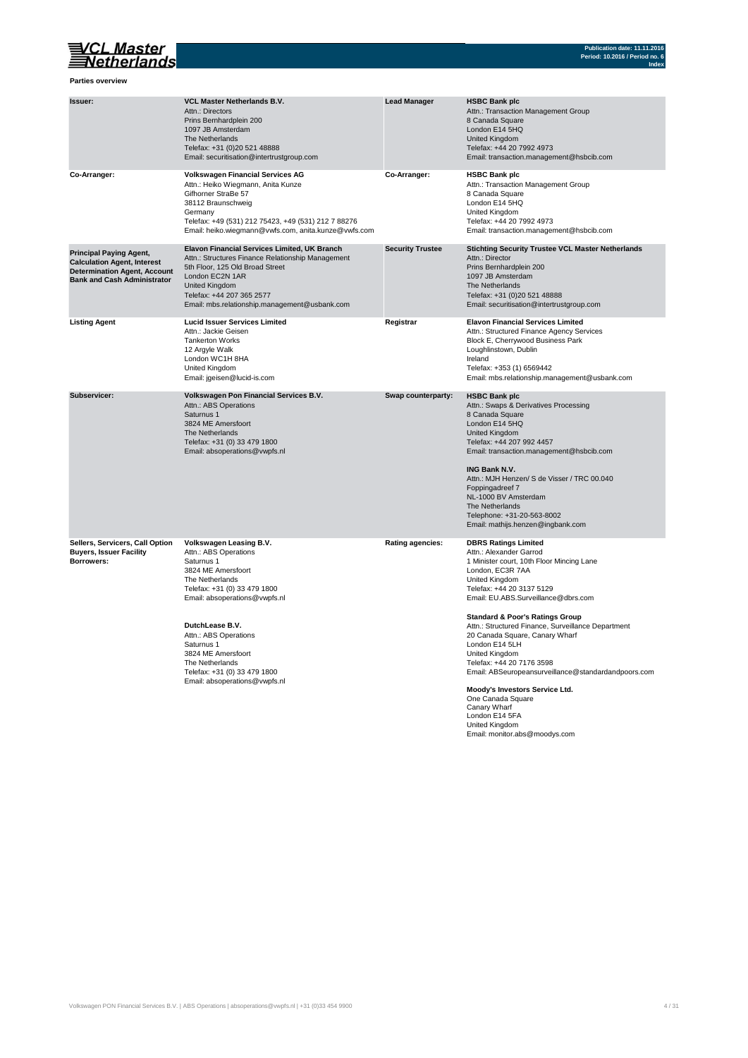**Parties overview**

| | | | |
|---|---|---|---|
| **Issuer:** | **VCL Master Netherlands B.V.**<br>Attn.: Directors<br>Prins Bernhardplein 200<br>1097 JB Amsterdam<br>The Netherlands<br>Telefax: +31 (0)20 521 48888<br>Email: securitisation@intertrustgroup.com | **Lead Manager** | **HSBC Bank plc**<br>Attn.: Transaction Management Group<br>8 Canada Square<br>London E14 5HQ<br>United Kingdom<br>Telefax: +44 20 7992 4973<br>Email: transaction.management@hsbcib.com |
| **Co-Arranger:** | **Volkswagen Financial Services AG**<br>Attn.: Heiko Wiegmann, Anita Kunze<br>Gifhorner StraBe 57<br>38112 Braunschweig<br>Germany<br>Telefax: +49 (531) 212 75423, +49 (531) 212 7 88276<br>Email: heiko.wiegmann@vwfs.com, anita.kunze@vwfs.com | **Co-Arranger:** | **HSBC Bank plc**<br>Attn.: Transaction Management Group<br>8 Canada Square<br>London E14 5HQ<br>United Kingdom<br>Telefax: +44 20 7992 4973<br>Email: transaction.management@hsbcib.com |
| **Principal Paying Agent, Calculation Agent, Interest Determination Agent, Account Bank and Cash Administrator** | **Elavon Financial Services Limited, UK Branch**<br>Attn.: Structures Finance Relationship Management<br>5th Floor, 125 Old Broad Street<br>London EC2N 1AR<br>United Kingdom<br>Telefax: +44 207 365 2577<br>Email: mbs.relationship.management@usbank.com | **Security Trustee** | **Stichting Security Trustee VCL Master Netherlands**<br>Attn.: Director<br>Prins Bernhardplein 200<br>1097 JB Amsterdam<br>The Netherlands<br>Telefax: +31 (0)20 521 48888<br>Email: securitisation@intertrustgroup.com |
| **Listing Agent** | **Lucid Issuer Services Limited**<br>Attn.: Jackie Geisen<br>Tankerton Works<br>12 Argyle Walk<br>London WC1H 8HA<br>United Kingdom<br>Email: jgeisen@lucid-is.com | **Registrar** | **Elavon Financial Services Limited**<br>Attn.: Structured Finance Agency Services<br>Block E, Cherrywood Business Park<br>Loughlinstown, Dublin<br>Ireland<br>Telefax: +353 (1) 6569442<br>Email: mbs.relationship.management@usbank.com |
| **Subservicer:** | **Volkswagen Pon Financial Services B.V.**<br>Attn.: ABS Operations<br>Saturnus 1<br>3824 ME Amersfoort<br>The Netherlands<br>Telefax: +31 (0) 33 479 1800<br>Email: absoperations@vwpfs.nl | **Swap counterparty:** | **HSBC Bank plc**<br>Attn.: Swaps & Derivatives Processing<br>8 Canada Square<br>London E14 5HQ<br>United Kingdom<br>Telefax: +44 207 992 4457<br>Email: transaction.management@hsbcib.com<br><br>**ING Bank N.V.**<br>Attn.: MJH Henzen/ S de Visser / TRC 00.040<br>Foppingadreef 7<br>NL-1000 BV Amsterdam<br>The Netherlands<br>Telephone: +31-20-563-8002<br>Email: mathijs.henzen@ingbank.com |
| **Sellers, Servicers, Call Option Buyers, Issuer Facility Borrowers:** | **Volkswagen Leasing B.V.**<br>Attn.: ABS Operations<br>Saturnus 1<br>3824 ME Amersfoort<br>The Netherlands<br>Telefax: +31 (0) 33 479 1800<br>Email: absoperations@vwpfs.nl<br><br>**DutchLease B.V.**<br>Attn.: ABS Operations<br>Saturnus 1<br>3824 ME Amersfoort<br>The Netherlands<br>Telefax: +31 (0) 33 479 1800<br>Email: absoperations@vwpfs.nl | **Rating agencies:** | **DBRS Ratings Limited**<br>Attn.: Alexander Garrod<br>1 Minister court, 10th Floor Mincing Lane<br>London, EC3R 7AA<br>United Kingdom<br>Telefax: +44 20 3137 5129<br>Email: EU.ABS.Surveillance@dbrs.com<br><br>**Standard & Poor's Ratings Group**<br>Attn.: Structured Finance, Surveillance Department<br>20 Canada Square, Canary Wharf<br>London E14 5LH<br>United Kingdom<br>Telefax: +44 20 7176 3598<br>Email: ABSeuropeansurveillance@standardandpoors.com<br><br>**Moody's Investors Service Ltd.**<br>One Canada Square<br>Canary Wharf<br>London E14 5FA<br>United Kingdom<br>Email: monitor.abs@moodys.com |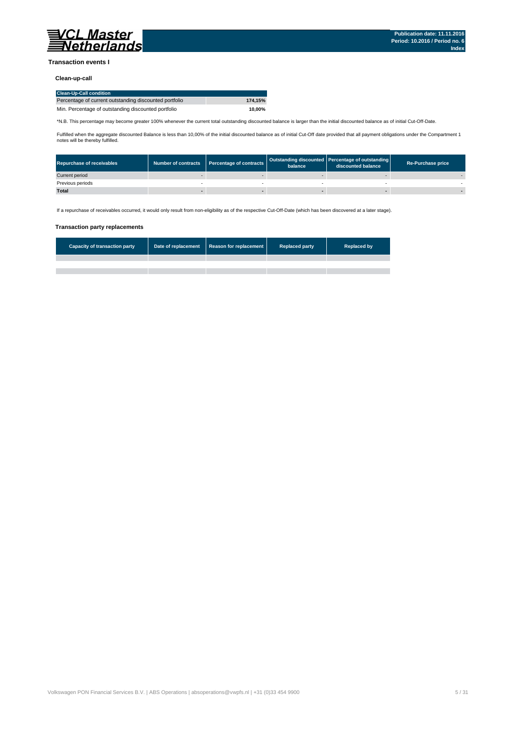# Transaction events I

## Clean-up-call

| Clean-Up-Call condition | |
|---|---|
| Percentage of current outstanding discounted portfolio | 174,15% |
| Min. Percentage of outstanding discounted portfolio | 10,00% |

*N.B. This percentage may become greater 100% whenever the current total outstanding discounted balance is larger than the initial discounted balance as of initial Cut-Off-Date.

Fulfilled when the aggregate discounted Balance is less than 10,00% of the initial discounted balance as of initial Cut-Off date provided that all payment obligations under the Compartment 1 notes will be thereby fulfilled.

| Repurchase of receivables | Number of contracts | Percentage of contracts | Outstanding discounted balance | Percentage of outstanding discounted balance | Re-Purchase price |
|---|---|---|---|---|---|
| Current period | - | - | - | - | - |
| Previous periods | - | - | - | - | - |
| **Total** | **-** | **-** | **-** | **-** | **-** |

If a repurchase of receivables occurred, it would only result from non-eligibility as of the respective Cut-Off-Date (which has been discovered at a later stage).

## Transaction party replacements

| Capacity of transaction party | Date of replacement | Reason for replacement | Replaced party | Replaced by |
|---|---|---|---|---|
| | | | | |
| | | | | |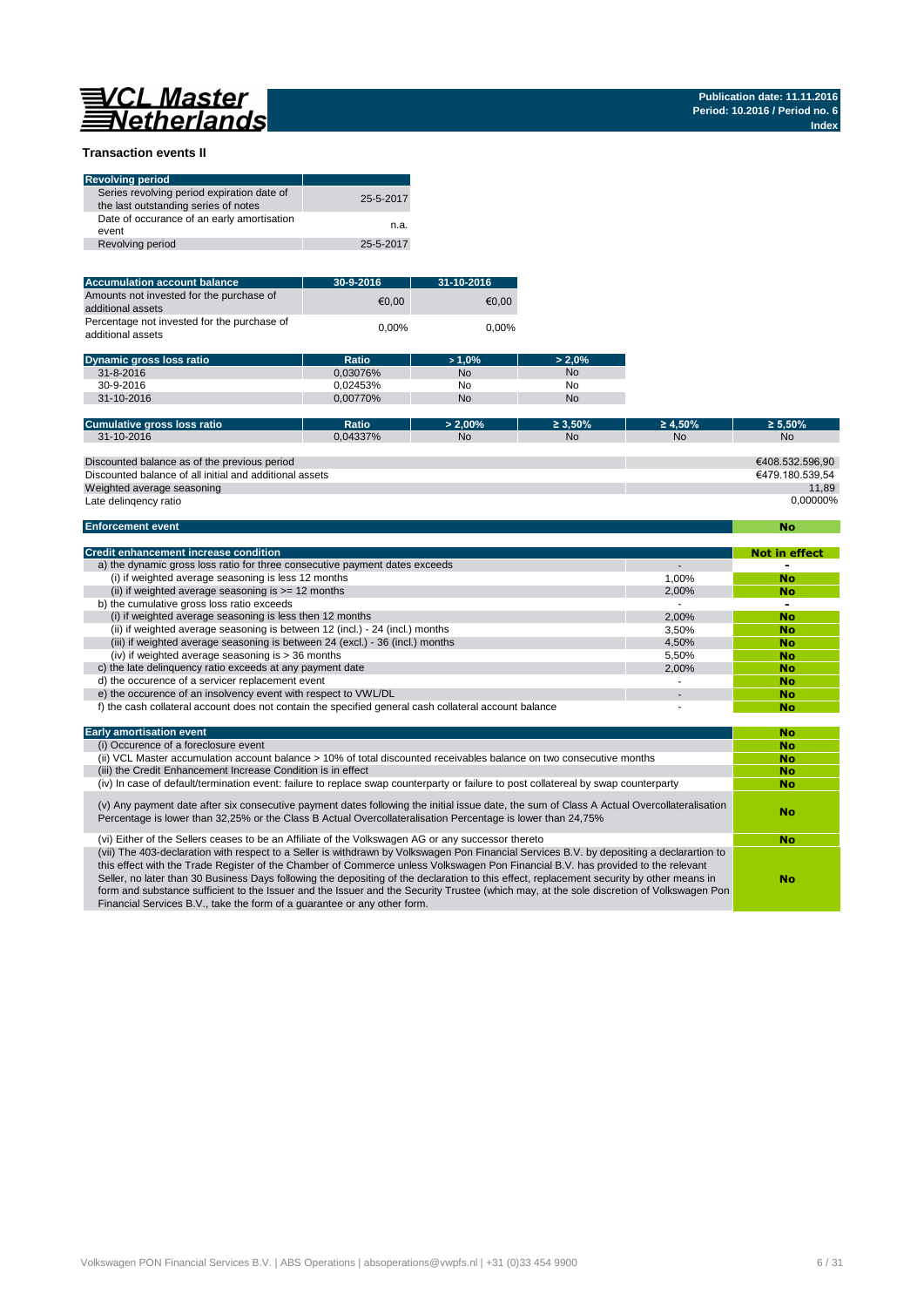## Transaction events II

| Revolving period | |
|---|---|
| Series revolving period expiration date of the last outstanding series of notes | 25-5-2017 |
| Date of occurance of an early amortisation event | n.a. |
| Revolving period | 25-5-2017 |

| Accumulation account balance | 30-9-2016 | 31-10-2016 |
|---|---|---|
| Amounts not invested for the purchase of additional assets | €0,00 | €0,00 |
| Percentage not invested for the purchase of additional assets | 0,00% | 0,00% |

| Dynamic gross loss ratio | Ratio | > 1,0% | > 2,0% |
|---|---|---|---|
| 31-8-2016 | 0,03076% | No | No |
| 30-9-2016 | 0,02453% | No | No |
| 31-10-2016 | 0,00770% | No | No |

| Cumulative gross loss ratio | Ratio | > 2,00% | ≥ 3,50% | ≥ 4,50% | ≥ 5,50% |
|---|---|---|---|---|---|
| 31-10-2016 | 0,04337% | No | No | No | No |

| | |
|---|---|
| Discounted balance as of the previous period | €408.532.596,90 |
| Discounted balance of all initial and additional assets | €479.180.539,54 |
| Weighted average seasoning | 11,89 |
| Late delinqency ratio | 0,00000% |

| Enforcement event | No |
|---|---|

| Credit enhancement increase condition | | Not in effect |
|---|---|---|
| a) the dynamic gross loss ratio for three consecutive payment dates exceeds | - | - |
| (i) if weighted average seasoning is less 12 months | 1,00% | No |
| (ii) if weighted average seasoning is >= 12 months | 2,00% | No |
| b) the cumulative gross loss ratio exceeds | - | - |
| (i) if weighted average seasoning is less then 12 months | 2,00% | No |
| (ii) if weighted average seasoning is between 12 (incl.) - 24 (incl.) months | 3,50% | No |
| (iii) if weighted average seasoning is between 24 (excl.) - 36 (incl.) months | 4,50% | No |
| (iv) if weighted average seasoning is > 36 months | 5,50% | No |
| c) the late delinquency ratio exceeds at any payment date | 2,00% | No |
| d) the occurence of a servicer replacement event | - | No |
| e) the occurence of an insolvency event with respect to VWL/DL | - | No |
| f) the cash collateral account does not contain the specified general cash collateral account balance | - | No |

| Early amortisation event | No |
|---|---|
| (i) Occurence of a foreclosure event | No |
| (ii) VCL Master accumulation account balance > 10% of total discounted receivables balance on two consecutive months | No |
| (iii) the Credit Enhancement Increase Condition is in effect | No |
| (iv) In case of default/termination event: failure to replace swap counterparty or failure to post collateral by swap counterparty | No |
| (v) Any payment date after six consecutive payment dates following the initial issue date, the sum of Class A Actual Overcollateralisation Percentage is lower than 32,25% or the Class B Actual Overcollateralisation Percentage is lower than 24,75% | No |
| (vi) Either of the Sellers ceases to be an Affiliate of the Volkswagen AG or any successor thereto | No |
| (vii) The 403-declaration with respect to a Seller is withdrawn by Volkswagen Pon Financial Services B.V. by depositing a declarartion to this effect with the Trade Register of the Chamber of Commerce unless Volkswagen Pon Financial B.V. has provided to the relevant Seller, no later than 30 Business Days following the depositing of the declaration to this effect, replacement security by other means in form and substance sufficient to the Issuer and the Issuer and the Security Trustee (which may, at the sole discretion of Volkswagen Pon Financial Services B.V., take the form of a guarantee or any other form. | No |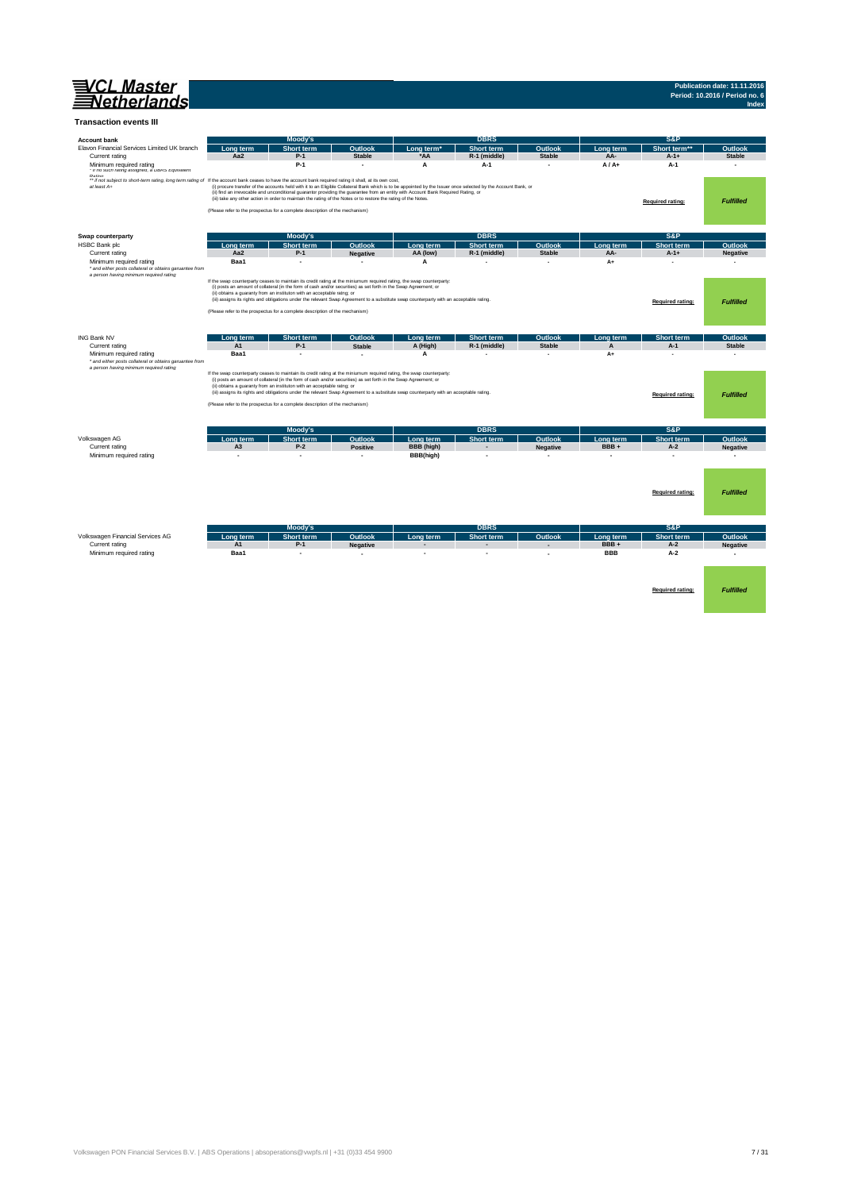# VCL Master Netherlands

**Publication date: 11.11.2016**
**Period: 10.2016 / Period no. 6**
**Index**

## Transaction events III

### Account bank

| Account bank | Moody's | | | DBRS | | | S&P | | |
|---|---|---|---|---|---|---|---|---|---|
| Elavon Financial Services Limited UK branch | Long term | Short term | Outlook | Long term* | Short term | Outlook | Long term | Short term** | Outlook |
| Current rating | Aa2 | P-1 | Stable | *AA | R-1 (middle) | Stable | AA- | A-1+ | Stable |
| Minimum required rating | | P-1 | - | A | A-1 | - | A / A+ | A-1 | - |

*\* If no such rating assigned, a DBRS Equivalent Rating*
*\*\* If not subject to short-term rating, long term rating of at least A+*

If the account bank ceases to have the account bank required rating it shall, at its own cost,
(i) procure transfer of the accounts held with it to an Eligible Collateral Bank which is to be appointed by the Issuer once selected by the Account Bank, or
(ii) find an irrevocable and unconditional guarantor providing the guarantee from an entity with Account Bank Required Rating, or
(iii) take any other action in order to maintain the rating of the Notes or to restore the rating of the Notes.

(Please refer to the prospectus for a complete description of the mechanism)

Required rating: *Fulfilled*

### Swap counterparty

| HSBC Bank plc | Moody's | | | DBRS | | | S&P | | |
|---|---|---|---|---|---|---|---|---|---|
| | Long term | Short term | Outlook | Long term | Short term | Outlook | Long term | Short term | Outlook |
| Current rating | Aa2 | P-1 | Negative | AA (low) | R-1 (middle) | Stable | AA- | A-1+ | Negative |
| Minimum required rating | Baa1 | - | - | A | - | - | A+ | - | - |

*\* and either posts collateral or obtains garuantee from a person having minimum required rating*

If the swap counterparty ceases to maintain its credit rating at the minumum required rating, the swap counterparty:
(i) posts an amount of collateral (in the form of cash and/or securities) as set forth in the Swap Agreement; or
(ii) obtains a guaranty from an instituton with an acceptable rating; or
(iii) assigns its rights and obligations under the relevant Swap Agreement to a substitute swap counterparty with an acceptable rating.

(Please refer to the prospectus for a complete description of the mechanism)

Required rating: *Fulfilled*

| ING Bank NV | Moody's | | | DBRS | | | S&P | | |
|---|---|---|---|---|---|---|---|---|---|
| | Long term | Short term | Outlook | Long term | Short term | Outlook | Long term | Short term | Outlook |
| Current rating | A1 | P-1 | Stable | A (High) | R-1 (middle) | Stable | A | A-1 | Stable |
| Minimum required rating | Baa1 | - | - | A | - | - | A+ | - | - |

*\* and either posts collateral or obtains garuantee from a person having minimum required rating*

If the swap counterparty ceases to maintain its credit rating at the minumum required rating, the swap counterparty:
(i) posts an amount of collateral (in the form of cash and/or securities) as set forth in the Swap Agreement; or
(ii) obtains a guaranty from an instituton with an acceptable rating; or
(iii) assigns its rights and obligations under the relevant Swap Agreement to a substitute swap counterparty with an acceptable rating.

(Please refer to the prospectus for a complete description of the mechanism)

Required rating: *Fulfilled*

| Volkswagen AG | Moody's | | | DBRS | | | S&P | | |
|---|---|---|---|---|---|---|---|---|---|
| | Long term | Short term | Outlook | Long term | Short term | Outlook | Long term | Short term | Outlook |
| Current rating | A3 | P-2 | Positive | BBB (high) | - | Negative | BBB + | A-2 | Negative |
| Minimum required rating | - | - | - | BBB(high) | - | - | - | - | - |

Required rating: *Fulfilled*

| Volkswagen Financial Services AG | Moody's | | | DBRS | | | S&P | | |
|---|---|---|---|---|---|---|---|---|---|
| | Long term | Short term | Outlook | Long term | Short term | Outlook | Long term | Short term | Outlook |
| Current rating | A1 | P-1 | Negative | - | - | - | BBB + | A-2 | Negative |
| Minimum required rating | Baa1 | - | - | - | - | - | BBB | A-2 | - |

Required rating: *Fulfilled*

Volkswagen PON Financial Services B.V. | ABS Operations | absoperations@vwpfs.nl | +31 (0)33 454 9900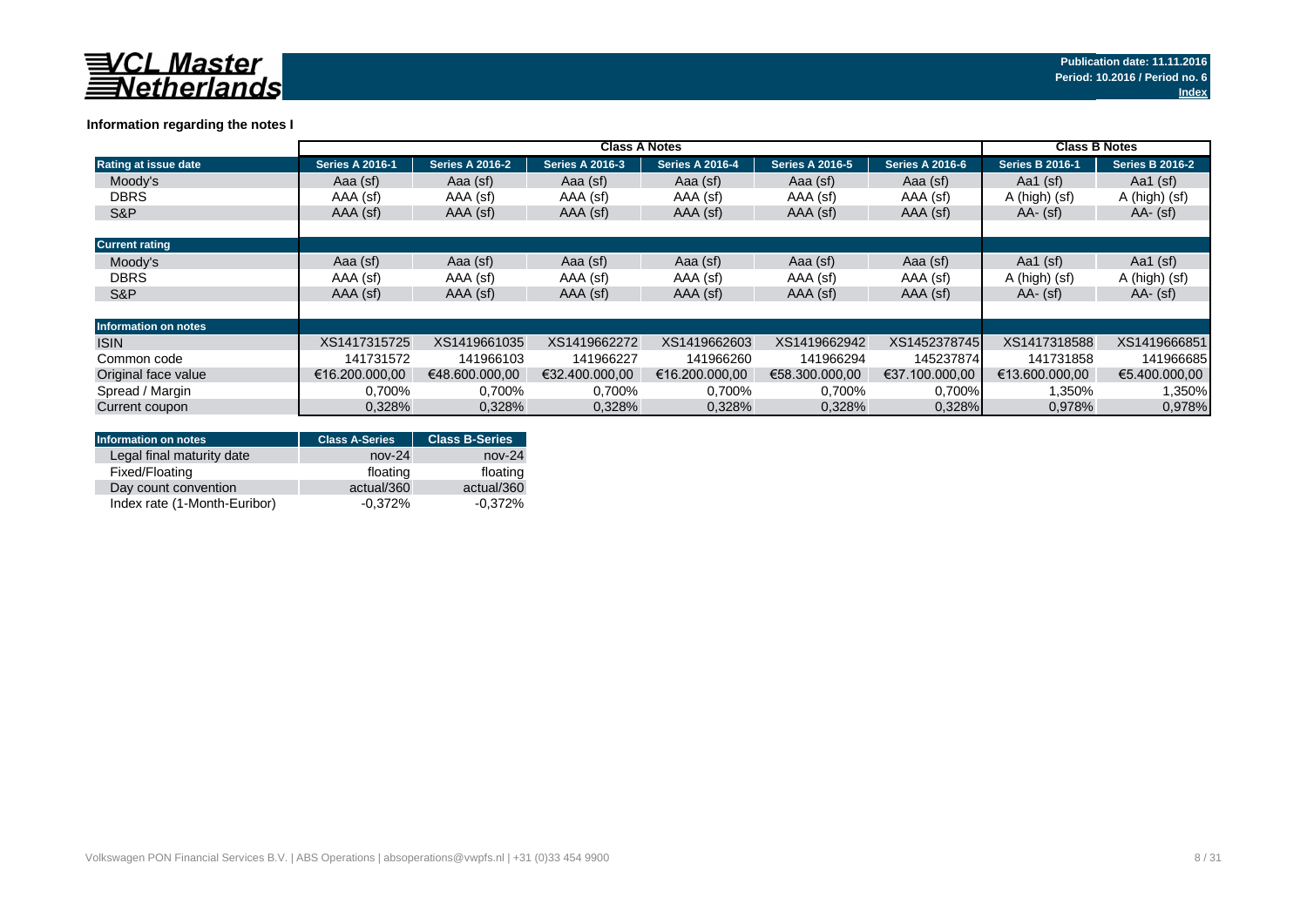**Publication date: 11.11.2016**
**Period: 10.2016 / Period no. 6**
**Index**

### Information regarding the notes I

| | Class A Notes | | | | | | Class B Notes | |
|---|---|---|---|---|---|---|---|---|
| **Rating at issue date** | **Series A 2016-1** | **Series A 2016-2** | **Series A 2016-3** | **Series A 2016-4** | **Series A 2016-5** | **Series A 2016-6** | **Series B 2016-1** | **Series B 2016-2** |
| Moody's | Aaa (sf) | Aaa (sf) | Aaa (sf) | Aaa (sf) | Aaa (sf) | Aaa (sf) | Aa1 (sf) | Aa1 (sf) |
| DBRS | AAA (sf) | AAA (sf) | AAA (sf) | AAA (sf) | AAA (sf) | AAA (sf) | A (high) (sf) | A (high) (sf) |
| S&P | AAA (sf) | AAA (sf) | AAA (sf) | AAA (sf) | AAA (sf) | AAA (sf) | AA- (sf) | AA- (sf) |
| **Current rating** | | | | | | | | |
| Moody's | Aaa (sf) | Aaa (sf) | Aaa (sf) | Aaa (sf) | Aaa (sf) | Aaa (sf) | Aa1 (sf) | Aa1 (sf) |
| DBRS | AAA (sf) | AAA (sf) | AAA (sf) | AAA (sf) | AAA (sf) | AAA (sf) | A (high) (sf) | A (high) (sf) |
| S&P | AAA (sf) | AAA (sf) | AAA (sf) | AAA (sf) | AAA (sf) | AAA (sf) | AA- (sf) | AA- (sf) |
| **Information on notes** | | | | | | | | |
| ISIN | XS1417315725 | XS1419661035 | XS1419662272 | XS1419662603 | XS1419662942 | XS1452378745 | XS1417318588 | XS1419666851 |
| Common code | 141731572 | 141966103 | 141966227 | 141966260 | 141966294 | 145237874 | 141731858 | 141966685 |
| Original face value | €16.200.000,00 | €48.600.000,00 | €32.400.000,00 | €16.200.000,00 | €58.300.000,00 | €37.100.000,00 | €13.600.000,00 | €5.400.000,00 |
| Spread / Margin | 0,700% | 0,700% | 0,700% | 0,700% | 0,700% | 0,700% | 1,350% | 1,350% |
| Current coupon | 0,328% | 0,328% | 0,328% | 0,328% | 0,328% | 0,328% | 0,978% | 0,978% |

| Information on notes | Class A-Series | Class B-Series |
|---|---|---|
| Legal final maturity date | nov-24 | nov-24 |
| Fixed/Floating | floating | floating |
| Day count convention | actual/360 | actual/360 |
| Index rate (1-Month-Euribor) | -0,372% | -0,372% |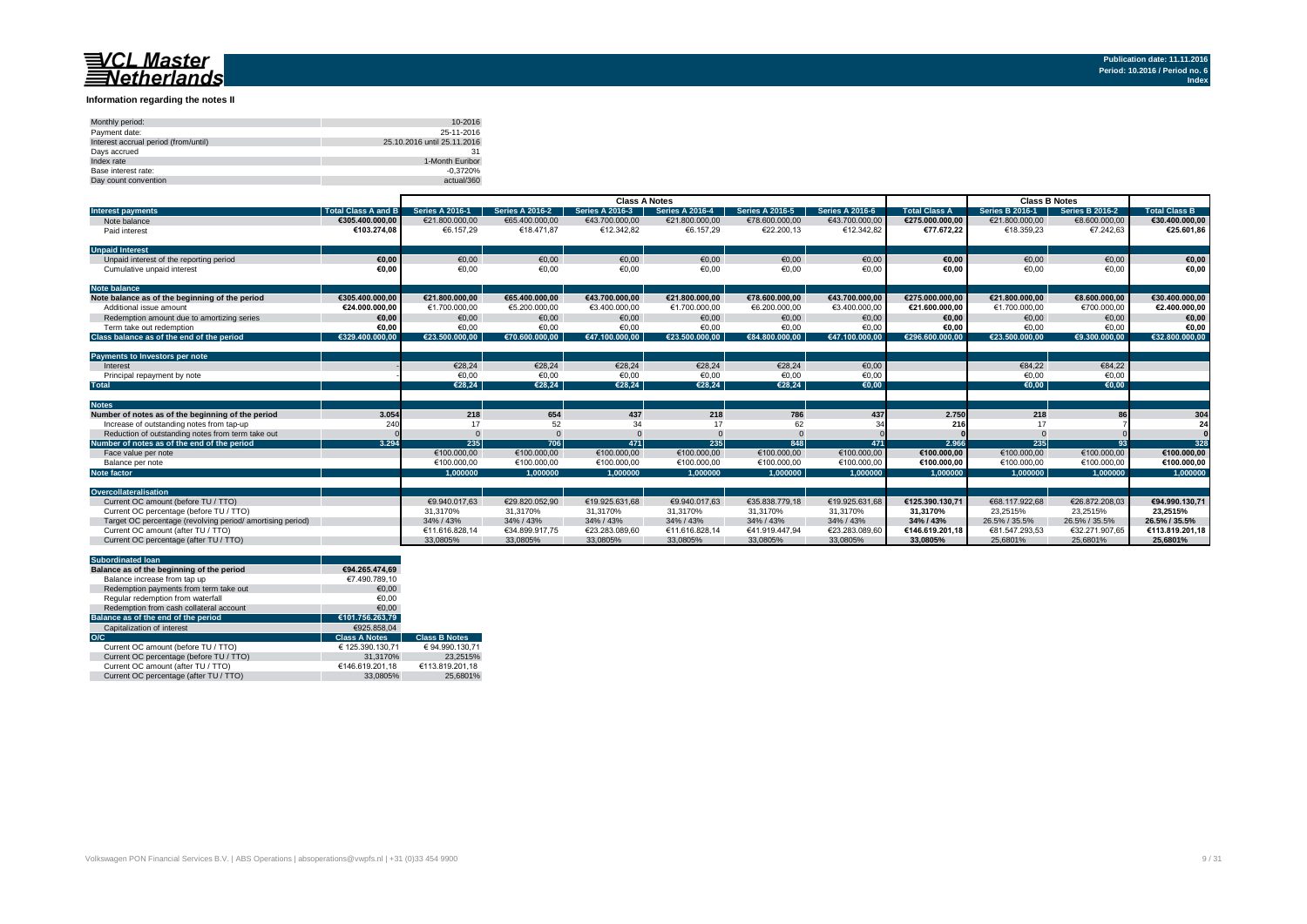**VCL Master Netherlands**

Publication date: 11.11.2016
Period: 10.2016 / Period no. 6
Index

### Information regarding the notes II

| | |
|---|---|
| Monthly period: | 10-2016 |
| Payment date: | 25-11-2016 |
| Interest accrual period (from/until) | 25.10.2016 until 25.11.2016 |
| Days accrued | 31 |
| Index rate | 1-Month Euribor |
| Base interest rate: | -0,3720% |
| Day count convention | actual/360 |

| | | Class A Notes | | | | | | | Class B Notes | | |
|---|---|---|---|---|---|---|---|---|---|---|---|
| **Interest payments** | **Total Class A and B** | **Series A 2016-1** | **Series A 2016-2** | **Series A 2016-3** | **Series A 2016-4** | **Series A 2016-5** | **Series A 2016-6** | **Total Class A** | **Series B 2016-1** | **Series B 2016-2** | **Total Class B** |
| Note balance | €305.400.000,00 | €21.800.000,00 | €65.400.000,00 | €43.700.000,00 | €21.800.000,00 | €78.600.000,00 | €43.700.000,00 | €275.000.000,00 | €21.800.000,00 | €8.600.000,00 | €30.400.000,00 |
| Paid interest | €103.274,08 | €6.157,29 | €18.471,87 | €12.342,82 | €6.157,29 | €22.200,13 | €12.342,82 | €77.672,22 | €18.359,23 | €7.242,63 | €25.601,86 |
| **Unpaid Interest** | | | | | | | | | | | |
| Unpaid interest of the reporting period | €0,00 | €0,00 | €0,00 | €0,00 | €0,00 | €0,00 | €0,00 | €0,00 | €0,00 | €0,00 | €0,00 |
| Cumulative unpaid interest | €0,00 | €0,00 | €0,00 | €0,00 | €0,00 | €0,00 | €0,00 | €0,00 | €0,00 | €0,00 | €0,00 |
| **Note balance** | | | | | | | | | | | |
| **Note balance as of the beginning of the period** | €305.400.000,00 | €21.800.000,00 | €65.400.000,00 | €43.700.000,00 | €21.800.000,00 | €78.600.000,00 | €43.700.000,00 | €275.000.000,00 | €21.800.000,00 | €8.600.000,00 | €30.400.000,00 |
| Additional issue amount | €24.000.000,00 | €1.700.000,00 | €5.200.000,00 | €3.400.000,00 | €1.700.000,00 | €6.200.000,00 | €3.400.000,00 | €21.600.000,00 | €1.700.000,00 | €700.000,00 | €2.400.000,00 |
| Redemption amount due to amortizing series | €0,00 | €0,00 | €0,00 | €0,00 | €0,00 | €0,00 | €0,00 | €0,00 | €0,00 | €0,00 | €0,00 |
| Term take out redemption | €0,00 | €0,00 | €0,00 | €0,00 | €0,00 | €0,00 | €0,00 | €0,00 | €0,00 | €0,00 | €0,00 |
| **Class balance as of the end of the period** | €329.400.000,00 | €23.500.000,00 | €70.600.000,00 | €47.100.000,00 | €23.500.000,00 | €84.800.000,00 | €47.100.000,00 | €296.600.000,00 | €23.500.000,00 | €9.300.000,00 | €32.800.000,00 |
| **Payments to Investors per note** | | | | | | | | | | | |
| Interest | - | €28,24 | €28,24 | €28,24 | €28,24 | €28,24 | €0,00 | | €84,22 | €84,22 | |
| Principal repayment by note | - | €0,00 | €0,00 | €0,00 | €0,00 | €0,00 | €0,00 | | €0,00 | €0,00 | |
| **Total** | | €28,24 | €28,24 | €28,24 | €28,24 | €28,24 | €0,00 | | €0,00 | €0,00 | |
| **Notes** | | | | | | | | | | | |
| **Number of notes as of the beginning of the period** | 3.054 | 218 | 654 | 437 | 218 | 786 | 437 | 2.750 | 218 | 86 | 304 |
| Increase of outstanding notes from tap-up | 240 | 17 | 52 | 34 | 17 | 62 | 34 | 216 | 17 | 7 | 24 |
| Reduction of outstanding notes from term take out | 0 | 0 | 0 | 0 | 0 | 0 | 0 | 0 | 0 | 0 | 0 |
| **Number of notes as of the end of the period** | 3.294 | 235 | 706 | 471 | 235 | 848 | 471 | 2.966 | 235 | 93 | 328 |
| Face value per note | | €100.000,00 | €100.000,00 | €100.000,00 | €100.000,00 | €100.000,00 | €100.000,00 | €100.000,00 | €100.000,00 | €100.000,00 | €100.000,00 |
| Balance per note | | €100.000,00 | €100.000,00 | €100.000,00 | €100.000,00 | €100.000,00 | €100.000,00 | €100.000,00 | €100.000,00 | €100.000,00 | €100.000,00 |
| **Note factor** | | 1,000000 | 1,000000 | 1,000000 | 1,000000 | 1,000000 | 1,000000 | 1,000000 | 1,000000 | 1,000000 | 1,000000 |
| **Overcollateralisation** | | | | | | | | | | | |
| Current OC amount (before TU / TTO) | | €9.940.017,63 | €29.820.052,90 | €19.925.631,68 | €9.940.017,63 | €35.838.779,18 | €19.925.631,68 | €125.390.130,71 | €68.117.922,68 | €26.872.208,03 | €94.990.130,71 |
| Current OC percentage (before TU / TTO) | | 31,3170% | 31,3170% | 31,3170% | 31,3170% | 31,3170% | 31,3170% | 31,3170% | 23,2515% | 23,2515% | 23,2515% |
| Target OC percentage (revolving period/ amortising period) | | 34% / 43% | 34% / 43% | 34% / 43% | 34% / 43% | 34% / 43% | 34% / 43% | 34% / 43% | 26.5% / 35.5% | 26.5% / 35.5% | 26.5% / 35.5% |
| Current OC amount (after TU / TTO) | | €11.616.828,14 | €34.899.917,75 | €23.283.089,60 | €11.616.828,14 | €41.919.447,94 | €23.283.089,60 | €146.619.201,18 | €81.547.293,53 | €32.271.907,65 | €113.819.201,18 |
| Current OC percentage (after TU / TTO) | | 33,0805% | 33,0805% | 33,0805% | 33,0805% | 33,0805% | 33,0805% | 33,0805% | 25,6801% | 25,6801% | 25,6801% |

| **Subordinated loan** | | |
|---|---|---|
| **Balance as of the beginning of the period** | €94.265.474,69 | |
| Balance increase from tap up | €7.490.789,10 | |
| Redemption payments from term take out | €0,00 | |
| Regular redemption from waterfall | €0,00 | |
| Redemption from cash collateral account | €0,00 | |
| **Balance as of the end of the period** | €101.756.263,79 | |
| Capitalization of interest | €925.858,04 | |
| **O/C** | **Class A Notes** | **Class B Notes** |
| Current OC amount (before TU / TTO) | € 125.390.130,71 | € 94.990.130,71 |
| Current OC percentage (before TU / TTO) | 31,3170% | 23,2515% |
| Current OC amount (after TU / TTO) | €146.619.201,18 | €113.819.201,18 |
| Current OC percentage (after TU / TTO) | 33,0805% | 25,6801% |

Volkswagen PON Financial Services B.V. | ABS Operations | absoperations@vwpfs.nl | +31 (0)33 454 9900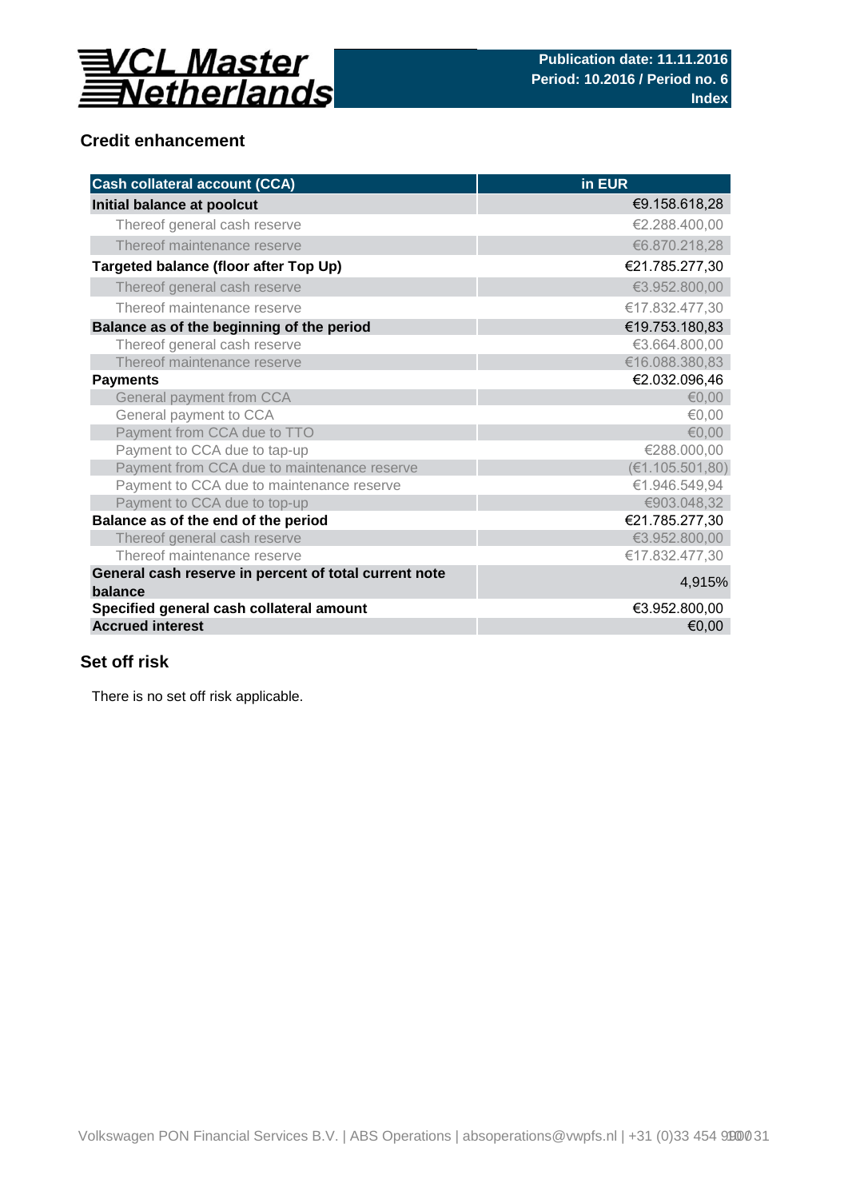VCL Master Netherlands

Publication date: 11.11.2016
Period: 10.2016 / Period no. 6
Index

## Credit enhancement

| Cash collateral account (CCA) | in EUR |
|---|---|
| **Initial balance at poolcut** | €9.158.618,28 |
| Thereof general cash reserve | €2.288.400,00 |
| Thereof maintenance reserve | €6.870.218,28 |
| **Targeted balance (floor after Top Up)** | €21.785.277,30 |
| Thereof general cash reserve | €3.952.800,00 |
| Thereof maintenance reserve | €17.832.477,30 |
| **Balance as of the beginning of the period** | €19.753.180,83 |
| Thereof general cash reserve | €3.664.800,00 |
| Thereof maintenance reserve | €16.088.380,83 |
| **Payments** | €2.032.096,46 |
| General payment from CCA | €0,00 |
| General payment to CCA | €0,00 |
| Payment from CCA due to TTO | €0,00 |
| Payment to CCA due to tap-up | €288.000,00 |
| Payment from CCA due to maintenance reserve | (€1.105.501,80) |
| Payment to CCA due to maintenance reserve | €1.946.549,94 |
| Payment to CCA due to top-up | €903.048,32 |
| **Balance as of the end of the period** | €21.785.277,30 |
| Thereof general cash reserve | €3.952.800,00 |
| Thereof maintenance reserve | €17.832.477,30 |
| **General cash reserve in percent of total current note balance** | 4,915% |
| **Specified general cash collateral amount** | €3.952.800,00 |
| **Accrued interest** | €0,00 |

## Set off risk

There is no set off risk applicable.

Volkswagen PON Financial Services B.V. | ABS Operations | absoperations@vwpfs.nl | +31 (0)33 454 9900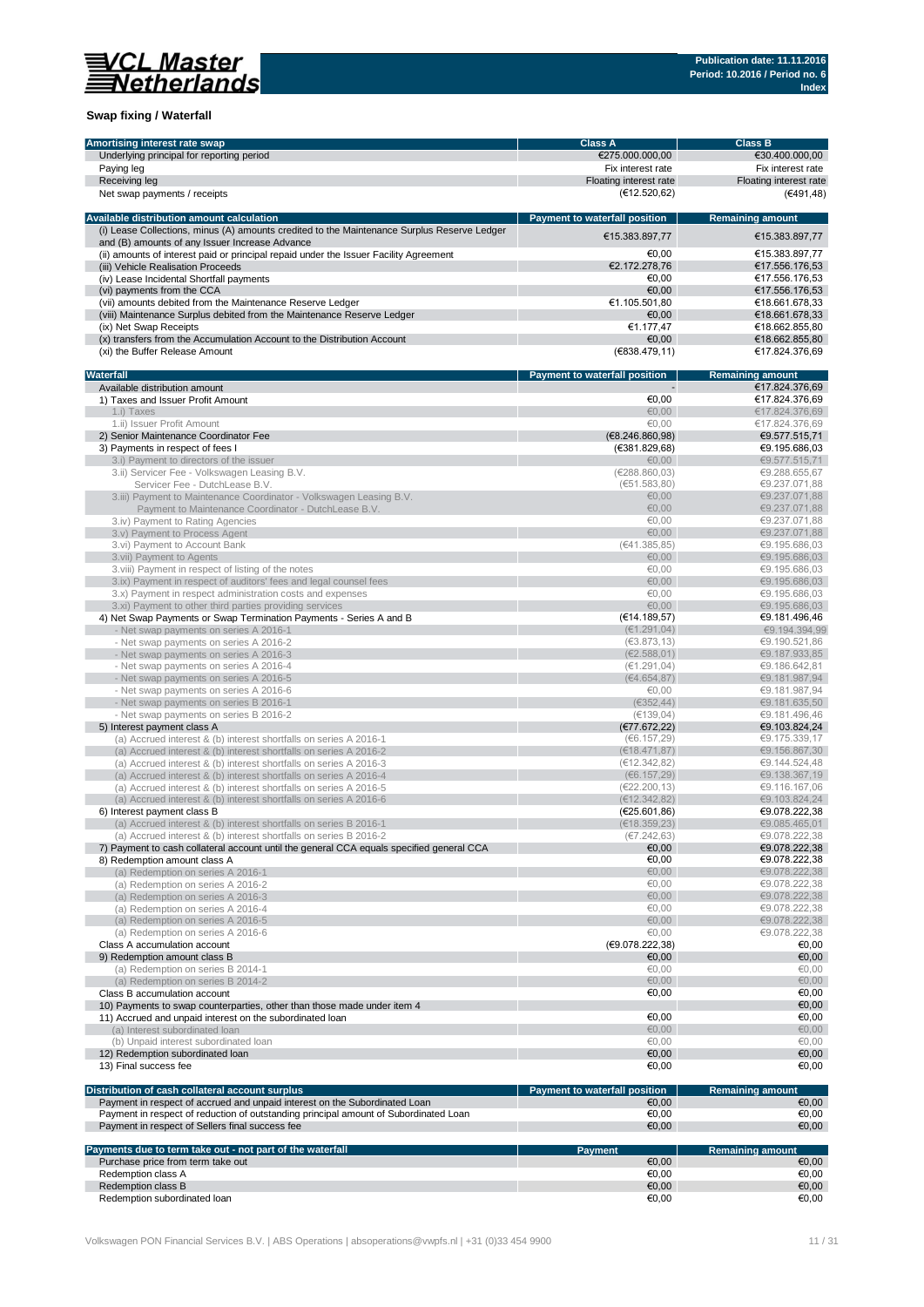## Swap fixing / Waterfall

| Amortising interest rate swap | Class A | Class B |
| --- | --- | --- |
| Underlying principal for reporting period | €275.000.000,00 | €30.400.000,00 |
| Paying leg | Fix interest rate | Fix interest rate |
| Receiving leg | Floating interest rate | Floating interest rate |
| Net swap payments / receipts | (€12.520,62) | (€491,48) |

| Available distribution amount calculation | Payment to waterfall position | Remaining amount |
| --- | --- | --- |
| (i) Lease Collections, minus (A) amounts credited to the Maintenance Surplus Reserve Ledger and (B) amounts of any Issuer Increase Advance | €15.383.897,77 | €15.383.897,77 |
| (ii) amounts of interest paid or principal repaid under the Issuer Facility Agreement | €0,00 | €15.383.897,77 |
| (iii) Vehicle Realisation Proceeds | €2.172.278,76 | €17.556.176,53 |
| (iv) Lease Incidental Shortfall payments | €0,00 | €17.556.176,53 |
| (vi) payments from the CCA | €0,00 | €17.556.176,53 |
| (vii) amounts debited from the Maintenance Reserve Ledger | €1.105.501,80 | €18.661.678,33 |
| (viii) Maintenance Surplus debited from the Maintenance Reserve Ledger | €0,00 | €18.661.678,33 |
| (ix) Net Swap Receipts | €1.177,47 | €18.662.855,80 |
| (x) transfers from the Accumulation Account to the Distribution Account | €0,00 | €18.662.855,80 |
| (xi) the Buffer Release Amount | (€838.479,11) | €17.824.376,69 |

| Waterfall | Payment to waterfall position | Remaining amount |
| --- | --- | --- |
| Available distribution amount | - | €17.824.376,69 |
| 1) Taxes and Issuer Profit Amount | €0,00 | €17.824.376,69 |
| 1.i) Taxes | €0,00 | €17.824.376,69 |
| 1.ii) Issuer Profit Amount | €0,00 | €17.824.376,69 |
| 2) Senior Maintenance Coordinator Fee | (€8.246.860,98) | €9.577.515,71 |
| 3) Payments in respect of fees I | (€381.829,68) | €9.195.686,03 |
| 3.i) Payment to directors of the issuer | €0,00 | €9.577.515,71 |
| 3.ii) Servicer Fee - Volkswagen Leasing B.V. | (€288.860,03) | €9.288.655,67 |
| Servicer Fee - DutchLease B.V. | (€51.583,80) | €9.237.071,88 |
| 3.iii) Payment to Maintenance Coordinator - Volkswagen Leasing B.V. | €0,00 | €9.237.071,88 |
| Payment to Maintenance Coordinator - DutchLease B.V. | €0,00 | €9.237.071,88 |
| 3.iv) Payment to Rating Agencies | €0,00 | €9.237.071,88 |
| 3.v) Payment to Process Agent | €0,00 | €9.237.071,88 |
| 3.vi) Payment to Account Bank | (€41.385,85) | €9.195.686,03 |
| 3.vii) Payment to Agents | €0,00 | €9.195.686,03 |
| 3.viii) Payment in respect of listing of the notes | €0,00 | €9.195.686,03 |
| 3.ix) Payment in respect of auditors' fees and legal counsel fees | €0,00 | €9.195.686,03 |
| 3.x) Payment in respect administration costs and expenses | €0,00 | €9.195.686,03 |
| 3.xi) Payment to other third parties providing services | €0,00 | €9.195.686,03 |
| 4) Net Swap Payments or Swap Termination Payments - Series A and B | (€14.189,57) | €9.181.496,46 |
| - Net swap payments on series A 2016-1 | (€1.291,04) | €9.194.394,99 |
| - Net swap payments on series A 2016-2 | (€3.873,13) | €9.190.521,86 |
| - Net swap payments on series A 2016-3 | (€2.588,01) | €9.187.933,85 |
| - Net swap payments on series A 2016-4 | (€1.291,04) | €9.186.642,81 |
| - Net swap payments on series A 2016-5 | (€4.654,87) | €9.181.987,94 |
| - Net swap payments on series A 2016-6 | €0,00 | €9.181.987,94 |
| - Net swap payments on series B 2016-1 | (€352,44) | €9.181.635,50 |
| - Net swap payments on series B 2016-2 | (€139,04) | €9.181.496,46 |
| 5) Interest payment class A | (€77.672,22) | €9.103.824,24 |
| (a) Accrued interest & (b) interest shortfalls on series A 2016-1 | (€6.157,29) | €9.175.339,17 |
| (a) Accrued interest & (b) interest shortfalls on series A 2016-2 | (€18.471,87) | €9.156.867,30 |
| (a) Accrued interest & (b) interest shortfalls on series A 2016-3 | (€12.342,82) | €9.144.524,48 |
| (a) Accrued interest & (b) interest shortfalls on series A 2016-4 | (€6.157,29) | €9.138.367,19 |
| (a) Accrued interest & (b) interest shortfalls on series A 2016-5 | (€22.200,13) | €9.116.167,06 |
| (a) Accrued interest & (b) interest shortfalls on series A 2016-6 | (€12.342,82) | €9.103.824,24 |
| 6) Interest payment class B | (€25.601,86) | €9.078.222,38 |
| (a) Accrued interest & (b) interest shortfalls on series B 2016-1 | (€18.359,23) | €9.085.465,01 |
| (a) Accrued interest & (b) interest shortfalls on series B 2016-2 | (€7.242,63) | €9.078.222,38 |
| 7) Payment to cash collateral account until the general CCA equals specified general CCA | €0,00 | €9.078.222,38 |
| 8) Redemption amount class A | €0,00 | €9.078.222,38 |
| (a) Redemption on series A 2016-1 | €0,00 | €9.078.222,38 |
| (a) Redemption on series A 2016-2 | €0,00 | €9.078.222,38 |
| (a) Redemption on series A 2016-3 | €0,00 | €9.078.222,38 |
| (a) Redemption on series A 2016-4 | €0,00 | €9.078.222,38 |
| (a) Redemption on series A 2016-5 | €0,00 | €9.078.222,38 |
| (a) Redemption on series A 2016-6 | €0,00 | €9.078.222,38 |
| Class A accumulation account | (€9.078.222,38) | €0,00 |
| 9) Redemption amount class B | €0,00 | €0,00 |
| (a) Redemption on series B 2014-1 | €0,00 | €0,00 |
| (a) Redemption on series B 2014-2 | €0,00 | €0,00 |
| Class B accumulation account | €0,00 | €0,00 |
| 10) Payments to swap counterparties, other than those made under item 4 | | €0,00 |
| 11) Accrued and unpaid interest on the subordinated loan | €0,00 | €0,00 |
| (a) Interest subordinated loan | €0,00 | €0,00 |
| (b) Unpaid interest subordinated loan | €0,00 | €0,00 |
| 12) Redemption subordinated loan | €0,00 | €0,00 |
| 13) Final success fee | €0,00 | €0,00 |

| Distribution of cash collateral account surplus | Payment to waterfall position | Remaining amount |
| --- | --- | --- |
| Payment in respect of accrued and unpaid interest on the Subordinated Loan | €0,00 | €0,00 |
| Payment in respect of reduction of outstanding principal amount of Subordinated Loan | €0,00 | €0,00 |
| Payment in respect of Sellers final success fee | €0,00 | €0,00 |

| Payments due to term take out - not part of the waterfall | Payment | Remaining amount |
| --- | --- | --- |
| Purchase price from term take out | €0,00 | €0,00 |
| Redemption class A | €0,00 | €0,00 |
| Redemption class B | €0,00 | €0,00 |
| Redemption subordinated loan | €0,00 | €0,00 |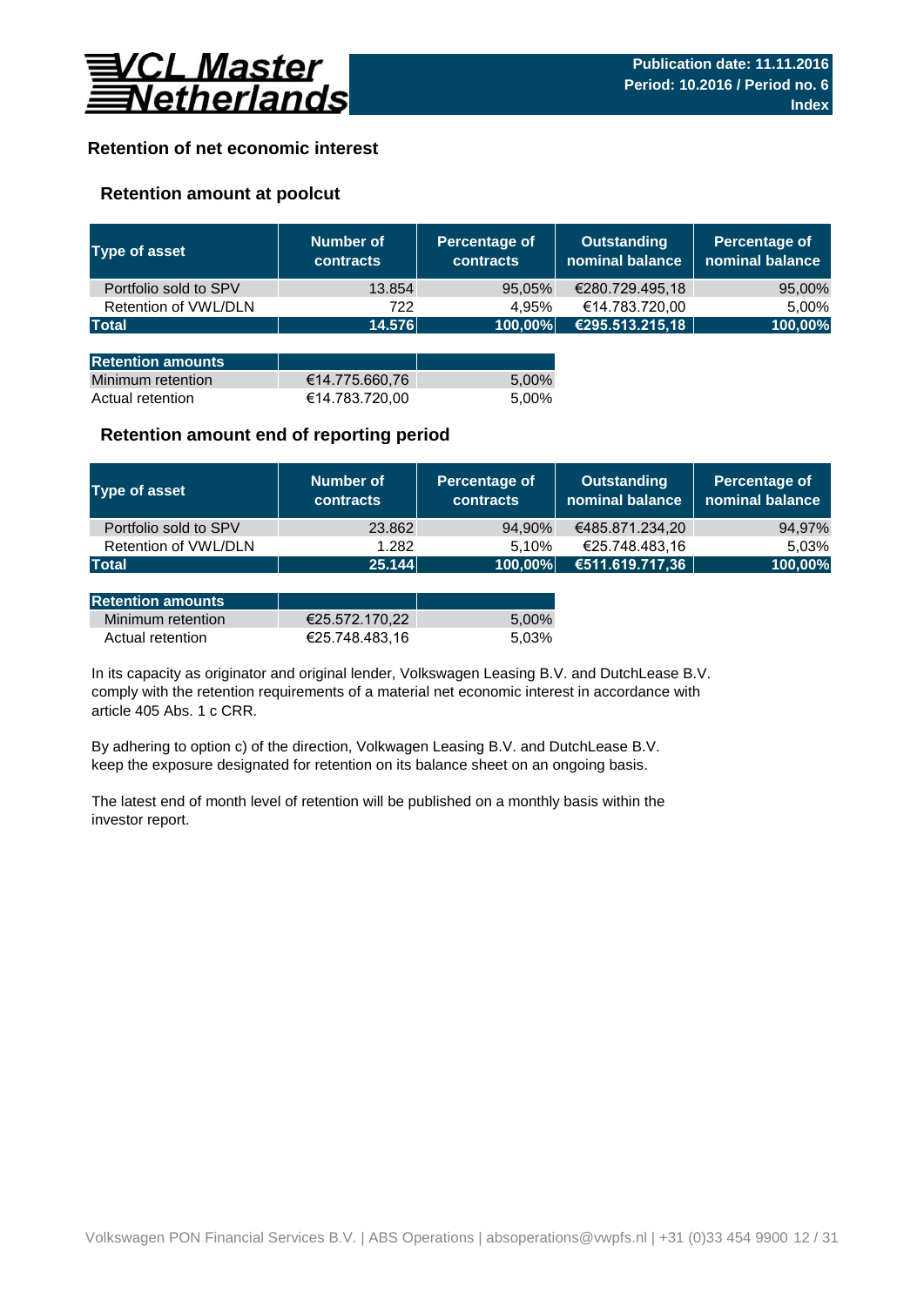## Retention of net economic interest

### Retention amount at poolcut

| Type of asset | Number of contracts | Percentage of contracts | Outstanding nominal balance | Percentage of nominal balance |
|---|---|---|---|---|
| Portfolio sold to SPV | 13.854 | 95,05% | €280.729.495,18 | 95,00% |
| Retention of VWL/DLN | 722 | 4,95% | €14.783.720,00 | 5,00% |
| **Total** | **14.576** | **100,00%** | **€295.513.215,18** | **100,00%** |

| Retention amounts | | |
|---|---|---|
| Minimum retention | €14.775.660,76 | 5,00% |
| Actual retention | €14.783.720,00 | 5,00% |

### Retention amount end of reporting period

| Type of asset | Number of contracts | Percentage of contracts | Outstanding nominal balance | Percentage of nominal balance |
|---|---|---|---|---|
| Portfolio sold to SPV | 23.862 | 94,90% | €485.871.234,20 | 94,97% |
| Retention of VWL/DLN | 1.282 | 5,10% | €25.748.483,16 | 5,03% |
| **Total** | **25.144** | **100,00%** | **€511.619.717,36** | **100,00%** |

| Retention amounts | | |
|---|---|---|
| Minimum retention | €25.572.170,22 | 5,00% |
| Actual retention | €25.748.483,16 | 5,03% |

In its capacity as originator and original lender, Volkswagen Leasing B.V. and DutchLease B.V. comply with the retention requirements of a material net economic interest in accordance with article 405 Abs. 1 c CRR.

By adhering to option c) of the direction, Volkswagen Leasing B.V. and DutchLease B.V. keep the exposure designated for retention on its balance sheet on an ongoing basis.

The latest end of month level of retention will be published on a monthly basis within the investor report.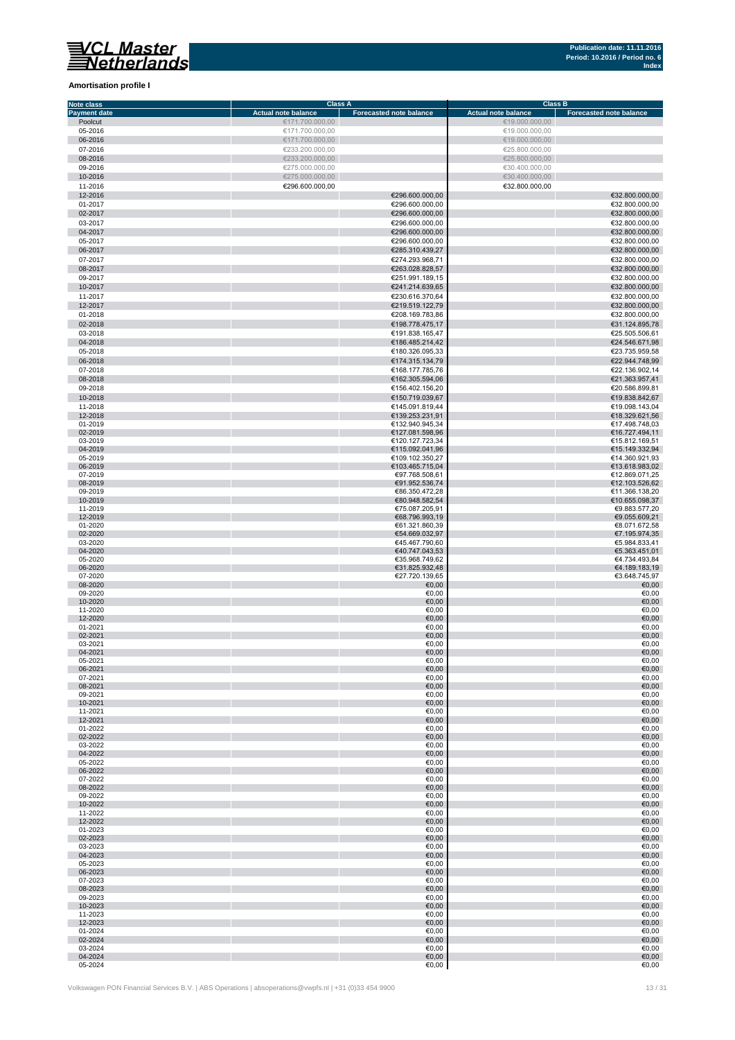## Amortisation profile I

| Note class | Class A | | Class B | |
|---|---|---|---|---|
| Payment date | Actual note balance | Forecasted note balance | Actual note balance | Forecasted note balance |
| Poolcut | €171.700.000,00 | | €19.000.000,00 | |
| 05-2016 | €171.700.000,00 | | €19.000.000,00 | |
| 06-2016 | €171.700.000,00 | | €19.000.000,00 | |
| 07-2016 | €233.200.000,00 | | €25.800.000,00 | |
| 08-2016 | €233.200.000,00 | | €25.800.000,00 | |
| 09-2016 | €275.000.000,00 | | €30.400.000,00 | |
| 10-2016 | €275.000.000,00 | | €30.400.000,00 | |
| 11-2016 | €296.600.000,00 | | €32.800.000,00 | |
| 12-2016 | | €296.600.000,00 | | €32.800.000,00 |
| 01-2017 | | €296.600.000,00 | | €32.800.000,00 |
| 02-2017 | | €296.600.000,00 | | €32.800.000,00 |
| 03-2017 | | €296.600.000,00 | | €32.800.000,00 |
| 04-2017 | | €296.600.000,00 | | €32.800.000,00 |
| 05-2017 | | €296.600.000,00 | | €32.800.000,00 |
| 06-2017 | | €285.310.439,27 | | €32.800.000,00 |
| 07-2017 | | €274.293.968,71 | | €32.800.000,00 |
| 08-2017 | | €263.028.828,57 | | €32.800.000,00 |
| 09-2017 | | €251.991.189,15 | | €32.800.000,00 |
| 10-2017 | | €241.214.639,65 | | €32.800.000,00 |
| 11-2017 | | €230.616.370,64 | | €32.800.000,00 |
| 12-2017 | | €219.519.122,79 | | €32.800.000,00 |
| 01-2018 | | €208.169.783,86 | | €32.800.000,00 |
| 02-2018 | | €198.778.475,17 | | €31.124.895,78 |
| 03-2018 | | €191.838.165,47 | | €25.505.506,61 |
| 04-2018 | | €186.485.214,42 | | €24.546.671,98 |
| 05-2018 | | €180.326.095,33 | | €23.735.959,58 |
| 06-2018 | | €174.315.134,79 | | €22.944.748,99 |
| 07-2018 | | €168.177.785,76 | | €22.136.902,14 |
| 08-2018 | | €162.305.594,06 | | €21.363.957,41 |
| 09-2018 | | €156.402.156,20 | | €20.586.899,81 |
| 10-2018 | | €150.719.039,67 | | €19.838.842,67 |
| 11-2018 | | €145.091.819,44 | | €19.098.143,04 |
| 12-2018 | | €139.253.231,91 | | €18.329.621,56 |
| 01-2019 | | €132.940.945,34 | | €17.498.748,03 |
| 02-2019 | | €127.081.598,96 | | €16.727.494,11 |
| 03-2019 | | €120.127.723,34 | | €15.812.169,51 |
| 04-2019 | | €115.092.041,96 | | €15.149.332,94 |
| 05-2019 | | €109.102.350,27 | | €14.360.921,93 |
| 06-2019 | | €103.465.715,04 | | €13.618.983,02 |
| 07-2019 | | €97.768.508,61 | | €12.869.071,25 |
| 08-2019 | | €91.952.536,74 | | €12.103.526,62 |
| 09-2019 | | €86.350.472,28 | | €11.366.138,20 |
| 10-2019 | | €80.948.582,54 | | €10.655.098,37 |
| 11-2019 | | €75.087.205,91 | | €9.883.577,20 |
| 12-2019 | | €68.796.993,19 | | €9.055.609,21 |
| 01-2020 | | €61.321.860,39 | | €8.071.672,58 |
| 02-2020 | | €54.669.032,97 | | €7.195.974,35 |
| 03-2020 | | €45.467.790,60 | | €5.984.833,41 |
| 04-2020 | | €40.747.043,53 | | €5.363.451,01 |
| 05-2020 | | €35.968.749,62 | | €4.734.493,84 |
| 06-2020 | | €31.825.932,48 | | €4.189.183,19 |
| 07-2020 | | €27.720.139,65 | | €3.648.745,97 |
| 08-2020 | | €0,00 | | €0,00 |
| 09-2020 | | €0,00 | | €0,00 |
| 10-2020 | | €0,00 | | €0,00 |
| 11-2020 | | €0,00 | | €0,00 |
| 12-2020 | | €0,00 | | €0,00 |
| 01-2021 | | €0,00 | | €0,00 |
| 02-2021 | | €0,00 | | €0,00 |
| 03-2021 | | €0,00 | | €0,00 |
| 04-2021 | | €0,00 | | €0,00 |
| 05-2021 | | €0,00 | | €0,00 |
| 06-2021 | | €0,00 | | €0,00 |
| 07-2021 | | €0,00 | | €0,00 |
| 08-2021 | | €0,00 | | €0,00 |
| 09-2021 | | €0,00 | | €0,00 |
| 10-2021 | | €0,00 | | €0,00 |
| 11-2021 | | €0,00 | | €0,00 |
| 12-2021 | | €0,00 | | €0,00 |
| 01-2022 | | €0,00 | | €0,00 |
| 02-2022 | | €0,00 | | €0,00 |
| 03-2022 | | €0,00 | | €0,00 |
| 04-2022 | | €0,00 | | €0,00 |
| 05-2022 | | €0,00 | | €0,00 |
| 06-2022 | | €0,00 | | €0,00 |
| 07-2022 | | €0,00 | | €0,00 |
| 08-2022 | | €0,00 | | €0,00 |
| 09-2022 | | €0,00 | | €0,00 |
| 10-2022 | | €0,00 | | €0,00 |
| 11-2022 | | €0,00 | | €0,00 |
| 12-2022 | | €0,00 | | €0,00 |
| 01-2023 | | €0,00 | | €0,00 |
| 02-2023 | | €0,00 | | €0,00 |
| 03-2023 | | €0,00 | | €0,00 |
| 04-2023 | | €0,00 | | €0,00 |
| 05-2023 | | €0,00 | | €0,00 |
| 06-2023 | | €0,00 | | €0,00 |
| 07-2023 | | €0,00 | | €0,00 |
| 08-2023 | | €0,00 | | €0,00 |
| 09-2023 | | €0,00 | | €0,00 |
| 10-2023 | | €0,00 | | €0,00 |
| 11-2023 | | €0,00 | | €0,00 |
| 12-2023 | | €0,00 | | €0,00 |
| 01-2024 | | €0,00 | | €0,00 |
| 02-2024 | | €0,00 | | €0,00 |
| 03-2024 | | €0,00 | | €0,00 |
| 04-2024 | | €0,00 | | €0,00 |
| 05-2024 | | €0,00 | | €0,00 |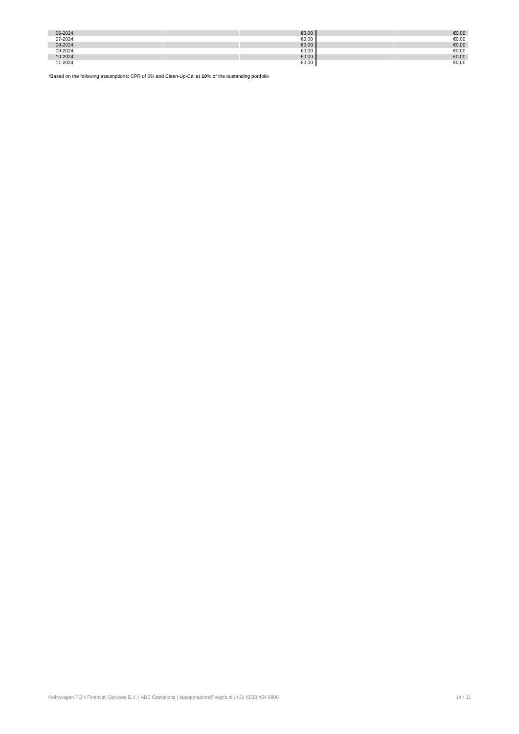| | | | | |
|---|---|---|---|---|
| 06-2024 | | €0,00 | | €0,00 |
| 07-2024 | | €0,00 | | €0,00 |
| 08-2024 | | €0,00 | | €0,00 |
| 09-2024 | | €0,00 | | €0,00 |
| 10-2024 | | €0,00 | | €0,00 |
| 11-2024 | | €0,00 | | €0,00 |

*Based on the following assumptions: CPR of 5% and Clean-Up-Cal at **10**% of the oustanding portfolio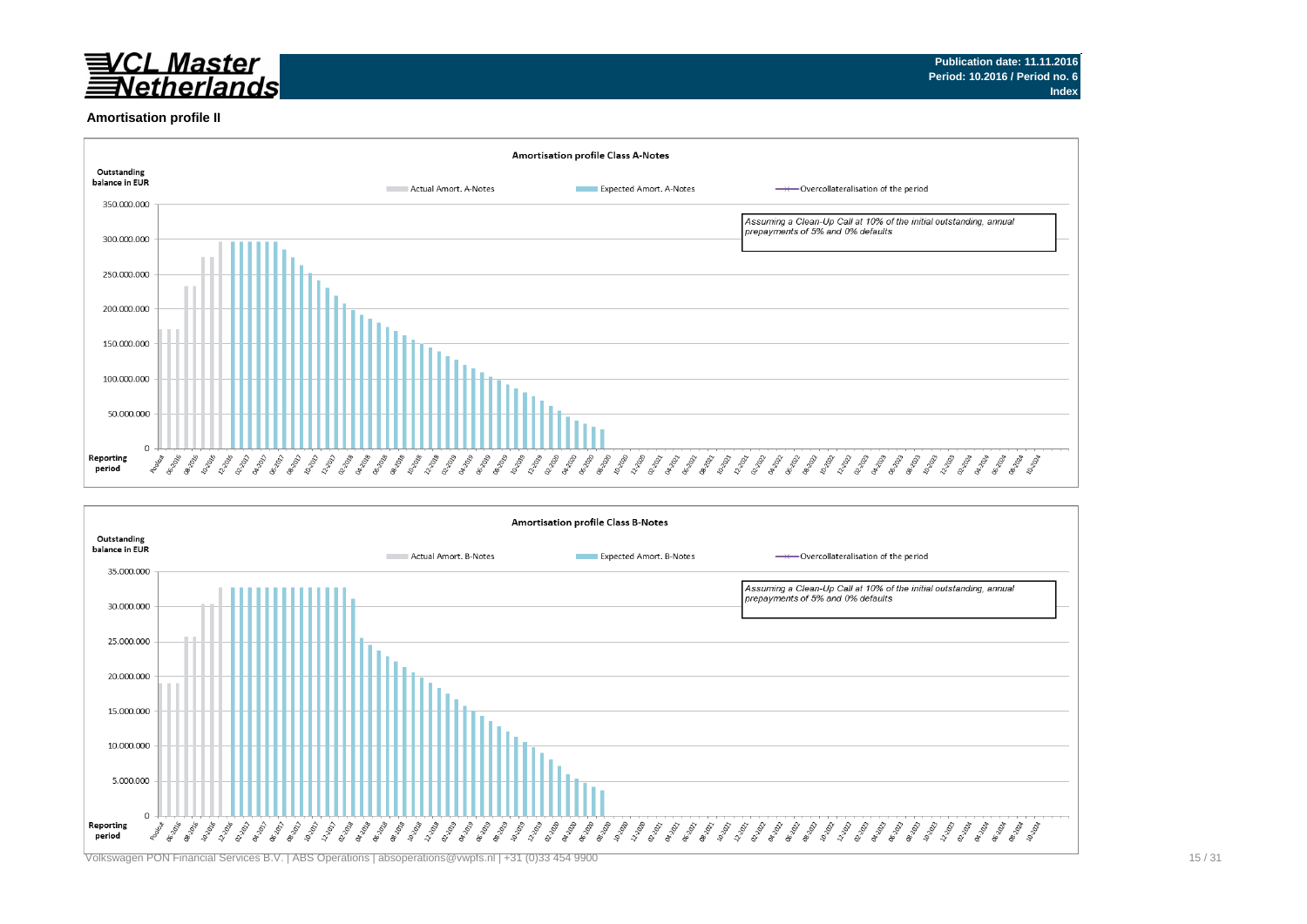# Amortisation profile II

Publication date: 11.11.2016
Period: 10.2016 / Period no. 6
Index

**Amortisation profile Class A-Notes**

Outstanding balance in EUR

Actual Amort. A-Notes

Expected Amort. A-Notes

Overcollateralisation of the period

350.000.000
300.000.000
250.000.000
200.000.000
150.000.000
100.000.000
50.000.000
0

*Assuming a Clean-Up Call at 10% of the initial outstanding, annual prepayments of 5% and 0% defaults*

Reporting period

Poolcut, 06-2016, 08-2016, 10-2016, 12-2016, 02-2017, 04-2017, 06-2017, 08-2017, 10-2017, 12-2017, 02-2018, 04-2018, 06-2018, 08-2018, 10-2018, 12-2018, 02-2019, 04-2019, 06-2019, 08-2019, 10-2019, 12-2019, 02-2020, 04-2020, 06-2020, 08-2020, 10-2020, 12-2020, 02-2021, 04-2021, 06-2021, 08-2021, 10-2021, 12-2021, 02-2022, 04-2022, 06-2022, 08-2022, 10-2022, 12-2022, 02-2023, 04-2023, 06-2023, 08-2023, 10-2023, 12-2023, 02-2024, 04-2024, 06-2024, 08-2024, 10-2024

**Amortisation profile Class B-Notes**

Outstanding balance in EUR

Actual Amort. B-Notes

Expected Amort. B-Notes

Overcollateralisation of the period

35.000.000
30.000.000
25.000.000
20.000.000
15.000.000
10.000.000
5.000.000
0

*Assuming a Clean-Up Call at 10% of the initial outstanding, annual prepayments of 5% and 0% defaults*

Reporting period

Poolcut, 06-2016, 08-2016, 10-2016, 12-2016, 02-2017, 04-2017, 06-2017, 08-2017, 10-2017, 12-2017, 02-2018, 04-2018, 06-2018, 08-2018, 10-2018, 12-2018, 02-2019, 04-2019, 06-2019, 08-2019, 10-2019, 12-2019, 02-2020, 04-2020, 06-2020, 08-2020, 10-2020, 12-2020, 02-2021, 04-2021, 06-2021, 08-2021, 10-2021, 12-2021, 02-2022, 04-2022, 06-2022, 08-2022, 10-2022, 12-2022, 02-2023, 04-2023, 06-2023, 08-2023, 10-2023, 12-2023, 02-2024, 04-2024, 06-2024, 08-2024, 10-2024

Volkswagen PON Financial Services B.V. | ABS Operations | absoperations@vwpfs.nl | +31 (0)33 454 9900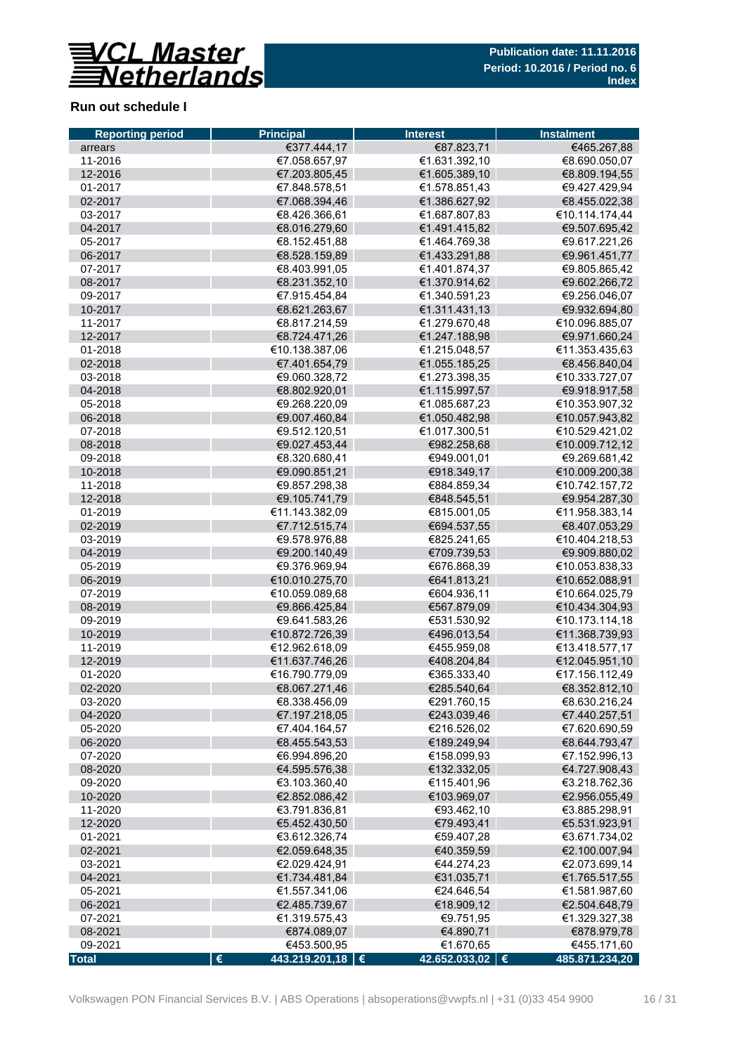Publication date: 11.11.2016
Period: 10.2016 / Period no. 6
Index

## Run out schedule I

| Reporting period | Principal | Interest | Instalment |
|---|---|---|---|
| arrears | €377.444,17 | €87.823,71 | €465.267,88 |
| 11-2016 | €7.058.657,97 | €1.631.392,10 | €8.690.050,07 |
| 12-2016 | €7.203.805,45 | €1.605.389,10 | €8.809.194,55 |
| 01-2017 | €7.848.578,51 | €1.578.851,43 | €9.427.429,94 |
| 02-2017 | €7.068.394,46 | €1.386.627,92 | €8.455.022,38 |
| 03-2017 | €8.426.366,61 | €1.687.807,83 | €10.114.174,44 |
| 04-2017 | €8.016.279,60 | €1.491.415,82 | €9.507.695,42 |
| 05-2017 | €8.152.451,88 | €1.464.769,38 | €9.617.221,26 |
| 06-2017 | €8.528.159,89 | €1.433.291,88 | €9.961.451,77 |
| 07-2017 | €8.403.991,05 | €1.401.874,37 | €9.805.865,42 |
| 08-2017 | €8.231.352,10 | €1.370.914,62 | €9.602.266,72 |
| 09-2017 | €7.915.454,84 | €1.340.591,23 | €9.256.046,07 |
| 10-2017 | €8.621.263,67 | €1.311.431,13 | €9.932.694,80 |
| 11-2017 | €8.817.214,59 | €1.279.670,48 | €10.096.885,07 |
| 12-2017 | €8.724.471,26 | €1.247.188,98 | €9.971.660,24 |
| 01-2018 | €10.138.387,06 | €1.215.048,57 | €11.353.435,63 |
| 02-2018 | €7.401.654,79 | €1.055.185,25 | €8.456.840,04 |
| 03-2018 | €9.060.328,72 | €1.273.398,35 | €10.333.727,07 |
| 04-2018 | €8.802.920,01 | €1.115.997,57 | €9.918.917,58 |
| 05-2018 | €9.268.220,09 | €1.085.687,23 | €10.353.907,32 |
| 06-2018 | €9.007.460,84 | €1.050.482,98 | €10.057.943,82 |
| 07-2018 | €9.512.120,51 | €1.017.300,51 | €10.529.421,02 |
| 08-2018 | €9.027.453,44 | €982.258,68 | €10.009.712,12 |
| 09-2018 | €8.320.680,41 | €949.001,01 | €9.269.681,42 |
| 10-2018 | €9.090.851,21 | €918.349,17 | €10.009.200,38 |
| 11-2018 | €9.857.298,38 | €884.859,34 | €10.742.157,72 |
| 12-2018 | €9.105.741,79 | €848.545,51 | €9.954.287,30 |
| 01-2019 | €11.143.382,09 | €815.001,05 | €11.958.383,14 |
| 02-2019 | €7.712.515,74 | €694.537,55 | €8.407.053,29 |
| 03-2019 | €9.578.976,88 | €825.241,65 | €10.404.218,53 |
| 04-2019 | €9.200.140,49 | €709.739,53 | €9.909.880,02 |
| 05-2019 | €9.376.969,94 | €676.868,39 | €10.053.838,33 |
| 06-2019 | €10.010.275,70 | €641.813,21 | €10.652.088,91 |
| 07-2019 | €10.059.089,68 | €604.936,11 | €10.664.025,79 |
| 08-2019 | €9.866.425,84 | €567.879,09 | €10.434.304,93 |
| 09-2019 | €9.641.583,26 | €531.530,92 | €10.173.114,18 |
| 10-2019 | €10.872.726,39 | €496.013,54 | €11.368.739,93 |
| 11-2019 | €12.962.618,09 | €455.959,08 | €13.418.577,17 |
| 12-2019 | €11.637.746,26 | €408.204,84 | €12.045.951,10 |
| 01-2020 | €16.790.779,09 | €365.333,40 | €17.156.112,49 |
| 02-2020 | €8.067.271,46 | €285.540,64 | €8.352.812,10 |
| 03-2020 | €8.338.456,09 | €291.760,15 | €8.630.216,24 |
| 04-2020 | €7.197.218,05 | €243.039,46 | €7.440.257,51 |
| 05-2020 | €7.404.164,57 | €216.526,02 | €7.620.690,59 |
| 06-2020 | €8.455.543,53 | €189.249,94 | €8.644.793,47 |
| 07-2020 | €6.994.896,20 | €158.099,93 | €7.152.996,13 |
| 08-2020 | €4.595.576,38 | €132.332,05 | €4.727.908,43 |
| 09-2020 | €3.103.360,40 | €115.401,96 | €3.218.762,36 |
| 10-2020 | €2.852.086,42 | €103.969,07 | €2.956.055,49 |
| 11-2020 | €3.791.836,81 | €93.462,10 | €3.885.298,91 |
| 12-2020 | €5.452.430,50 | €79.493,41 | €5.531.923,91 |
| 01-2021 | €3.612.326,74 | €59.407,28 | €3.671.734,02 |
| 02-2021 | €2.059.648,35 | €40.359,59 | €2.100.007,94 |
| 03-2021 | €2.029.424,91 | €44.274,23 | €2.073.699,14 |
| 04-2021 | €1.734.481,84 | €31.035,71 | €1.765.517,55 |
| 05-2021 | €1.557.341,06 | €24.646,54 | €1.581.987,60 |
| 06-2021 | €2.485.739,67 | €18.909,12 | €2.504.648,79 |
| 07-2021 | €1.319.575,43 | €9.751,95 | €1.329.327,38 |
| 08-2021 | €874.089,07 | €4.890,71 | €878.979,78 |
| 09-2021 | €453.500,95 | €1.670,65 | €455.171,60 |
| **Total** | **€ 443.219.201,18** | **€ 42.652.033,02** | **€ 485.871.234,20** |

Volkswagen PON Financial Services B.V. | ABS Operations | absoperations@vwpfs.nl | +31 (0)33 454 9900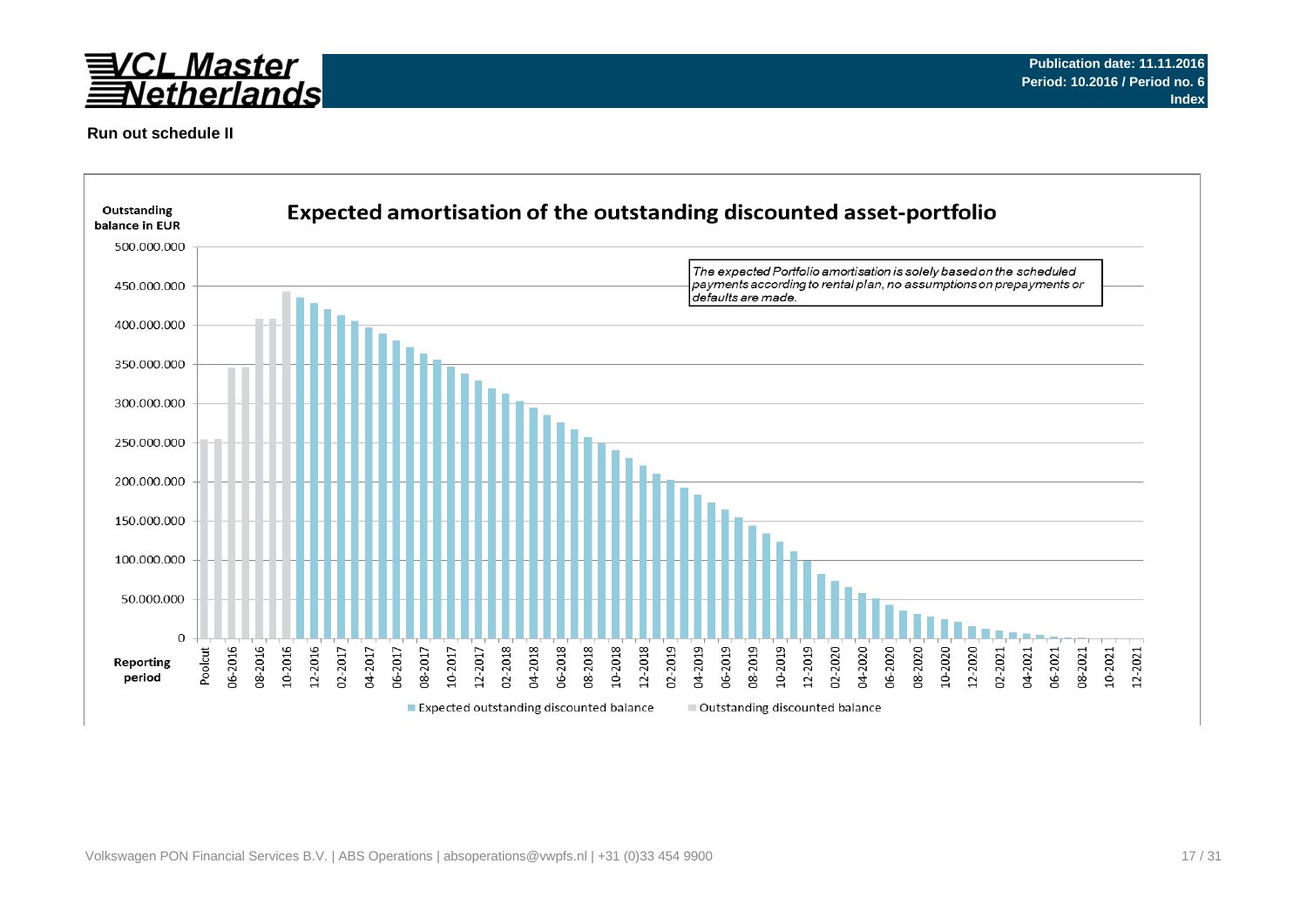VCL Master Netherlands

Publication date: 11.11.2016
Period: 10.2016 / Period no. 6
Index

**Run out schedule II**

**Expected amortisation of the outstanding discounted asset-portfolio**

Outstanding balance in EUR

500.000.000
450.000.000
400.000.000
350.000.000
300.000.000
250.000.000
200.000.000
150.000.000
100.000.000
50.000.000
0

*The expected Portfolio amortisation is solely based on the scheduled payments according to rental plan, no assumptions on prepayments or defaults are made.*

Reporting period

Poolcut, 06-2016, 08-2016, 10-2016, 12-2016, 02-2017, 04-2017, 06-2017, 08-2017, 10-2017, 12-2017, 02-2018, 04-2018, 06-2018, 08-2018, 10-2018, 12-2018, 02-2019, 04-2019, 06-2019, 08-2019, 10-2019, 12-2019, 02-2020, 04-2020, 06-2020, 08-2020, 10-2020, 12-2020, 02-2021, 04-2021, 06-2021, 08-2021, 10-2021, 12-2021

Expected outstanding discounted balance
Outstanding discounted balance

Volkswagen PON Financial Services B.V. | ABS Operations | absoperations@vwpfs.nl | +31 (0)33 454 9900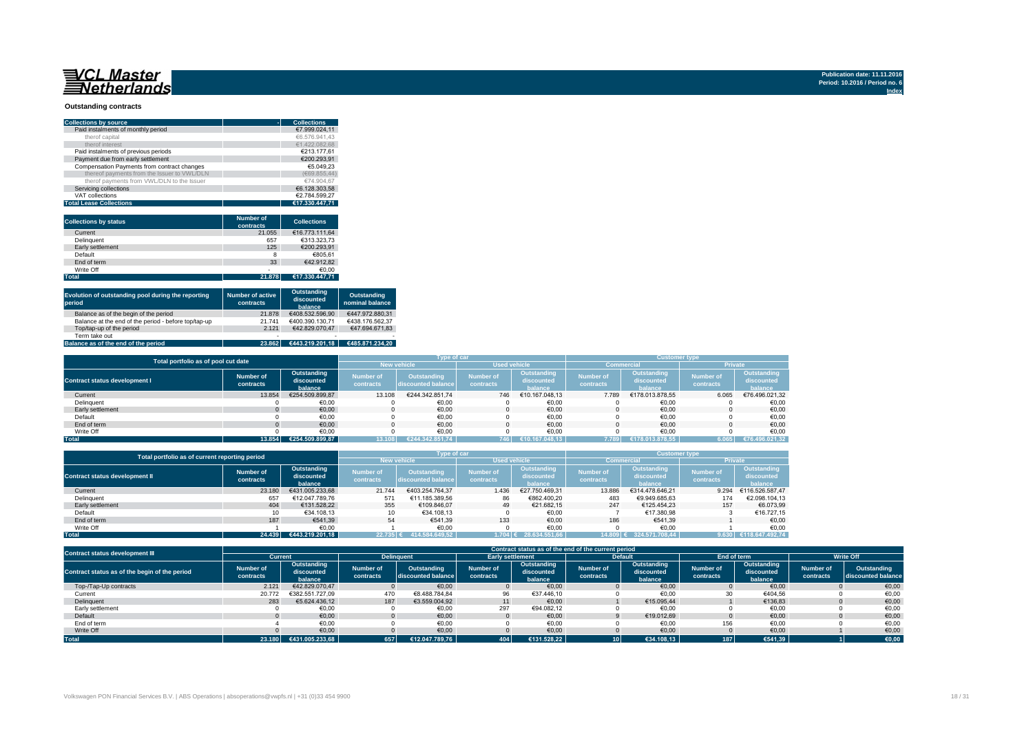**VCL Master Netherlands**

Publication date: 11.11.2016
Period: 10.2016 / Period no. 6
Index

## Outstanding contracts

| Collections by source | - | Collections |
|---|---|---|
| Paid instalments of monthly period | | €7.999.024,11 |
| therof capital | | €6.576.941,43 |
| therof interest | | €1.422.082,68 |
| Paid instalments of previous periods | | €213.177,61 |
| Payment due from early settlement | | €200.293,91 |
| Compensation Payments from contract changes | | €5.049,23 |
| thereof payments from the Issuer to VWL/DLN | | (€69.855,44) |
| therof payments from VWL/DLN to the Issuer | | €74.904,67 |
| Servicing collections | | €6.128.303,58 |
| VAT collections | | €2.784.599,27 |
| **Total Lease Collections** | | **€17.330.447,71** |

| Collections by status | Number of contracts | Collections |
|---|---|---|
| Current | 21.055 | €16.773.111,64 |
| Delinquent | 657 | €313.323,73 |
| Early settlement | 125 | €200.293,91 |
| Default | 8 | €805,61 |
| End of term | 33 | €42.912,82 |
| Write Off | - | €0,00 |
| **Total** | **21.878** | **€17.330.447,71** |

| Evolution of outstanding pool during the reporting period | Number of active contracts | Outstanding discounted balance | Outstanding nominal balance |
|---|---|---|---|
| Balance as of the begin of the period | 21.878 | €408.532.596,90 | €447.972.880,31 |
| Balance at the end of the period - before top/tap-up | 21.741 | €400.390.130,71 | €438.176.562,37 |
| Top/tap-up of the period | 2.121 | €42.829.070,47 | €47.694.671,83 |
| Term take out | - | - | - |
| **Balance as of the end of the period** | **23.862** | **€443.219.201,18** | **€485.871.234,20** |

| Total portfolio as of pool cut date | | | Type of car | | | | Customer type | | | |
|---|---|---|---|---|---|---|---|---|---|---|
| | | | New vehicle | | Used vehicle | | Commercial | | Private | |
| Contract status development I | Number of contracts | Outstanding discounted balance | Number of contracts | Outstanding discounted balance | Number of contracts | Outstanding discounted balance | Number of contracts | Outstanding discounted balance | Number of contracts | Outstanding discounted balance |
| Current | 13.854 | €254.509.899,87 | 13.108 | €244.342.851,74 | 746 | €10.167.048,13 | 7.789 | €178.013.878,55 | 6.065 | €76.496.021,32 |
| Delinquent | 0 | €0,00 | 0 | €0,00 | 0 | €0,00 | 0 | €0,00 | 0 | €0,00 |
| Early settlement | 0 | €0,00 | 0 | €0,00 | 0 | €0,00 | 0 | €0,00 | 0 | €0,00 |
| Default | 0 | €0,00 | 0 | €0,00 | 0 | €0,00 | 0 | €0,00 | 0 | €0,00 |
| End of term | 0 | €0,00 | 0 | €0,00 | 0 | €0,00 | 0 | €0,00 | 0 | €0,00 |
| Write Off | 0 | €0,00 | 0 | €0,00 | 0 | €0,00 | 0 | €0,00 | 0 | €0,00 |
| **Total** | **13.854** | **€254.509.899,87** | **13.108** | **€244.342.851,74** | **746** | **€10.167.048,13** | **7.789** | **€178.013.878,55** | **6.065** | **€76.496.021,32** |

| Total portfolio as of current reporting period | | | Type of car | | | | Customer type | | | |
|---|---|---|---|---|---|---|---|---|---|---|
| | | | New vehicle | | Used vehicle | | Commercial | | Private | |
| Contract status development II | Number of contracts | Outstanding discounted balance | Number of contracts | Outstanding discounted balance | Number of contracts | Outstanding discounted balance | Number of contracts | Outstanding discounted balance | Number of contracts | Outstanding discounted balance |
| Current | 23.180 | €431.005.233,68 | 21.744 | €403.254.764,37 | 1.436 | €27.750.469,31 | 13.886 | €314.478.646,21 | 9.294 | €116.526.587,47 |
| Delinquent | 657 | €12.047.789,76 | 571 | €11.185.389,56 | 86 | €862.400,20 | 483 | €9.949.685,63 | 174 | €2.098.104,13 |
| Early settlement | 404 | €131.528,22 | 355 | €109.846,07 | 49 | €21.682,15 | 247 | €125.454,23 | 157 | €6.073,99 |
| Default | 10 | €34.108,13 | 10 | €34.108,13 | 0 | €0,00 | 7 | €17.380,98 | 3 | €16.727,15 |
| End of term | 187 | €541,39 | 54 | €541,39 | 133 | €0,00 | 186 | €541,39 | 1 | €0,00 |
| Write Off | 1 | €0,00 | 1 | €0,00 | 0 | €0,00 | 0 | €0,00 | 1 | €0,00 |
| **Total** | **24.439** | **€443.219.201,18** | **22.735** | **€ 414.584.649,52** | **1.704** | **€ 28.634.551,66** | **14.809** | **€ 324.571.708,44** | **9.630** | **€118.647.492,74** |

| Contract status development III | Contract status as of the end of the current period | | | | | | | | | | | |
|---|---|---|---|---|---|---|---|---|---|---|---|---|
| | Current | | Delinquent | | Early settlement | | Default | | End of term | | Write Off | |
| Contract status as of the begin of the period | Number of contracts | Outstanding discounted balance | Number of contracts | Outstanding discounted balance | Number of contracts | Outstanding discounted balance | Number of contracts | Outstanding discounted balance | Number of contracts | Outstanding discounted balance | Number of contracts | Outstanding discounted balance |
| Top-/Tap-Up contracts | 2.121 | €42.829.070,47 | 0 | €0,00 | 0 | €0,00 | 0 | €0,00 | 0 | €0,00 | 0 | €0,00 |
| Current | 20.772 | €382.551.727,09 | 470 | €8.488.784,84 | 96 | €37.446,10 | 0 | €0,00 | 30 | €404,56 | 0 | €0,00 |
| Delinquent | 283 | €5.624.436,12 | 187 | €3.559.004,92 | 11 | €0,00 | 1 | €15.095,44 | 1 | €136,83 | 0 | €0,00 |
| Early settlement | 0 | €0,00 | 0 | €0,00 | 297 | €94.082,12 | 0 | €0,00 | 0 | €0,00 | 0 | €0,00 |
| Default | 0 | €0,00 | 0 | €0,00 | 0 | €0,00 | 9 | €19.012,69 | 0 | €0,00 | 0 | €0,00 |
| End of term | 4 | €0,00 | 0 | €0,00 | 0 | €0,00 | 0 | €0,00 | 156 | €0,00 | 0 | €0,00 |
| Write Off | 0 | €0,00 | 0 | €0,00 | 0 | €0,00 | 0 | €0,00 | 0 | €0,00 | 1 | €0,00 |
| **Total** | **23.180** | **€431.005.233,68** | **657** | **€12.047.789,76** | **404** | **€131.528,22** | **10** | **€34.108,13** | **187** | **€541,39** | **1** | **€0,00** |

Volkswagen PON Financial Services B.V. | ABS Operations | absoperations@vwpfs.nl | +31 (0)33 454 9900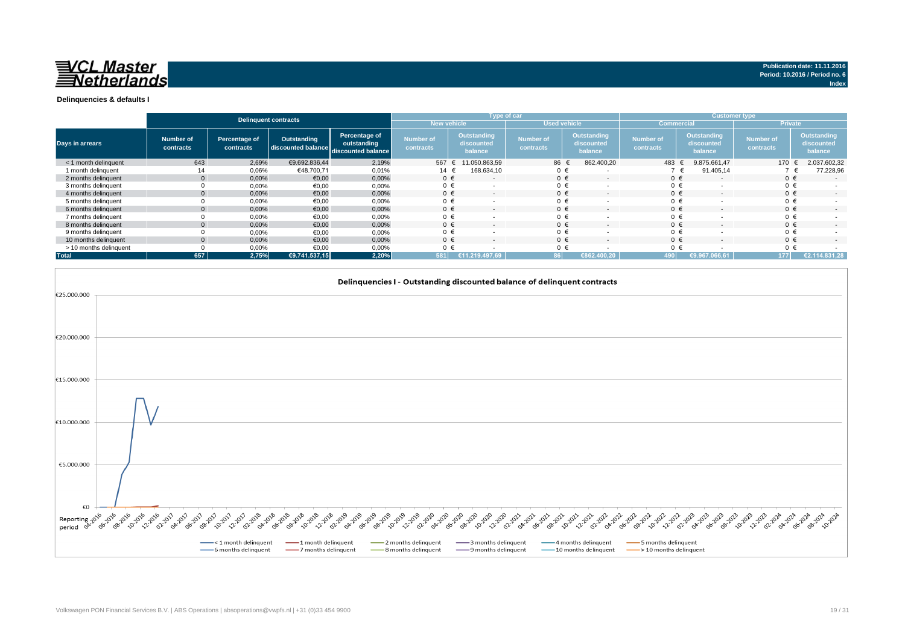**VCL Master Netherlands**

**Publication date: 11.11.2016**
**Period: 10.2016 / Period no. 6**
**Index**

## Delinquencies & defaults I

| Days in arrears | Delinquent contracts | | | | Type of car | | | | Customer type | | | |
|---|---|---|---|---|---|---|---|---|---|---|---|---|
| | | | | | New vehicle | | Used vehicle | | Commercial | | Private | |
| | Number of contracts | Percentage of contracts | Outstanding discounted balance | Percentage of outstanding discounted balance | Number of contracts | Outstanding discounted balance | Number of contracts | Outstanding discounted balance | Number of contracts | Outstanding discounted balance | Number of contracts | Outstanding discounted balance |
| < 1 month delinquent | 643 | 2,69% | €9.692.836,44 | 2,19% | 567 | € 11.050.863,59 | 86 | € 862.400,20 | 483 | € 9.875.661,47 | 170 | € 2.037.602,32 |
| 1 month delinquent | 14 | 0,06% | €48.700,71 | 0,01% | 14 | € 168.634,10 | 0 | € - | 7 | € 91.405,14 | 7 | € 77.228,96 |
| 2 months delinquent | 0 | 0,00% | €0,00 | 0,00% | 0 | € - | 0 | € - | 0 | € - | 0 | € - |
| 3 months delinquent | 0 | 0,00% | €0,00 | 0,00% | 0 | € - | 0 | € - | 0 | € - | 0 | € - |
| 4 months delinquent | 0 | 0,00% | €0,00 | 0,00% | 0 | € - | 0 | € - | 0 | € - | 0 | € - |
| 5 months delinquent | 0 | 0,00% | €0,00 | 0,00% | 0 | € - | 0 | € - | 0 | € - | 0 | € - |
| 6 months delinquent | 0 | 0,00% | €0,00 | 0,00% | 0 | € - | 0 | € - | 0 | € - | 0 | € - |
| 7 months delinquent | 0 | 0,00% | €0,00 | 0,00% | 0 | € - | 0 | € - | 0 | € - | 0 | € - |
| 8 months delinquent | 0 | 0,00% | €0,00 | 0,00% | 0 | € - | 0 | € - | 0 | € - | 0 | € - |
| 9 months delinquent | 0 | 0,00% | €0,00 | 0,00% | 0 | € - | 0 | € - | 0 | € - | 0 | € - |
| 10 months delinquent | 0 | 0,00% | €0,00 | 0,00% | 0 | € - | 0 | € - | 0 | € - | 0 | € - |
| > 10 months delinquent | 0 | 0,00% | €0,00 | 0,00% | 0 | € - | 0 | € - | 0 | € - | 0 | € - |
| **Total** | **657** | **2,75%** | **€9.741.537,15** | **2,20%** | **581** | **€11.219.497,69** | **86** | **€862.400,20** | **490** | **€9.967.066,61** | **177** | **€2.114.831,28** |

Delinquencies I - Outstanding discounted balance of delinquent contracts

€25.000.000
€20.000.000
€15.000.000
€10.000.000
€5.000.000
€0

Reporting period: 04-2016 06-2016 08-2016 10-2016 12-2016 02-2017 04-2017 06-2017 08-2017 10-2017 12-2017 02-2018 04-2018 06-2018 08-2018 10-2018 12-2018 02-2019 04-2019 06-2019 08-2019 10-2019 12-2019 02-2020 04-2020 06-2020 08-2020 10-2020 12-2020 02-2021 04-2021 06-2021 08-2021 10-2021 12-2021 02-2022 04-2022 06-2022 08-2022 10-2022 12-2022 02-2023 04-2023 06-2023 08-2023 10-2023 12-2023 02-2024 04-2024 06-2024 08-2024 10-2024

< 1 month delinquent; 1 month delinquent; 2 months delinquent; 3 months delinquent; 4 months delinquent; 5 months delinquent; 6 months delinquent; 7 months delinquent; 8 months delinquent; 9 months delinquent; 10 months delinquent; > 10 months delinquent

Volkswagen PON Financial Services B.V. | ABS Operations | absoperations@vwpfs.nl | +31 (0)33 454 9900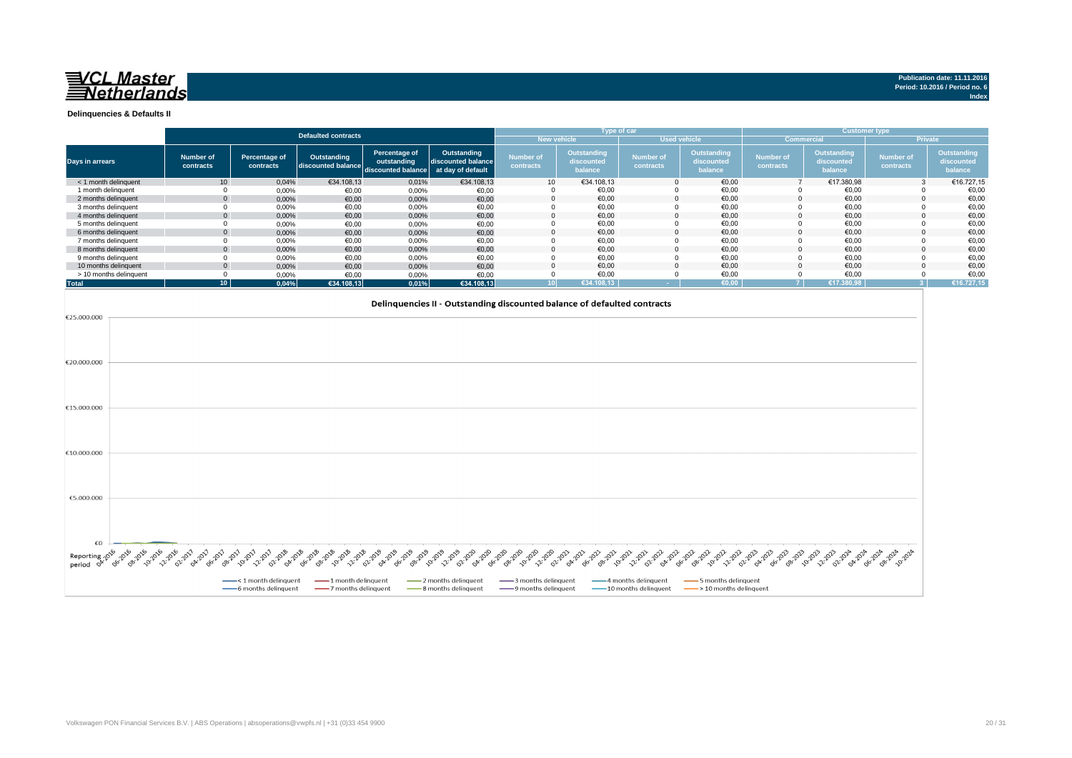**Publication date: 11.11.2016**
**Period: 10.2016 / Period no. 6**
**Index**

## Delinquencies & Defaults II

| Days in arrears | Defaulted contracts | | | | | Type of car | | | | Customer type | | | |
|---|---|---|---|---|---|---|---|---|---|---|---|---|---|
| | | | | | | New vehicle | | Used vehicle | | Commercial | | Private | |
| | Number of contracts | Percentage of contracts | Outstanding discounted balance | Percentage of outstanding discounted balance | Outstanding discounted balance at day of default | Number of contracts | Outstanding discounted balance | Number of contracts | Outstanding discounted balance | Number of contracts | Outstanding discounted balance | Number of contracts | Outstanding discounted balance |
| < 1 month delinquent | 10 | 0,04% | €34.108,13 | 0,01% | €34.108,13 | 10 | €34.108,13 | 0 | €0,00 | 7 | €17.380,98 | 3 | €16.727,15 |
| 1 month delinquent | 0 | 0,00% | €0,00 | 0,00% | €0,00 | 0 | €0,00 | 0 | €0,00 | 0 | €0,00 | 0 | €0,00 |
| 2 months delinquent | 0 | 0,00% | €0,00 | 0,00% | €0,00 | 0 | €0,00 | 0 | €0,00 | 0 | €0,00 | 0 | €0,00 |
| 3 months delinquent | 0 | 0,00% | €0,00 | 0,00% | €0,00 | 0 | €0,00 | 0 | €0,00 | 0 | €0,00 | 0 | €0,00 |
| 4 months delinquent | 0 | 0,00% | €0,00 | 0,00% | €0,00 | 0 | €0,00 | 0 | €0,00 | 0 | €0,00 | 0 | €0,00 |
| 5 months delinquent | 0 | 0,00% | €0,00 | 0,00% | €0,00 | 0 | €0,00 | 0 | €0,00 | 0 | €0,00 | 0 | €0,00 |
| 6 months delinquent | 0 | 0,00% | €0,00 | 0,00% | €0,00 | 0 | €0,00 | 0 | €0,00 | 0 | €0,00 | 0 | €0,00 |
| 7 months delinquent | 0 | 0,00% | €0,00 | 0,00% | €0,00 | 0 | €0,00 | 0 | €0,00 | 0 | €0,00 | 0 | €0,00 |
| 8 months delinquent | 0 | 0,00% | €0,00 | 0,00% | €0,00 | 0 | €0,00 | 0 | €0,00 | 0 | €0,00 | 0 | €0,00 |
| 9 months delinquent | 0 | 0,00% | €0,00 | 0,00% | €0,00 | 0 | €0,00 | 0 | €0,00 | 0 | €0,00 | 0 | €0,00 |
| 10 months delinquent | 0 | 0,00% | €0,00 | 0,00% | €0,00 | 0 | €0,00 | 0 | €0,00 | 0 | €0,00 | 0 | €0,00 |
| > 10 months delinquent | 0 | 0,00% | €0,00 | 0,00% | €0,00 | 0 | €0,00 | 0 | €0,00 | 0 | €0,00 | 0 | €0,00 |
| **Total** | **10** | **0,04%** | **€34.108,13** | **0,01%** | **€34.108,13** | **10** | **€34.108,13** | **-** | **€0,00** | **7** | **€17.380,98** | **3** | **€16.727,15** |

**Delinquencies II - Outstanding discounted balance of defaulted contracts**

€25.000.000
€20.000.000
€15.000.000
€10.000.000
€5.000.000
€0

Reporting period: 04-2016, 06-2016, 08-2016, 10-2016, 12-2016, 02-2017, 04-2017, 06-2017, 08-2017, 10-2017, 12-2017, 02-2018, 04-2018, 06-2018, 08-2018, 10-2018, 12-2018, 02-2019, 04-2019, 06-2019, 08-2019, 10-2019, 12-2019, 02-2020, 04-2020, 06-2020, 08-2020, 10-2020, 12-2020, 02-2021, 04-2021, 06-2021, 08-2021, 10-2021, 12-2021, 02-2022, 04-2022, 06-2022, 08-2022, 10-2022, 12-2022, 02-2023, 04-2023, 06-2023, 08-2023, 10-2023, 12-2023, 02-2024, 04-2024, 06-2024, 08-2024, 10-2024

< 1 month delinquent, 1 month delinquent, 2 months delinquent, 3 months delinquent, 4 months delinquent, 5 months delinquent, 6 months delinquent, 7 months delinquent, 8 months delinquent, 9 months delinquent, 10 months delinquent, > 10 months delinquent

Volkswagen PON Financial Services B.V. | ABS Operations | absoperations@vwpfs.nl | +31 (0)33 454 9900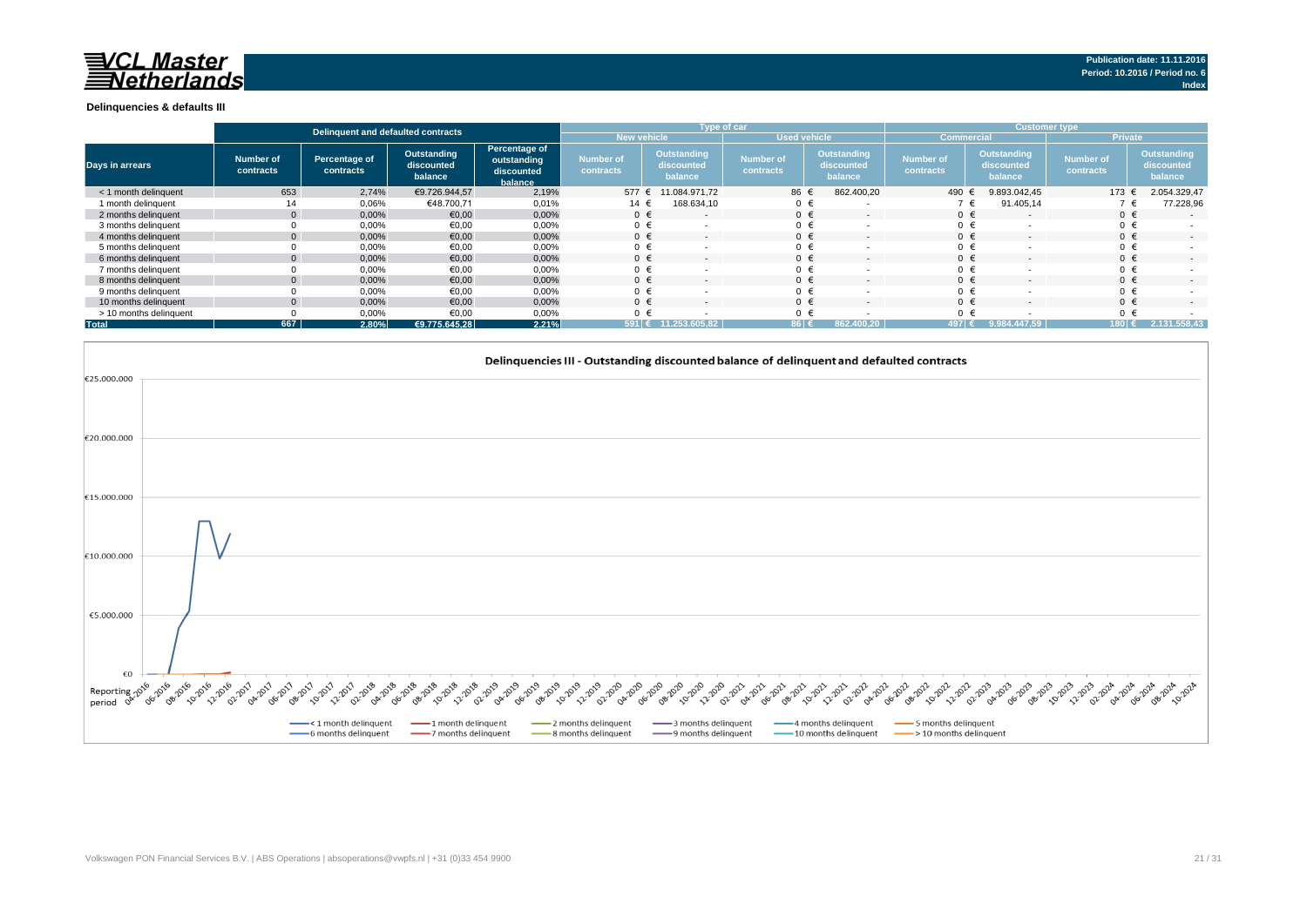VCL Master Netherlands

Publication date: 11.11.2016
Period: 10.2016 / Period no. 6
Index

**Delinquencies & defaults III**

| Days in arrears | Delinquent and defaulted contracts | | | | Type of car | | | | Customer type | | | |
|---|---|---|---|---|---|---|---|---|---|---|---|---|
| | | | | | New vehicle | | Used vehicle | | Commercial | | Private | |
| | Number of contracts | Percentage of contracts | Outstanding discounted balance | Percentage of outstanding discounted balance | Number of contracts | Outstanding discounted balance | Number of contracts | Outstanding discounted balance | Number of contracts | Outstanding discounted balance | Number of contracts | Outstanding discounted balance |
| < 1 month delinquent | 653 | 2,74% | €9.726.944,57 | 2,19% | 577 | € 11.084.971,72 | 86 | € 862.400,20 | 490 | € 9.893.042,45 | 173 | € 2.054.329,47 |
| 1 month delinquent | 14 | 0,06% | €48.700,71 | 0,01% | 14 | € 168.634,10 | 0 | € - | 7 | € 91.405,14 | 7 | € 77.228,96 |
| 2 months delinquent | 0 | 0,00% | €0,00 | 0,00% | 0 | € - | 0 | € - | 0 | € - | 0 | € - |
| 3 months delinquent | 0 | 0,00% | €0,00 | 0,00% | 0 | € - | 0 | € - | 0 | € - | 0 | € - |
| 4 months delinquent | 0 | 0,00% | €0,00 | 0,00% | 0 | € - | 0 | € - | 0 | € - | 0 | € - |
| 5 months delinquent | 0 | 0,00% | €0,00 | 0,00% | 0 | € - | 0 | € - | 0 | € - | 0 | € - |
| 6 months delinquent | 0 | 0,00% | €0,00 | 0,00% | 0 | € - | 0 | € - | 0 | € - | 0 | € - |
| 7 months delinquent | 0 | 0,00% | €0,00 | 0,00% | 0 | € - | 0 | € - | 0 | € - | 0 | € - |
| 8 months delinquent | 0 | 0,00% | €0,00 | 0,00% | 0 | € - | 0 | € - | 0 | € - | 0 | € - |
| 9 months delinquent | 0 | 0,00% | €0,00 | 0,00% | 0 | € - | 0 | € - | 0 | € - | 0 | € - |
| 10 months delinquent | 0 | 0,00% | €0,00 | 0,00% | 0 | € - | 0 | € - | 0 | € - | 0 | € - |
| > 10 months delinquent | 0 | 0,00% | €0,00 | 0,00% | 0 | € - | 0 | € - | 0 | € - | 0 | € - |
| **Total** | **667** | **2,80%** | **€9.775.645,28** | **2,21%** | **591** | **€ 11.253.605,82** | **86** | **€ 862.400,20** | **497** | **€ 9.984.447,59** | **180** | **€ 2.131.558,43** |

Delinquencies III - Outstanding discounted balance of delinquent and defaulted contracts

€25.000.000
€20.000.000
€15.000.000
€10.000.000
€5.000.000
€0

Reporting period
04-2016 06-2016 08-2016 10-2016 12-2016 02-2017 04-2017 06-2017 08-2017 10-2017 12-2017 02-2018 04-2018 06-2018 08-2018 10-2018 12-2018 02-2019 04-2019 06-2019 08-2019 10-2019 12-2019 02-2020 04-2020 06-2020 08-2020 10-2020 12-2020 02-2021 04-2021 06-2021 08-2021 10-2021 12-2021 02-2022 04-2022 06-2022 08-2022 10-2022 12-2022 02-2023 04-2023 06-2023 08-2023 10-2023 12-2023 02-2024 04-2024 06-2024 08-2024 10-2024

< 1 month delinquent; 1 month delinquent; 2 months delinquent; 3 months delinquent; 4 months delinquent; 5 months delinquent; 6 months delinquent; 7 months delinquent; 8 months delinquent; 9 months delinquent; 10 months delinquent; > 10 months delinquent

Volkswagen PON Financial Services B.V. | ABS Operations | absoperations@vwpfs.nl | +31 (0)33 454 9900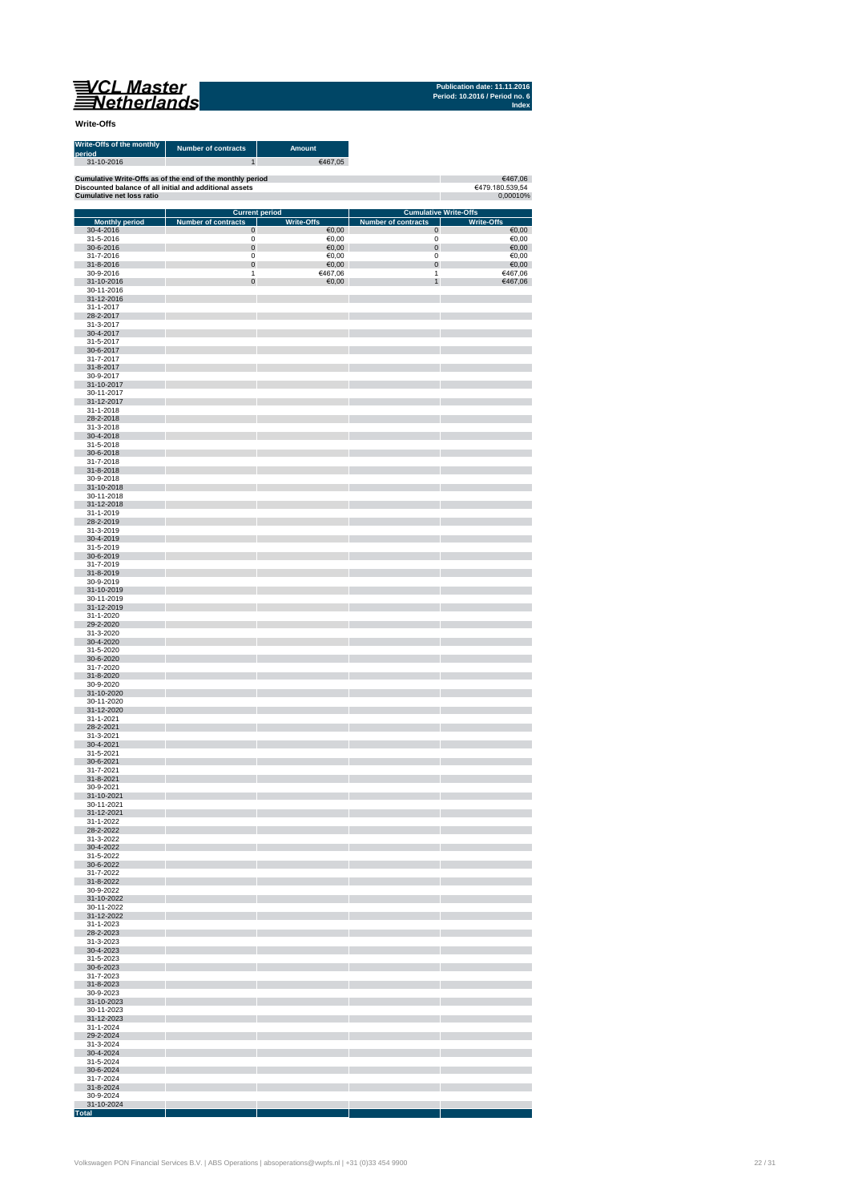**VCL Master Netherlands**

Publication date: 11.11.2016
Period: 10.2016 / Period no. 6
Index

**Write-Offs**

| Write-Offs of the monthly period | Number of contracts | Amount |
|---|---|---|
| 31-10-2016 | 1 | €467,05 |

| | |
|---|---|
| Cumulative Write-Offs as of the end of the monthly period | €467,06 |
| Discounted balance of all initial and additional assets | €479.180.539,54 |
| Cumulative net loss ratio | 0,00010% |

| | Current period | | Cumulative Write-Offs | |
|---|---|---|---|---|
| Monthly period | Number of contracts | Write-Offs | Number of contracts | Write-Offs |
| 30-4-2016 | 0 | €0,00 | 0 | €0,00 |
| 31-5-2016 | 0 | €0,00 | 0 | €0,00 |
| 30-6-2016 | 0 | €0,00 | 0 | €0,00 |
| 31-7-2016 | 0 | €0,00 | 0 | €0,00 |
| 31-8-2016 | 0 | €0,00 | 0 | €0,00 |
| 30-9-2016 | 1 | €467,06 | 1 | €467,06 |
| 31-10-2016 | 0 | €0,00 | 1 | €467,06 |
| 30-11-2016 | | | | |
| 31-12-2016 | | | | |
| 31-1-2017 | | | | |
| 28-2-2017 | | | | |
| 31-3-2017 | | | | |
| 30-4-2017 | | | | |
| 31-5-2017 | | | | |
| 30-6-2017 | | | | |
| 31-7-2017 | | | | |
| 31-8-2017 | | | | |
| 30-9-2017 | | | | |
| 31-10-2017 | | | | |
| 30-11-2017 | | | | |
| 31-12-2017 | | | | |
| 31-1-2018 | | | | |
| 28-2-2018 | | | | |
| 31-3-2018 | | | | |
| 30-4-2018 | | | | |
| 31-5-2018 | | | | |
| 30-6-2018 | | | | |
| 31-7-2018 | | | | |
| 31-8-2018 | | | | |
| 30-9-2018 | | | | |
| 31-10-2018 | | | | |
| 30-11-2018 | | | | |
| 31-12-2018 | | | | |
| 31-1-2019 | | | | |
| 28-2-2019 | | | | |
| 31-3-2019 | | | | |
| 30-4-2019 | | | | |
| 31-5-2019 | | | | |
| 30-6-2019 | | | | |
| 31-7-2019 | | | | |
| 31-8-2019 | | | | |
| 30-9-2019 | | | | |
| 31-10-2019 | | | | |
| 30-11-2019 | | | | |
| 31-12-2019 | | | | |
| 31-1-2020 | | | | |
| 29-2-2020 | | | | |
| 31-3-2020 | | | | |
| 30-4-2020 | | | | |
| 31-5-2020 | | | | |
| 30-6-2020 | | | | |
| 31-7-2020 | | | | |
| 31-8-2020 | | | | |
| 30-9-2020 | | | | |
| 31-10-2020 | | | | |
| 30-11-2020 | | | | |
| 31-12-2020 | | | | |
| 31-1-2021 | | | | |
| 28-2-2021 | | | | |
| 31-3-2021 | | | | |
| 30-4-2021 | | | | |
| 31-5-2021 | | | | |
| 30-6-2021 | | | | |
| 31-7-2021 | | | | |
| 31-8-2021 | | | | |
| 30-9-2021 | | | | |
| 31-10-2021 | | | | |
| 30-11-2021 | | | | |
| 31-12-2021 | | | | |
| 31-1-2022 | | | | |
| 28-2-2022 | | | | |
| 31-3-2022 | | | | |
| 30-4-2022 | | | | |
| 31-5-2022 | | | | |
| 30-6-2022 | | | | |
| 31-7-2022 | | | | |
| 31-8-2022 | | | | |
| 30-9-2022 | | | | |
| 31-10-2022 | | | | |
| 30-11-2022 | | | | |
| 31-12-2022 | | | | |
| 31-1-2023 | | | | |
| 28-2-2023 | | | | |
| 31-3-2023 | | | | |
| 30-4-2023 | | | | |
| 31-5-2023 | | | | |
| 30-6-2023 | | | | |
| 31-7-2023 | | | | |
| 31-8-2023 | | | | |
| 30-9-2023 | | | | |
| 31-10-2023 | | | | |
| 30-11-2023 | | | | |
| 31-12-2023 | | | | |
| 31-1-2024 | | | | |
| 29-2-2024 | | | | |
| 31-3-2024 | | | | |
| 30-4-2024 | | | | |
| 31-5-2024 | | | | |
| 30-6-2024 | | | | |
| 31-7-2024 | | | | |
| 31-8-2024 | | | | |
| 30-9-2024 | | | | |
| 31-10-2024 | | | | |
| Total | | | | |

Volkswagen PON Financial Services B.V. | ABS Operations | absoperations@vwpfs.nl | +31 (0)33 454 9900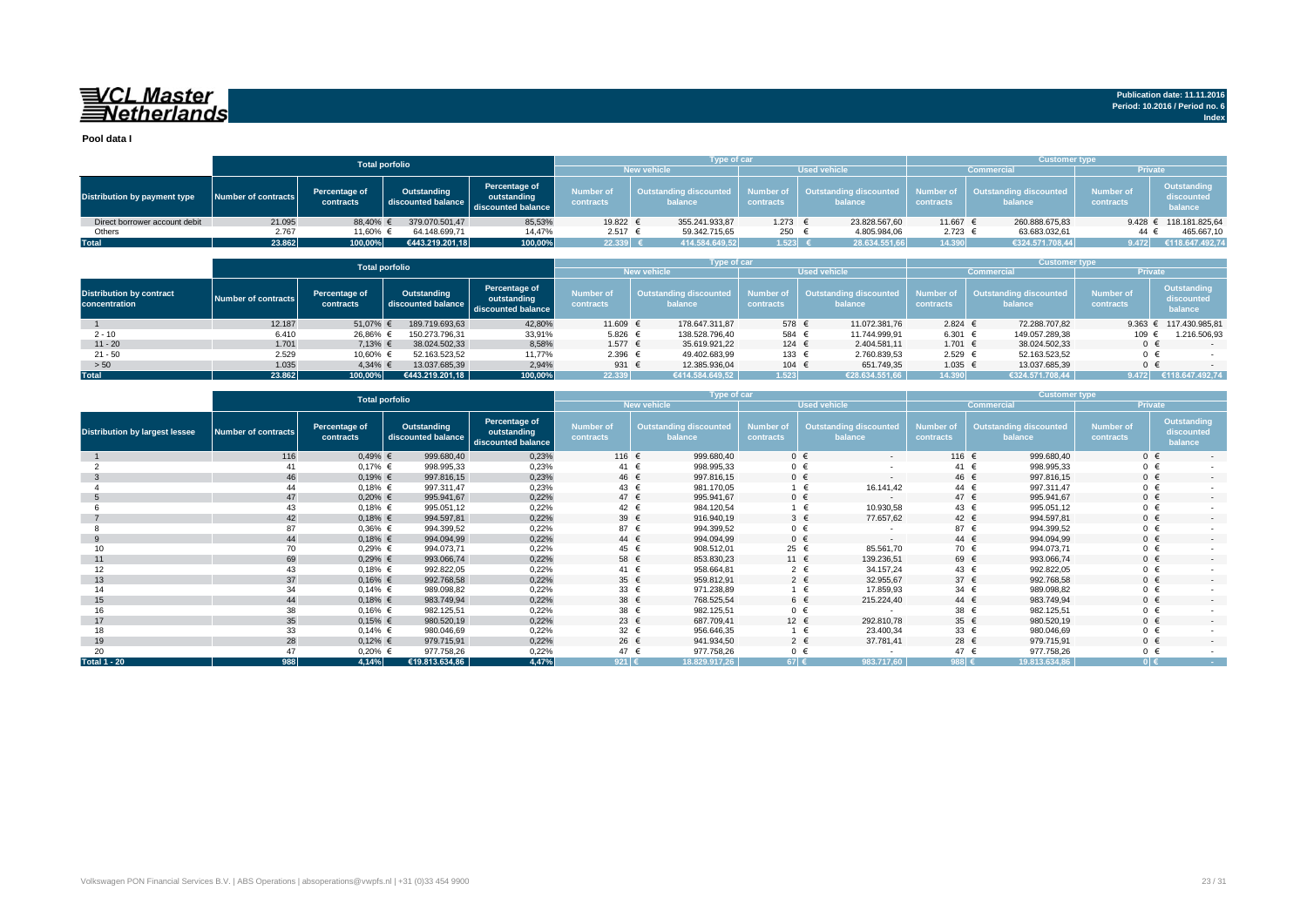**VCL Master Netherlands**

Publication date: 11.11.2016
Period: 10.2016 / Period no. 6
Index

**Pool data I**

| Distribution by payment type | Total porfolio | | | | Type of car | | | | Customer type | | | |
|---|---|---|---|---|---|---|---|---|---|---|---|---|
| | | | | | New vehicle | | Used vehicle | | Commercial | | Private | |
| | Number of contracts | Percentage of contracts | Outstanding discounted balance | Percentage of outstanding discounted balance | Number of contracts | Outstanding discounted balance | Number of contracts | Outstanding discounted balance | Number of contracts | Outstanding discounted balance | Number of contracts | Outstanding discounted balance |
| Direct borrower account debit | 21.095 | 88,40% | € 379.070.501,47 | 85,53% | 19.822 | € 355.241.933,87 | 1.273 | € 23.828.567,60 | 11.667 | € 260.888.675,83 | 9.428 | € 118.181.825,64 |
| Others | 2.767 | 11,60% | € 64.148.699,71 | 14,47% | 2.517 | € 59.342.715,65 | 250 | € 4.805.984,06 | 2.723 | € 63.683.032,61 | 44 | € 465.667,10 |
| **Total** | **23.862** | **100,00%** | **€443.219.201,18** | **100,00%** | **22.339** | **€ 414.584.649,52** | **1.523** | **€ 28.634.551,66** | **14.390** | **€324.571.708,44** | **9.472** | **€118.647.492,74** |

| Distribution by contract concentration | Total porfolio | | | | Type of car | | | | Customer type | | | |
|---|---|---|---|---|---|---|---|---|---|---|---|---|
| | | | | | New vehicle | | Used vehicle | | Commercial | | Private | |
| | Number of contracts | Percentage of contracts | Outstanding discounted balance | Percentage of outstanding discounted balance | Number of contracts | Outstanding discounted balance | Number of contracts | Outstanding discounted balance | Number of contracts | Outstanding discounted balance | Number of contracts | Outstanding discounted balance |
| 1 | 12.187 | 51,07% | € 189.719.693,63 | 42,80% | 11.609 | € 178.647.311,87 | 578 | € 11.072.381,76 | 2.824 | € 72.288.707,82 | 9.363 | € 117.430.985,81 |
| 2 - 10 | 6.410 | 26,86% | € 150.273.796,31 | 33,91% | 5.826 | € 138.528.796,40 | 584 | € 11.744.999,91 | 6.301 | € 149.057.289,38 | 109 | € 1.216.506,93 |
| 11 - 20 | 1.701 | 7,13% | € 38.024.502,33 | 8,58% | 1.577 | € 35.619.921,22 | 124 | € 2.404.581,11 | 1.701 | € 38.024.502,33 | 0 | € - |
| 21 - 50 | 2.529 | 10,60% | € 52.163.523,52 | 11,77% | 2.396 | € 49.402.683,99 | 133 | € 2.760.839,53 | 2.529 | € 52.163.523,52 | 0 | € - |
| > 50 | 1.035 | 4,34% | € 13.037.685,39 | 2,94% | 931 | € 12.385.936,04 | 104 | € 651.749,35 | 1.035 | € 13.037.685,39 | 0 | € - |
| **Total** | **23.862** | **100,00%** | **€443.219.201,18** | **100,00%** | **22.339** | **€414.584.649,52** | **1.523** | **€28.634.551,66** | **14.390** | **€324.571.708,44** | **9.472** | **€118.647.492,74** |

| Distribution by largest lessee | Total porfolio | | | | Type of car | | | | Customer type | | | |
|---|---|---|---|---|---|---|---|---|---|---|---|---|
| | | | | | New vehicle | | Used vehicle | | Commercial | | Private | |
| | Number of contracts | Percentage of contracts | Outstanding discounted balance | Percentage of outstanding discounted balance | Number of contracts | Outstanding discounted balance | Number of contracts | Outstanding discounted balance | Number of contracts | Outstanding discounted balance | Number of contracts | Outstanding discounted balance |
| 1 | 116 | 0,49% | € 999.680,40 | 0,23% | 116 | € 999.680,40 | 0 | € - | 116 | € 999.680,40 | 0 | € - |
| 2 | 41 | 0,17% | € 998.995,33 | 0,23% | 41 | € 998.995,33 | 0 | € - | 41 | € 998.995,33 | 0 | € - |
| 3 | 46 | 0,19% | € 997.816,15 | 0,23% | 46 | € 997.816,15 | 0 | € - | 46 | € 997.816,15 | 0 | € - |
| 4 | 44 | 0,18% | € 997.311,47 | 0,23% | 43 | € 981.170,05 | 1 | € 16.141,42 | 44 | € 997.311,47 | 0 | € - |
| 5 | 47 | 0,20% | € 995.941,67 | 0,22% | 47 | € 995.941,67 | 0 | € - | 47 | € 995.941,67 | 0 | € - |
| 6 | 43 | 0,18% | € 995.051,12 | 0,22% | 42 | € 984.120,54 | 1 | € 10.930,58 | 43 | € 995.051,12 | 0 | € - |
| 7 | 42 | 0,18% | € 994.597,81 | 0,22% | 39 | € 916.940,19 | 3 | € 77.657,62 | 42 | € 994.597,81 | 0 | € - |
| 8 | 87 | 0,36% | € 994.399,52 | 0,22% | 87 | € 994.399,52 | 0 | € - | 87 | € 994.399,52 | 0 | € - |
| 9 | 44 | 0,18% | € 994.094,99 | 0,22% | 44 | € 994.094,99 | 0 | € - | 44 | € 994.094,99 | 0 | € - |
| 10 | 70 | 0,29% | € 994.073,71 | 0,22% | 45 | € 908.512,01 | 25 | € 85.561,70 | 70 | € 994.073,71 | 0 | € - |
| 11 | 69 | 0,29% | € 993.066,74 | 0,22% | 58 | € 853.830,23 | 11 | € 139.236,51 | 69 | € 993.066,74 | 0 | € - |
| 12 | 43 | 0,18% | € 992.822,05 | 0,22% | 41 | € 958.664,81 | 2 | € 34.157,24 | 43 | € 992.822,05 | 0 | € - |
| 13 | 37 | 0,16% | € 992.768,58 | 0,22% | 35 | € 959.812,91 | 2 | € 32.955,67 | 37 | € 992.768,58 | 0 | € - |
| 14 | 34 | 0,14% | € 989.098,82 | 0,22% | 33 | € 971.238,89 | 1 | € 17.859,93 | 34 | € 989.098,82 | 0 | € - |
| 15 | 44 | 0,18% | € 983.749,94 | 0,22% | 38 | € 768.525,54 | 6 | € 215.224,40 | 44 | € 983.749,94 | 0 | € - |
| 16 | 38 | 0,16% | € 982.125,51 | 0,22% | 38 | € 982.125,51 | 0 | € - | 38 | € 982.125,51 | 0 | € - |
| 17 | 35 | 0,15% | € 980.520,19 | 0,22% | 23 | € 687.709,41 | 12 | € 292.810,78 | 35 | € 980.520,19 | 0 | € - |
| 18 | 33 | 0,14% | € 980.046,69 | 0,22% | 32 | € 956.646,35 | 1 | € 23.400,34 | 33 | € 980.046,69 | 0 | € - |
| 19 | 28 | 0,12% | € 979.715,91 | 0,22% | 26 | € 941.934,50 | 2 | € 37.781,41 | 28 | € 979.715,91 | 0 | € - |
| 20 | 47 | 0,20% | € 977.758,26 | 0,22% | 47 | € 977.758,26 | 0 | € - | 47 | € 977.758,26 | 0 | € - |
| **Total 1 - 20** | **988** | **4,14%** | **€19.813.634,86** | **4,47%** | **921** | **€ 18.829.917,26** | **67** | **€ 983.717,60** | **988** | **€ 19.813.634,86** | **0** | **€ -** |

Volkswagen PON Financial Services B.V. | ABS Operations | absoperations@vwpfs.nl | +31 (0)33 454 9900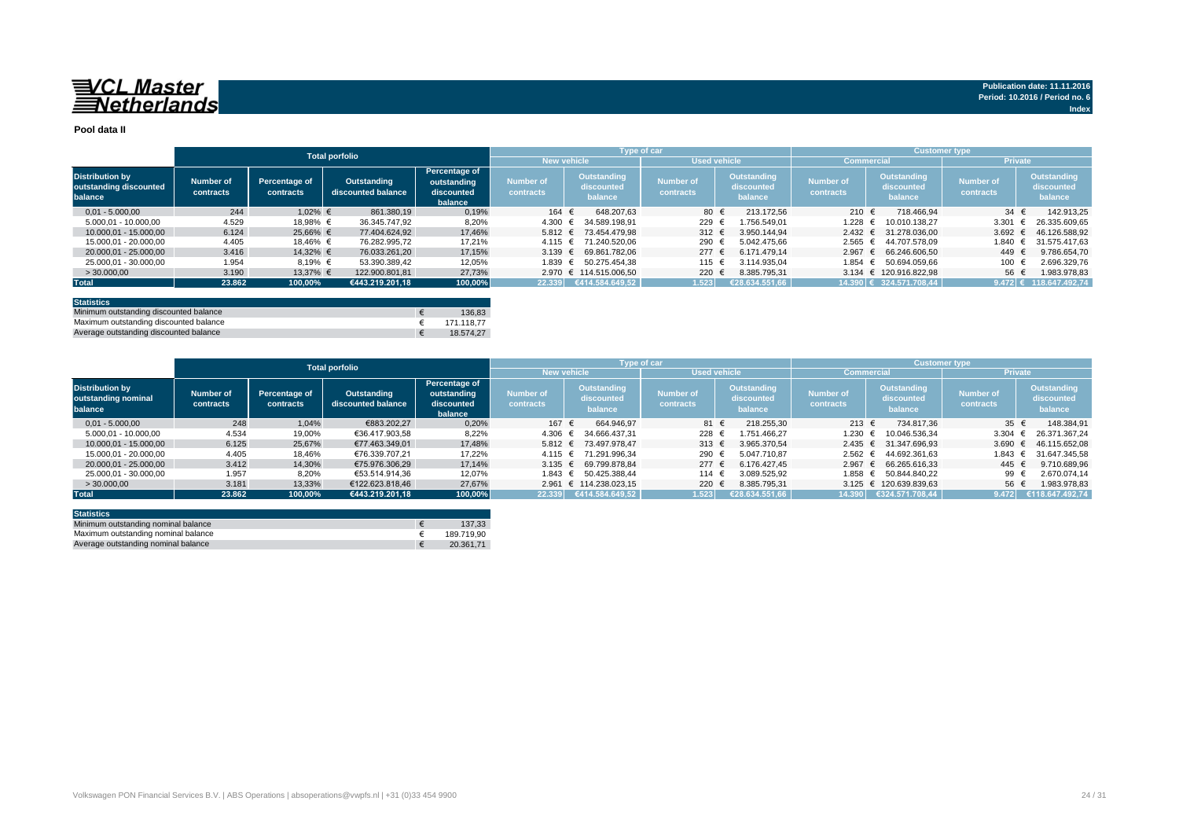# VCL Master Netherlands

Publication date: 11.11.2016
Period: 10.2016 / Period no. 6
Index

**Pool data II**

| Distribution by outstanding discounted balance | Total porfolio | | | | Type of car | | | | Customer type | | | |
|---|---|---|---|---|---|---|---|---|---|---|---|---|
| | | | | | New vehicle | | Used vehicle | | Commercial | | Private | |
| | Number of contracts | Percentage of contracts | Outstanding discounted balance | Percentage of outstanding discounted balance | Number of contracts | Outstanding discounted balance | Number of contracts | Outstanding discounted balance | Number of contracts | Outstanding discounted balance | Number of contracts | Outstanding discounted balance |
| 0,01 - 5.000,00 | 244 | 1,02% | € 861.380,19 | 0,19% | 164 | € 648.207,63 | 80 | € 213.172,56 | 210 | € 718.466,94 | 34 | € 142.913,25 |
| 5.000,01 - 10.000,00 | 4.529 | 18,98% | € 36.345.747,92 | 8,20% | 4.300 | € 34.589.198,91 | 229 | € 1.756.549,01 | 1.228 | € 10.010.138,27 | 3.301 | € 26.335.609,65 |
| 10.000,01 - 15.000,00 | 6.124 | 25,66% | € 77.404.624,92 | 17,46% | 5.812 | € 73.454.479,98 | 312 | € 3.950.144,94 | 2.432 | € 31.278.036,00 | 3.692 | € 46.126.588,92 |
| 15.000,01 - 20.000,00 | 4.405 | 18,46% | € 76.282.995,72 | 17,21% | 4.115 | € 71.240.520,06 | 290 | € 5.042.475,66 | 2.565 | € 44.707.578,09 | 1.840 | € 31.575.417,63 |
| 20.000,01 - 25.000,00 | 3.416 | 14,32% | € 76.033.261,20 | 17,15% | 3.139 | € 69.861.782,06 | 277 | € 6.171.479,14 | 2.967 | € 66.246.606,50 | 449 | € 9.786.654,70 |
| 25.000,01 - 30.000,00 | 1.954 | 8,19% | € 53.390.389,42 | 12,05% | 1.839 | € 50.275.454,38 | 115 | € 3.114.935,04 | 1.854 | € 50.694.059,66 | 100 | € 2.696.329,76 |
| > 30.000,00 | 3.190 | 13,37% | € 122.900.801,81 | 27,73% | 2.970 | € 114.515.006,50 | 220 | € 8.385.795,31 | 3.134 | € 120.916.822,98 | 56 | € 1.983.978,83 |
| **Total** | **23.862** | **100,00%** | **€443.219.201,18** | **100,00%** | **22.339** | **€414.584.649,52** | **1.523** | **€28.634.551,66** | **14.390** | **€ 324.571.708,44** | **9.472** | **€ 118.647.492,74** |

| Statistics | | |
|---|---|---|
| Minimum outstanding discounted balance | € | 136,83 |
| Maximum outstanding discounted balance | € | 171.118,77 |
| Average outstanding discounted balance | € | 18.574,27 |

| Distribution by outstanding nominal balance | Total porfolio | | | | Type of car | | | | Customer type | | | |
|---|---|---|---|---|---|---|---|---|---|---|---|---|
| | | | | | New vehicle | | Used vehicle | | Commercial | | Private | |
| | Number of contracts | Percentage of contracts | Outstanding discounted balance | Percentage of outstanding discounted balance | Number of contracts | Outstanding discounted balance | Number of contracts | Outstanding discounted balance | Number of contracts | Outstanding discounted balance | Number of contracts | Outstanding discounted balance |
| 0,01 - 5.000,00 | 248 | 1,04% | €883.202,27 | 0,20% | 167 | € 664.946,97 | 81 | € 218.255,30 | 213 | € 734.817,36 | 35 | € 148.384,91 |
| 5.000,01 - 10.000,00 | 4.534 | 19,00% | €36.417.903,58 | 8,22% | 4.306 | € 34.666.437,31 | 228 | € 1.751.466,27 | 1.230 | € 10.046.536,34 | 3.304 | € 26.371.367,24 |
| 10.000,01 - 15.000,00 | 6.125 | 25,67% | €77.463.349,01 | 17,48% | 5.812 | € 73.497.978,47 | 313 | € 3.965.370,54 | 2.435 | € 31.347.696,93 | 3.690 | € 46.115.652,08 |
| 15.000,01 - 20.000,00 | 4.405 | 18,46% | €76.339.707,21 | 17,22% | 4.115 | € 71.291.996,34 | 290 | € 5.047.710,87 | 2.562 | € 44.692.361,63 | 1.843 | € 31.647.345,58 |
| 20.000,01 - 25.000,00 | 3.412 | 14,30% | €75.976.306,29 | 17,14% | 3.135 | € 69.799.878,84 | 277 | € 6.176.427,45 | 2.967 | € 66.265.616,33 | 445 | € 9.710.689,96 |
| 25.000,01 - 30.000,00 | 1.957 | 8,20% | €53.514.914,36 | 12,07% | 1.843 | € 50.425.388,44 | 114 | € 3.089.525,92 | 1.858 | € 50.844.840,22 | 99 | € 2.670.074,14 |
| > 30.000,00 | 3.181 | 13,33% | €122.623.818,46 | 27,67% | 2.961 | € 114.238.023,15 | 220 | € 8.385.795,31 | 3.125 | € 120.639.839,63 | 56 | € 1.983.978,83 |
| **Total** | **23.862** | **100,00%** | **€443.219.201,18** | **100,00%** | **22.339** | **€414.584.649,52** | **1.523** | **€28.634.551,66** | **14.390** | **€324.571.708,44** | **9.472** | **€118.647.492,74** |

| Statistics | | |
|---|---|---|
| Minimum outstanding nominal balance | € | 137,33 |
| Maximum outstanding nominal balance | € | 189.719,90 |
| Average outstanding nominal balance | € | 20.361,71 |

Volkswagen PON Financial Services B.V. | ABS Operations | absoperations@vwpfs.nl | +31 (0)33 454 9900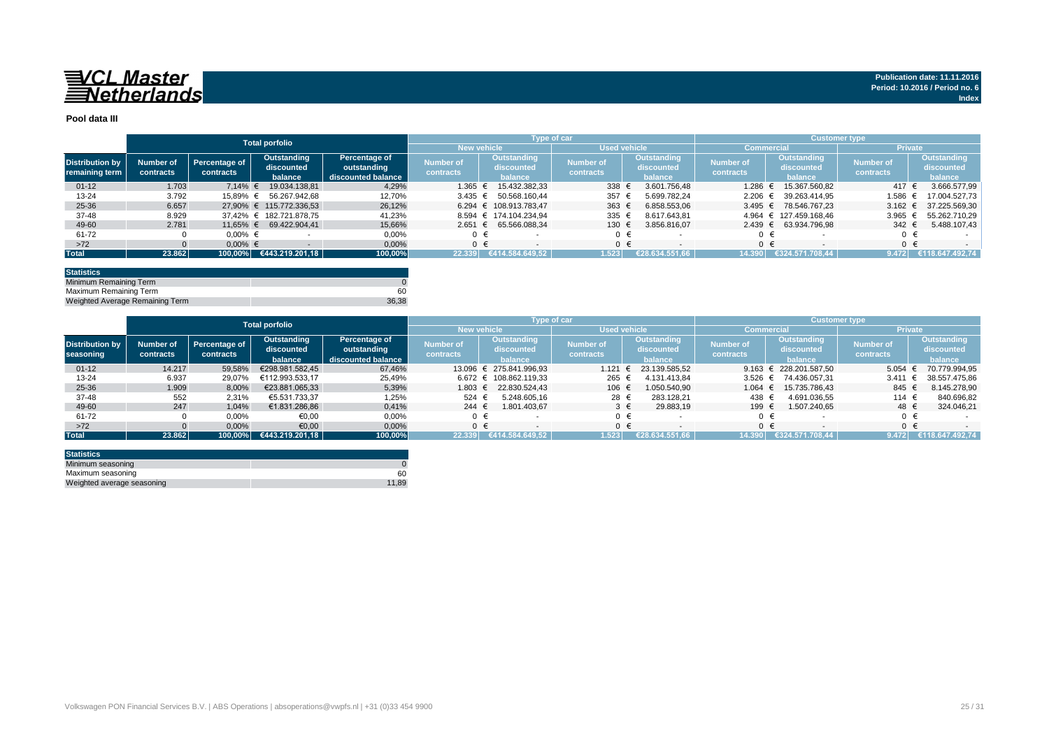**VCL Master Netherlands**

**Publication date: 11.11.2016**
**Period: 10.2016 / Period no. 6**
**Index**

## Pool data III

| | Total porfolio | | | | Type of car | | | | Customer type | | | |
|---|---|---|---|---|---|---|---|---|---|---|---|---|
| | | | | | New vehicle | | Used vehicle | | Commercial | | Private | |
| Distribution by remaining term | Number of contracts | Percentage of contracts | Outstanding discounted balance | Percentage of outstanding discounted balance | Number of contracts | Outstanding discounted balance | Number of contracts | Outstanding discounted balance | Number of contracts | Outstanding discounted balance | Number of contracts | Outstanding discounted balance |
| 01-12 | 1.703 | 7,14% | € 19.034.138,81 | 4,29% | 1.365 | € 15.432.382,33 | 338 | € 3.601.756,48 | 1.286 | € 15.367.560,82 | 417 | € 3.666.577,99 |
| 13-24 | 3.792 | 15,89% | € 56.267.942,68 | 12,70% | 3.435 | € 50.568.160,44 | 357 | € 5.699.782,24 | 2.206 | € 39.263.414,95 | 1.586 | € 17.004.527,73 |
| 25-36 | 6.657 | 27,90% | € 115.772.336,53 | 26,12% | 6.294 | € 108.913.783,47 | 363 | € 6.858.553,06 | 3.495 | € 78.546.767,23 | 3.162 | € 37.225.569,30 |
| 37-48 | 8.929 | 37,42% | € 182.721.878,75 | 41,23% | 8.594 | € 174.104.234,94 | 335 | € 8.617.643,81 | 4.964 | € 127.459.168,46 | 3.965 | € 55.262.710,29 |
| 49-60 | 2.781 | 11,65% | € 69.422.904,41 | 15,66% | 2.651 | € 65.566.088,34 | 130 | € 3.856.816,07 | 2.439 | € 63.934.796,98 | 342 | € 5.488.107,43 |
| 61-72 | 0 | 0,00% | € - | 0,00% | 0 | € - | 0 | € - | 0 | € - | 0 | € - |
| >72 | 0 | 0,00% | € - | 0,00% | 0 | € - | 0 | € - | 0 | € - | 0 | € - |
| **Total** | **23.862** | **100,00%** | **€443.219.201,18** | **100,00%** | **22.339** | **€414.584.649,52** | **1.523** | **€28.634.551,66** | **14.390** | **€324.571.708,44** | **9.472** | **€118.647.492,74** |

| Statistics | |
|---|---|
| Minimum Remaining Term | 0 |
| Maximum Remaining Term | 60 |
| Weighted Average Remaining Term | 36,38 |

| | Total porfolio | | | | Type of car | | | | Customer type | | | |
|---|---|---|---|---|---|---|---|---|---|---|---|---|
| | | | | | New vehicle | | Used vehicle | | Commercial | | Private | |
| Distribution by seasoning | Number of contracts | Percentage of contracts | Outstanding discounted balance | Percentage of outstanding discounted balance | Number of contracts | Outstanding discounted balance | Number of contracts | Outstanding discounted balance | Number of contracts | Outstanding discounted balance | Number of contracts | Outstanding discounted balance |
| 01-12 | 14.217 | 59,58% | €298.981.582,45 | 67,46% | 13.096 | € 275.841.996,93 | 1.121 | € 23.139.585,52 | 9.163 | € 228.201.587,50 | 5.054 | € 70.779.994,95 |
| 13-24 | 6.937 | 29,07% | €112.993.533,17 | 25,49% | 6.672 | € 108.862.119,33 | 265 | € 4.131.413,84 | 3.526 | € 74.436.057,31 | 3.411 | € 38.557.475,86 |
| 25-36 | 1.909 | 8,00% | €23.881.065,33 | 5,39% | 1.803 | € 22.830.524,43 | 106 | € 1.050.540,90 | 1.064 | € 15.735.786,43 | 845 | € 8.145.278,90 |
| 37-48 | 552 | 2,31% | €5.531.733,37 | 1,25% | 524 | € 5.248.605,16 | 28 | € 283.128,21 | 438 | € 4.691.036,55 | 114 | € 840.696,82 |
| 49-60 | 247 | 1,04% | €1.831.286,86 | 0,41% | 244 | € 1.801.403,67 | 3 | € 29.883,19 | 199 | € 1.507.240,65 | 48 | € 324.046,21 |
| 61-72 | 0 | 0,00% | €0,00 | 0,00% | 0 | € - | 0 | € - | 0 | € - | 0 | € - |
| >72 | 0 | 0,00% | €0,00 | 0,00% | 0 | € - | 0 | € - | 0 | € - | 0 | € - |
| **Total** | **23.862** | **100,00%** | **€443.219.201,18** | **100,00%** | **22.339** | **€414.584.649,52** | **1.523** | **€28.634.551,66** | **14.390** | **€324.571.708,44** | **9.472** | **€118.647.492,74** |

| Statistics | |
|---|---|
| Minimum seasoning | 0 |
| Maximum seasoning | 60 |
| Weighted average seasoning | 11,89 |

Volkswagen PON Financial Services B.V. | ABS Operations | absoperations@vwpfs.nl | +31 (0)33 454 9900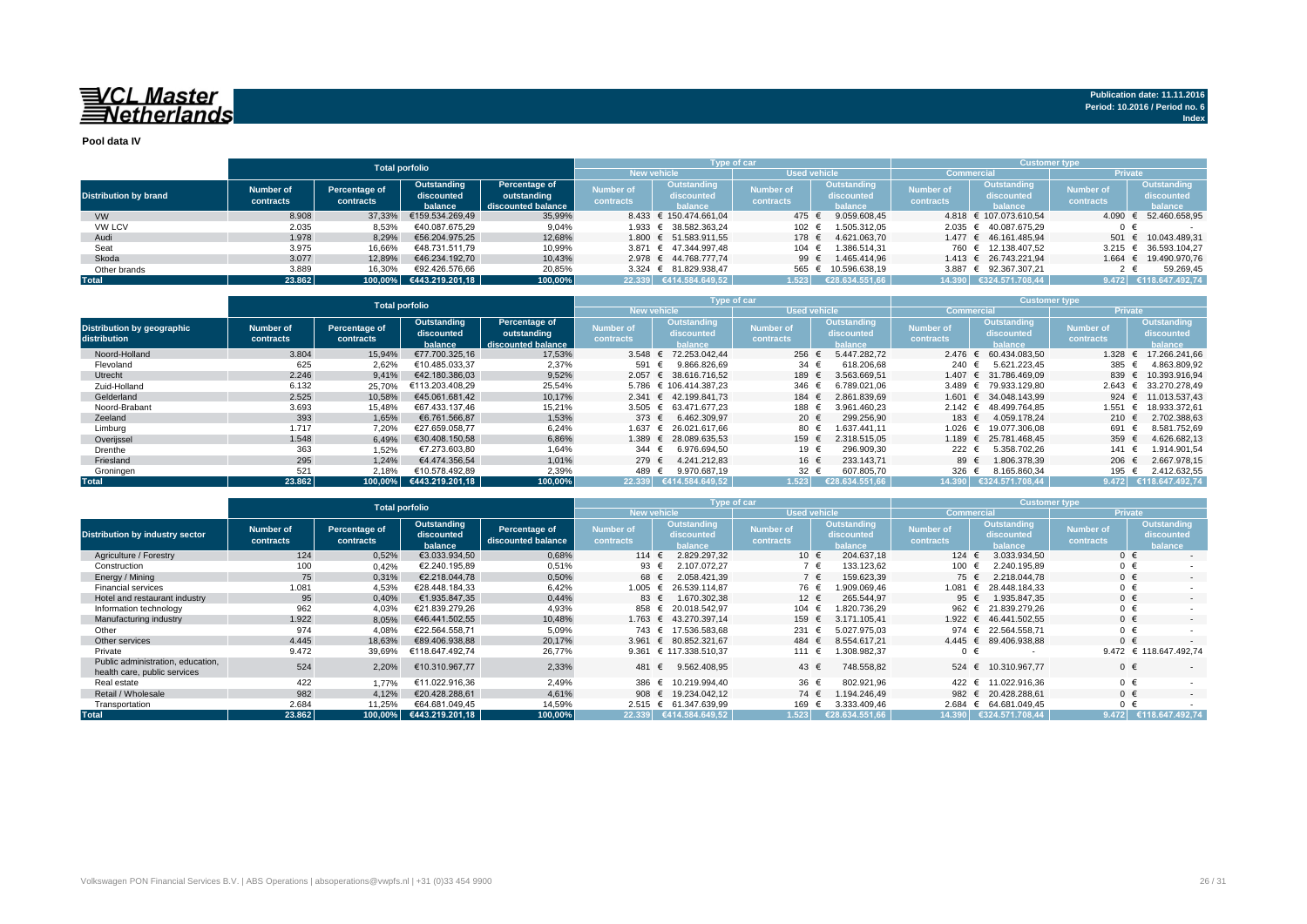VCL Master Netherlands

Publication date: 11.11.2016
Period: 10.2016 / Period no. 6
Index

**Pool data IV**

| Distribution by brand | Total porfolio | | | | Type of car | | | | Customer type | | | |
|---|---|---|---|---|---|---|---|---|---|---|---|---|
| | | | | | New vehicle | | Used vehicle | | Commercial | | Private | |
| | Number of contracts | Percentage of contracts | Outstanding discounted balance | Percentage of outstanding discounted balance | Number of contracts | Outstanding discounted balance | Number of contracts | Outstanding discounted balance | Number of contracts | Outstanding discounted balance | Number of contracts | Outstanding discounted balance |
| VW | 8.908 | 37,33% | €159.534.269,49 | 35,99% | 8.433 | € 150.474.661,04 | 475 | € 9.059.608,45 | 4.818 | € 107.073.610,54 | 4.090 | € 52.460.658,95 |
| VW LCV | 2.035 | 8,53% | €40.087.675,29 | 9,04% | 1.933 | € 38.582.363,24 | 102 | € 1.505.312,05 | 2.035 | € 40.087.675,29 | 0 | € - |
| Audi | 1.978 | 8,29% | €56.204.975,25 | 12,68% | 1.800 | € 51.583.911,55 | 178 | € 4.621.063,70 | 1.477 | € 46.161.485,94 | 501 | € 10.043.489,31 |
| Seat | 3.975 | 16,66% | €48.731.511,79 | 10,99% | 3.871 | € 47.344.997,48 | 104 | € 1.386.514,31 | 760 | € 12.138.407,52 | 3.215 | € 36.593.104,27 |
| Skoda | 3.077 | 12,89% | €46.234.192,70 | 10,43% | 2.978 | € 44.768.777,74 | 99 | € 1.465.414,96 | 1.413 | € 26.743.221,94 | 1.664 | € 19.490.970,76 |
| Other brands | 3.889 | 16,30% | €92.426.576,66 | 20,85% | 3.324 | € 81.829.938,47 | 565 | € 10.596.638,19 | 3.887 | € 92.367.307,21 | 2 | € 59.269,45 |
| **Total** | **23.862** | **100,00%** | **€443.219.201,18** | **100,00%** | **22.339** | **€414.584.649,52** | **1.523** | **€28.634.551,66** | **14.390** | **€324.571.708,44** | **9.472** | **€118.647.492,74** |

| Distribution by geographic distribution | Total porfolio | | | | Type of car | | | | Customer type | | | |
|---|---|---|---|---|---|---|---|---|---|---|---|---|
| | | | | | New vehicle | | Used vehicle | | Commercial | | Private | |
| | Number of contracts | Percentage of contracts | Outstanding discounted balance | Percentage of outstanding discounted balance | Number of contracts | Outstanding discounted balance | Number of contracts | Outstanding discounted balance | Number of contracts | Outstanding discounted balance | Number of contracts | Outstanding discounted balance |
| Noord-Holland | 3.804 | 15,94% | €77.700.325,16 | 17,53% | 3.548 | € 72.253.042,44 | 256 | € 5.447.282,72 | 2.476 | € 60.434.083,50 | 1.328 | € 17.266.241,66 |
| Flevoland | 625 | 2,62% | €10.485.033,37 | 2,37% | 591 | € 9.866.826,69 | 34 | € 618.206,68 | 240 | € 5.621.223,45 | 385 | € 4.863.809,92 |
| Utrecht | 2.246 | 9,41% | €42.180.386,03 | 9,52% | 2.057 | € 38.616.716,52 | 189 | € 3.563.669,51 | 1.407 | € 31.786.469,09 | 839 | € 10.393.916,94 |
| Zuid-Holland | 6.132 | 25,70% | €113.203.408,29 | 25,54% | 5.786 | € 106.414.387,23 | 346 | € 6.789.021,06 | 3.489 | € 79.933.129,80 | 2.643 | € 33.270.278,49 |
| Gelderland | 2.525 | 10,58% | €45.061.681,42 | 10,17% | 2.341 | € 42.199.841,73 | 184 | € 2.861.839,69 | 1.601 | € 34.048.143,99 | 924 | € 11.013.537,43 |
| Noord-Brabant | 3.693 | 15,48% | €67.433.137,46 | 15,21% | 3.505 | € 63.471.677,23 | 188 | € 3.961.460,23 | 2.142 | € 48.499.764,85 | 1.551 | € 18.933.372,61 |
| Zeeland | 393 | 1,65% | €6.761.566,87 | 1,53% | 373 | € 6.462.309,97 | 20 | € 299.256,90 | 183 | € 4.059.178,24 | 210 | € 2.702.388,63 |
| Limburg | 1.717 | 7,20% | €27.659.058,77 | 6,24% | 1.637 | € 26.021.617,66 | 80 | € 1.637.441,11 | 1.026 | € 19.077.306,08 | 691 | € 8.581.752,69 |
| Overijssel | 1.548 | 6,49% | €30.408.150,58 | 6,86% | 1.389 | € 28.089.635,53 | 159 | € 2.318.515,05 | 1.189 | € 25.781.468,45 | 359 | € 4.626.682,13 |
| Drenthe | 363 | 1,52% | €7.273.603,80 | 1,64% | 344 | € 6.976.694,50 | 19 | € 296.909,30 | 222 | € 5.358.702,26 | 141 | € 1.914.901,54 |
| Friesland | 295 | 1,24% | €4.474.356,54 | 1,01% | 279 | € 4.241.212,83 | 16 | € 233.143,71 | 89 | € 1.806.378,39 | 206 | € 2.667.978,15 |
| Groningen | 521 | 2,18% | €10.578.492,89 | 2,39% | 489 | € 9.970.687,19 | 32 | € 607.805,70 | 326 | € 8.165.860,34 | 195 | € 2.412.632,55 |
| **Total** | **23.862** | **100,00%** | **€443.219.201,18** | **100,00%** | **22.339** | **€414.584.649,52** | **1.523** | **€28.634.551,66** | **14.390** | **€324.571.708,44** | **9.472** | **€118.647.492,74** |

| Distribution by industry sector | Total porfolio | | | | Type of car | | | | Customer type | | | |
|---|---|---|---|---|---|---|---|---|---|---|---|---|
| | | | | | New vehicle | | Used vehicle | | Commercial | | Private | |
| | Number of contracts | Percentage of contracts | Outstanding discounted balance | Percentage of discounted balance | Number of contracts | Outstanding discounted balance | Number of contracts | Outstanding discounted balance | Number of contracts | Outstanding discounted balance | Number of contracts | Outstanding discounted balance |
| Agriculture / Forestry | 124 | 0,52% | €3.033.934,50 | 0,68% | 114 | € 2.829.297,32 | 10 | € 204.637,18 | 124 | € 3.033.934,50 | 0 | € - |
| Construction | 100 | 0,42% | €2.240.195,89 | 0,51% | 93 | € 2.107.072,27 | 7 | € 133.123,62 | 100 | € 2.240.195,89 | 0 | € - |
| Energy / Mining | 75 | 0,31% | €2.218.044,78 | 0,50% | 68 | € 2.058.421,39 | 7 | € 159.623,39 | 75 | € 2.218.044,78 | 0 | € - |
| Financial services | 1.081 | 4,53% | €28.448.184,33 | 6,42% | 1.005 | € 26.539.114,87 | 76 | € 1.909.069,46 | 1.081 | € 28.448.184,33 | 0 | € - |
| Hotel and restaurant industry | 95 | 0,40% | €1.935.847,35 | 0,44% | 83 | € 1.670.302,38 | 12 | € 265.544,97 | 95 | € 1.935.847,35 | 0 | € - |
| Information technology | 962 | 4,03% | €21.839.279,26 | 4,93% | 858 | € 20.018.542,97 | 104 | € 1.820.736,29 | 962 | € 21.839.279,26 | 0 | € - |
| Manufacturing industry | 1.922 | 8,05% | €46.441.502,55 | 10,48% | 1.763 | € 43.270.397,14 | 159 | € 3.171.105,41 | 1.922 | € 46.441.502,55 | 0 | € - |
| Other | 974 | 4,08% | €22.564.558,71 | 5,09% | 743 | € 17.536.583,68 | 231 | € 5.027.975,03 | 974 | € 22.564.558,71 | 0 | € - |
| Other services | 4.445 | 18,63% | €89.406.938,88 | 20,17% | 3.961 | € 80.852.321,67 | 484 | € 8.554.617,21 | 4.445 | € 89.406.938,88 | 0 | € - |
| Private | 9.472 | 39,69% | €118.647.492,74 | 26,77% | 9.361 | € 117.338.510,37 | 111 | € 1.308.982,37 | 0 | € - | 9.472 | € 118.647.492,74 |
| Public administration, education, health care, public services | 524 | 2,20% | €10.310.967,77 | 2,33% | 481 | € 9.562.408,95 | 43 | € 748.558,82 | 524 | € 10.310.967,77 | 0 | € - |
| Real estate | 422 | 1,77% | €11.022.916,36 | 2,49% | 386 | € 10.219.994,40 | 36 | € 802.921,96 | 422 | € 11.022.916,36 | 0 | € - |
| Retail / Wholesale | 982 | 4,12% | €20.428.288,61 | 4,61% | 908 | € 19.234.042,12 | 74 | € 1.194.246,49 | 982 | € 20.428.288,61 | 0 | € - |
| Transportation | 2.684 | 11,25% | €64.681.049,45 | 14,59% | 2.515 | € 61.347.639,99 | 169 | € 3.333.409,46 | 2.684 | € 64.681.049,45 | 0 | € - |
| **Total** | **23.862** | **100,00%** | **€443.219.201,18** | **100,00%** | **22.339** | **€414.584.649,52** | **1.523** | **€28.634.551,66** | **14.390** | **€324.571.708,44** | **9.472** | **€118.647.492,74** |

Volkswagen PON Financial Services B.V. | ABS Operations | absoperations@vwpfs.nl | +31 (0)33 454 9900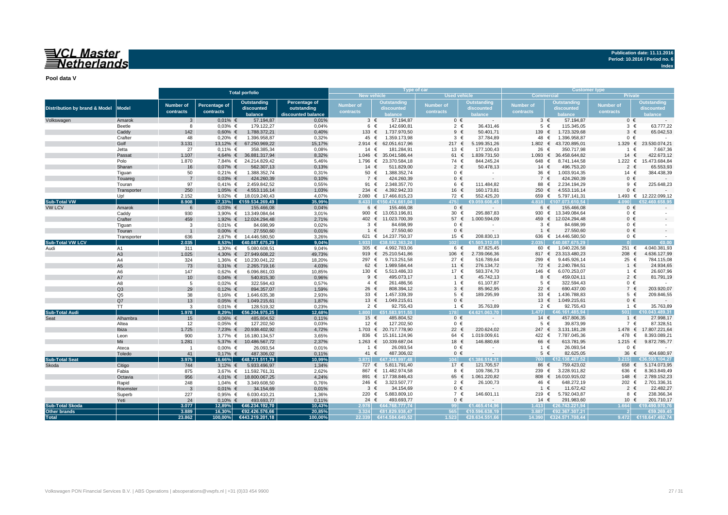**Publication date: 11.11.2016**
**Period: 10.2016 / Period no. 6**
**Index**

## Pool data V

| Distribution by brand & Model | Model | Total porfolio | | | | Type of car | | | | Customer type | | | |
|---|---|---|---|---|---|---|---|---|---|---|---|---|---|
| | | | | | | New vehicle | | Used vehicle | | Commercial | | Private | |
| | | Number of contracts | Percentage of contracts | Outstanding discounted balance | Percentage of outstanding discounted balance | Number of contracts | Outstanding discounted balance | Number of contracts | Outstanding discounted balance | Number of contracts | Outstanding discounted balance | Number of contracts | Outstanding discounted balance |
| Volkswagen | Amarok | 3 | 0,01% | € 57.194,87 | 0,01% | 3 | € 57.194,87 | 0 | € - | 3 | € 57.194,87 | 0 | € - |
| | Beetle | 8 | 0,03% | € 179.122,27 | 0,04% | 6 | € 142.690,81 | 2 | € 36.431,46 | 5 | € 115.345,05 | 3 | € 63.777,22 |
| | Caddy | 142 | 0,60% | € 1.788.372,21 | 0,40% | 133 | € 1.737.970,50 | 9 | € 50.401,71 | 139 | € 1.723.329,68 | 3 | € 65.042,53 |
| | Crafter | 48 | 0,20% | € 1.396.958,87 | 0,32% | 45 | € 1.359.173,98 | 3 | € 37.784,89 | 48 | € 1.396.958,87 | 0 | € - |
| | Golf | 3.131 | 13,12% | € 67.250.969,22 | 15,17% | 2.914 | € 62.051.617,96 | 217 | € 5.199.351,26 | 1.802 | € 43.720.895,01 | 1.329 | € 23.530.074,21 |
| | Jetta | 27 | 0,11% | € 358.385,34 | 0,08% | 14 | € 181.284,91 | 13 | € 177.100,43 | 26 | € 350.717,98 | 1 | € 7.667,36 |
| | Passat | 1.107 | 4,64% | € 36.881.317,94 | 8,32% | 1.046 | € 35.041.586,44 | 61 | € 1.839.731,50 | 1.093 | € 36.458.644,82 | 14 | € 422.673,12 |
| | Polo | 1.870 | 7,84% | € 24.214.829,42 | 5,46% | 1.796 | € 23.370.584,18 | 74 | € 844.245,24 | 648 | € 8.741.144,58 | 1.222 | € 15.473.684,84 |
| | Sharan | 16 | 0,07% | € 562.307,13 | 0,13% | 14 | € 511.829,00 | 2 | € 50.478,13 | 14 | € 496.753,20 | 2 | € 65.553,93 |
| | Tiguan | 50 | 0,21% | € 1.388.352,74 | 0,31% | 50 | € 1.388.352,74 | 0 | € - | 36 | € 1.003.914,35 | 14 | € 384.438,39 |
| | Touareg | 7 | 0,03% | € 424.260,39 | 0,10% | 7 | € 424.260,39 | 0 | € - | 7 | € 424.260,39 | 0 | € - |
| | Touran | 97 | 0,41% | € 2.459.842,52 | 0,55% | 91 | € 2.348.357,70 | 6 | € 111.484,82 | 88 | € 2.234.194,29 | 9 | € 225.648,23 |
| | Transporter | 250 | 1,05% | € 4.553.116,14 | 1,03% | 234 | € 4.392.942,33 | 16 | € 160.173,81 | 250 | € 4.553.116,14 | 0 | € - |
| | Up! | 2.152 | 9,02% | € 18.019.240,43 | 4,07% | 2.080 | € 17.466.815,23 | 72 | € 552.425,20 | 659 | € 5.797.141,31 | 1.493 | € 12.222.099,12 |
| **Sub-Total VW** | | **8.908** | **37,33%** | **€159.534.269,49** | **35,99%** | **8.433** | **€150.474.661,04** | **475** | **€9.059.608,45** | **4.818** | **€107.073.610,54** | **4.090** | **€52.460.658,95** |
| VW LCV | Amarok | 6 | 0,03% | € 155.466,08 | 0,04% | 6 | € 155.466,08 | 0 | € - | 6 | € 155.466,08 | 0 | € - |
| | Caddy | 930 | 3,90% | € 13.349.084,64 | 3,01% | 900 | € 13.053.196,81 | 30 | € 295.887,83 | 930 | € 13.349.084,64 | 0 | € - |
| | Crafter | 459 | 1,92% | € 12.024.294,48 | 2,71% | 402 | € 11.023.700,39 | 57 | € 1.000.594,09 | 459 | € 12.024.294,48 | 0 | € - |
| | Tiguan | 3 | 0,01% | € 84.698,99 | 0,02% | 3 | € 84.698,99 | 0 | € - | 3 | € 84.698,99 | 0 | € - |
| | Touran | 1 | 0,00% | € 27.550,60 | 0,01% | 1 | € 27.550,60 | 0 | € - | 1 | € 27.550,60 | 0 | € - |
| | Transporter | 636 | 2,67% | € 14.446.580,50 | 3,26% | 621 | € 14.237.750,37 | 15 | € 208.830,13 | 636 | € 14.446.580,50 | 0 | € - |
| **Sub-Total VW LCV** | | **2.035** | **8,53%** | **€40.087.675,29** | **9,04%** | **1.933** | **€38.582.363,24** | **102** | **€1.505.312,05** | **2.035** | **€40.087.675,29** | **0** | **€0,00** |
| Audi | A1 | 311 | 1,30% | € 5.080.608,51 | 9,04% | 305 | € 4.992.783,06 | 6 | € 87.825,45 | 60 | € 1.040.226,58 | 251 | € 4.040.381,93 |
| | A3 | 1.025 | 4,30% | € 27.949.608,22 | 49,73% | 919 | € 25.210.541,86 | 106 | € 2.739.066,36 | 817 | € 23.313.480,23 | 208 | € 4.636.127,99 |
| | A4 | 324 | 1,36% | € 10.230.041,22 | 18,20% | 297 | € 9.713.251,58 | 27 | € 516.789,64 | 299 | € 9.445.926,14 | 25 | € 784.115,08 |
| | A5 | 73 | 0,31% | € 2.265.719,16 | 4,03% | 62 | € 1.989.584,44 | 11 | € 276.134,72 | 72 | € 2.240.784,51 | 1 | € 24.934,65 |
| | A6 | 147 | 0,62% | € 6.096.861,03 | 10,85% | 130 | € 5.513.486,33 | 17 | € 583.374,70 | 146 | € 6.070.253,07 | 1 | € 26.607,96 |
| | A7 | 10 | 0,04% | € 540.815,30 | 0,96% | 9 | € 495.073,17 | 1 | € 45.742,13 | 8 | € 459.024,11 | 2 | € 81.791,19 |
| | A8 | 5 | 0,02% | € 322.594,43 | 0,57% | 4 | € 261.486,56 | 1 | € 61.107,87 | 5 | € 322.594,43 | 0 | € - |
| | Q3 | 29 | 0,12% | € 894.357,07 | 1,59% | 26 | € 808.394,12 | 3 | € 85.962,95 | 22 | € 690.437,00 | 7 | € 203.920,07 |
| | Q5 | 38 | 0,16% | € 1.646.635,38 | 2,93% | 33 | € 1.457.339,39 | 5 | € 189.295,99 | 33 | € 1.436.788,83 | 5 | € 209.846,55 |
| | Q7 | 13 | 0,05% | € 1.049.215,61 | 1,87% | 13 | € 1.049.215,61 | 0 | € - | 13 | € 1.049.215,61 | 0 | € - |
| | TT | 3 | 0,01% | € 128.519,32 | 0,23% | 2 | € 92.755,43 | 1 | € 35.763,89 | 2 | € 92.755,43 | 1 | € 35.763,89 |
| **Sub-Total Audi** | | **1.978** | **8,29%** | **€56.204.975,25** | **12,68%** | **1.800** | **€51.583.911,55** | **178** | **€4.621.063,70** | **1.477** | **€46.161.485,94** | **501** | **€10.043.489,31** |
| Seat | Alhambra | 15 | 0,06% | € 485.804,52 | 0,11% | 15 | € 485.804,52 | 0 | € - | 14 | € 457.806,35 | 1 | € 27.998,17 |
| | Altea | 12 | 0,05% | € 127.202,50 | 0,03% | 12 | € 127.202,50 | 0 | € - | 5 | € 39.873,99 | 7 | € 87.328,51 |
| | Ibiza | 1.725 | 7,23% | € 20.938.402,92 | 4,72% | 1.703 | € 20.717.778,90 | 22 | € 220.624,02 | 247 | € 3.131.181,28 | 1.478 | € 17.807.221,64 |
| | Leon | 900 | 3,77% | € 16.180.134,57 | 3,65% | 836 | € 15.161.124,96 | 64 | € 1.019.009,61 | 422 | € 7.787.045,36 | 478 | € 8.393.089,21 |
| | Mii | 1.281 | 5,37% | € 10.486.567,72 | 2,37% | 1.263 | € 10.339.687,04 | 18 | € 146.880,68 | 66 | € 613.781,95 | 1.215 | € 9.872.785,77 |
| | Ateca | 1 | 0,00% | € 26.093,54 | 0,01% | 1 | € 26.093,54 | 0 | € - | 1 | € 26.093,54 | 0 | € - |
| | Toledo | 41 | 0,17% | € 487.306,02 | 0,11% | 41 | € 487.306,02 | 0 | € - | 5 | € 82.625,05 | 36 | € 404.680,97 |
| **Sub-Total Seat** | | **3.975** | **16,66%** | **€48.731.511,79** | **10,99%** | **3.871** | **€47.344.997,48** | **104** | **€1.386.514,31** | **760** | **€12.138.407,52** | **3.215** | **€36.593.104,27** |
| Skoda | Citigo | 744 | 3,12% | € 5.933.496,97 | 1,34% | 727 | € 5.811.791,40 | 17 | € 121.705,57 | 86 | € 759.423,02 | 658 | € 5.174.073,95 |
| | Fabia | 875 | 3,67% | € 11.592.761,31 | 2,62% | 867 | € 11.482.974,58 | 8 | € 109.786,73 | 239 | € 3.228.911,82 | 636 | € 8.363.849,49 |
| | Octavia | 956 | 4,01% | € 18.800.067,25 | 4,24% | 891 | € 17.738.846,43 | 65 | € 1.061.220,82 | 808 | € 16.010.915,02 | 148 | € 2.789.152,23 |
| | Rapid | 248 | 1,04% | € 3.349.608,50 | 0,76% | 246 | € 3.323.507,77 | 2 | € 26.100,73 | 46 | € 648.272,19 | 202 | € 2.701.336,31 |
| | Roomster | 3 | 0,01% | € 34.154,69 | 0,01% | 3 | € 34.154,69 | 0 | € - | 1 | € 11.672,42 | 2 | € 22.482,27 |
| | Superb | 227 | 0,95% | € 6.030.410,21 | 1,36% | 220 | € 5.883.809,10 | 7 | € 146.601,11 | 219 | € 5.792.043,87 | 8 | € 238.366,34 |
| | Yeti | 24 | 0,10% | € 493.693,77 | 0,11% | 24 | € 493.693,77 | 0 | € - | 14 | € 291.983,60 | 10 | € 201.710,17 |
| **Sub-Total Skoda** | | **3.077** | **12,89%** | **€46.234.192,70** | **10,43%** | **2.978** | **€44.768.777,74** | **99** | **€1.465.414,96** | **1.413** | **€26.743.221,94** | **1.664** | **€19.490.970,76** |
| **Other brands** | | **3.889** | **16,30%** | **€92.426.576,66** | **20,85%** | **3.324** | **€81.829.938,47** | **565** | **€10.596.638,19** | **3.887** | **€92.367.307,21** | **2** | **€59.269,45** |
| **Total** | | **23.862** | **100,00%** | **€443.219.201,18** | **100,00%** | **22.339** | **€414.584.649,52** | **1.523** | **€28.634.551,66** | **14.390** | **€324.571.708,44** | **9.472** | **€118.647.492,74** |

Volkswagen PON Financial Services B.V. | ABS Operations | absoperations@vwpfs.nl | +31 (0)33 454 9900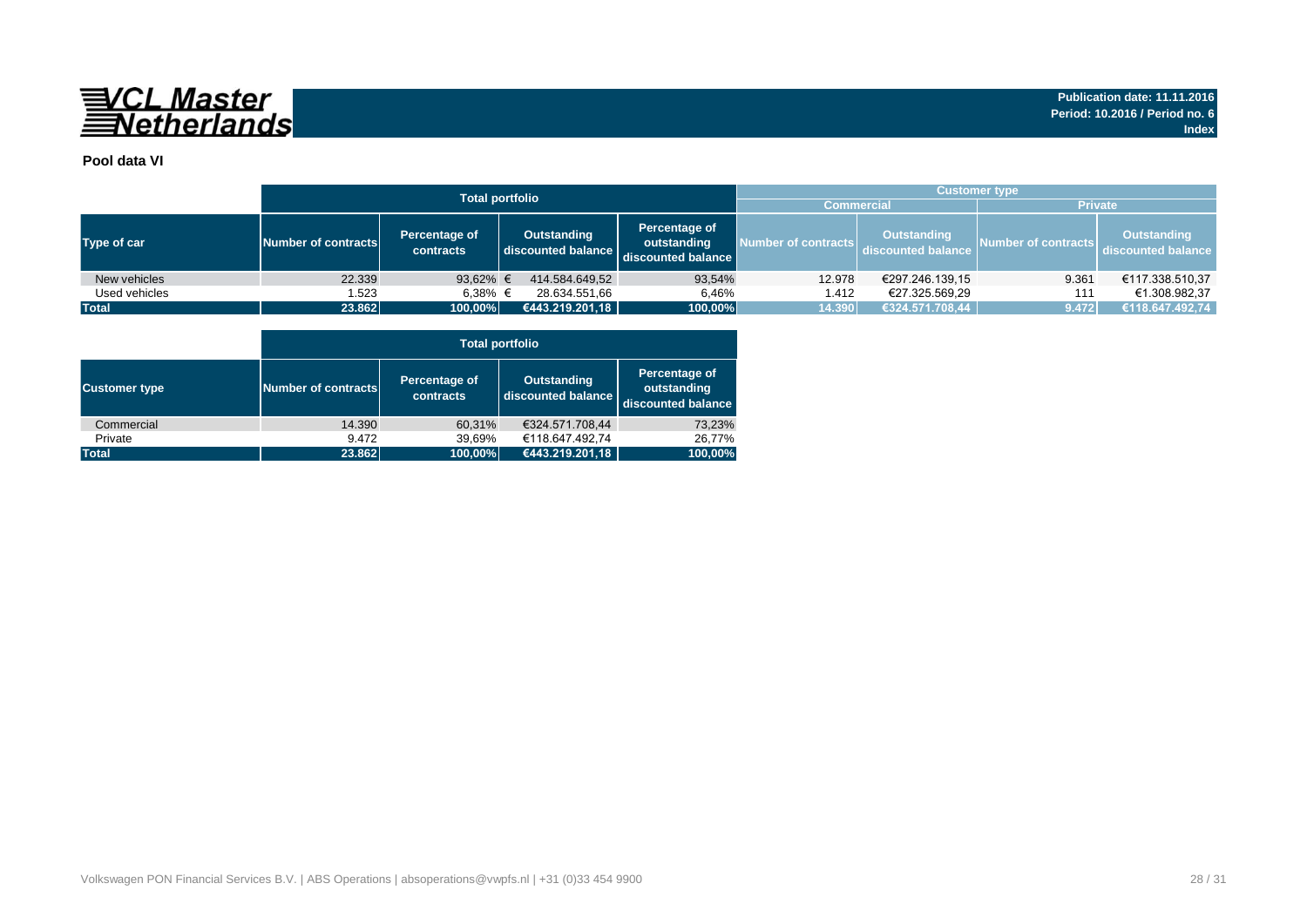VCL Master Netherlands

**Publication date: 11.11.2016**
**Period: 10.2016 / Period no. 6**
**Index**

**Pool data VI**

| | Total portfolio | | | | Customer type | | | |
|---|---|---|---|---|---|---|---|---|
| | | | | | Commercial | | Private | |
| **Type of car** | **Number of contracts** | **Percentage of contracts** | **Outstanding discounted balance** | **Percentage of outstanding discounted balance** | **Number of contracts** | **Outstanding discounted balance** | **Number of contracts** | **Outstanding discounted balance** |
| New vehicles | 22.339 | 93,62% | € 414.584.649,52 | 93,54% | 12.978 | €297.246.139,15 | 9.361 | €117.338.510,37 |
| Used vehicles | 1.523 | 6,38% | € 28.634.551,66 | 6,46% | 1.412 | €27.325.569,29 | 111 | €1.308.982,37 |
| **Total** | **23.862** | **100,00%** | **€443.219.201,18** | **100,00%** | **14.390** | **€324.571.708,44** | **9.472** | **€118.647.492,74** |

| | Total portfolio | | | |
|---|---|---|---|---|
| **Customer type** | **Number of contracts** | **Percentage of contracts** | **Outstanding discounted balance** | **Percentage of outstanding discounted balance** |
| Commercial | 14.390 | 60,31% | €324.571.708,44 | 73,23% |
| Private | 9.472 | 39,69% | €118.647.492,74 | 26,77% |
| **Total** | **23.862** | **100,00%** | **€443.219.201,18** | **100,00%** |

Volkswagen PON Financial Services B.V. | ABS Operations | absoperations@vwpfs.nl | +31 (0)33 454 9900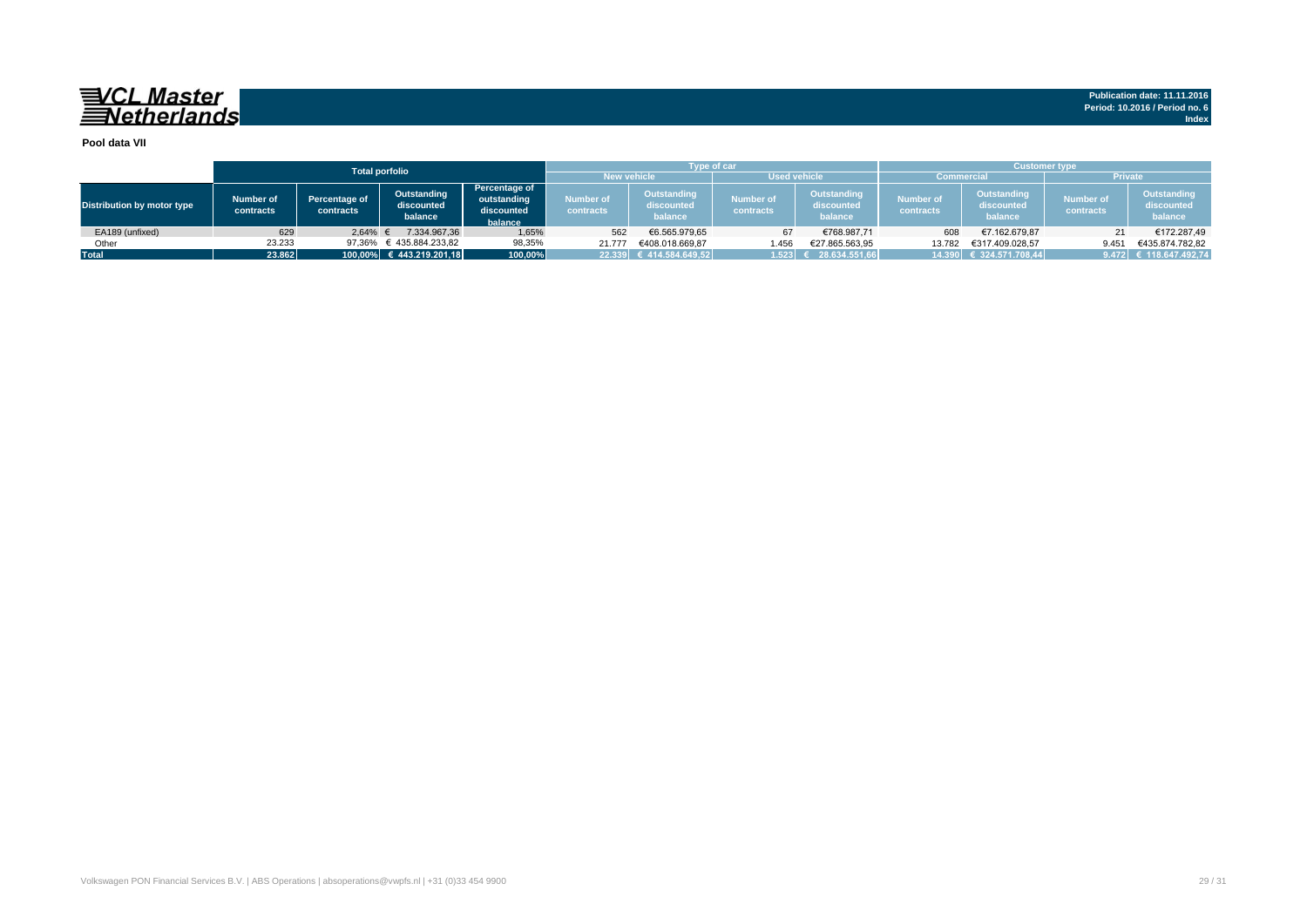VCL Master Netherlands

Publication date: 11.11.2016
Period: 10.2016 / Period no. 6
Index

**Pool data VII**

| | Total porfolio | | | | Type of car | | | | Customer type | | | |
|---|---|---|---|---|---|---|---|---|---|---|---|---|
| | | | | | New vehicle | | Used vehicle | | Commercial | | Private | |
| Distribution by motor type | Number of contracts | Percentage of contracts | Outstanding discounted balance | Percentage of outstanding discounted balance | Number of contracts | Outstanding discounted balance | Number of contracts | Outstanding discounted balance | Number of contracts | Outstanding discounted balance | Number of contracts | Outstanding discounted balance |
| EA189 (unfixed) | 629 | 2,64% | € 7.334.967,36 | 1,65% | 562 | €6.565.979,65 | 67 | €768.987,71 | 608 | €7.162.679,87 | 21 | €172.287,49 |
| Other | 23.233 | 97,36% | € 435.884.233,82 | 98,35% | 21.777 | €408.018.669,87 | 1.456 | €27.865.563,95 | 13.782 | €317.409.028,57 | 9.451 | €435.874.782,82 |
| **Total** | **23.862** | **100,00%** | **€ 443.219.201,18** | **100,00%** | **22.339** | **€ 414.584.649,52** | **1.523** | **€ 28.634.551,66** | **14.390** | **€ 324.571.708,44** | **9.472** | **€ 118.647.492,74** |

Volkswagen PON Financial Services B.V. | ABS Operations | absoperations@vwpfs.nl | +31 (0)33 454 9900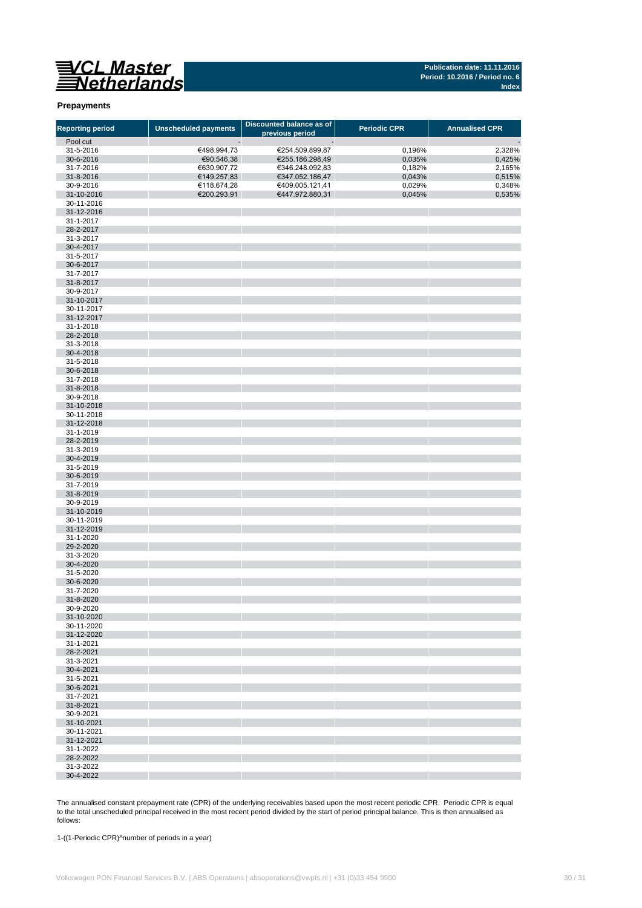## Prepayments

| Reporting period | Unscheduled payments | Discounted balance as of previous period | Periodic CPR | Annualised CPR |
|---|---|---|---|---|
| Pool cut | - | - | | - |
| 31-5-2016 | €498.994,73 | €254.509.899,87 | 0,196% | 2,328% |
| 30-6-2016 | €90.546,38 | €255.186.298,49 | 0,035% | 0,425% |
| 31-7-2016 | €630.907,72 | €346.248.092,83 | 0,182% | 2,165% |
| 31-8-2016 | €149.257,83 | €347.052.186,47 | 0,043% | 0,515% |
| 30-9-2016 | €118.674,28 | €409.005.121,41 | 0,029% | 0,348% |
| 31-10-2016 | €200.293,91 | €447.972.880,31 | 0,045% | 0,535% |
| 30-11-2016 | | | | |
| 31-12-2016 | | | | |
| 31-1-2017 | | | | |
| 28-2-2017 | | | | |
| 31-3-2017 | | | | |
| 30-4-2017 | | | | |
| 31-5-2017 | | | | |
| 30-6-2017 | | | | |
| 31-7-2017 | | | | |
| 31-8-2017 | | | | |
| 30-9-2017 | | | | |
| 31-10-2017 | | | | |
| 30-11-2017 | | | | |
| 31-12-2017 | | | | |
| 31-1-2018 | | | | |
| 28-2-2018 | | | | |
| 31-3-2018 | | | | |
| 30-4-2018 | | | | |
| 31-5-2018 | | | | |
| 30-6-2018 | | | | |
| 31-7-2018 | | | | |
| 31-8-2018 | | | | |
| 30-9-2018 | | | | |
| 31-10-2018 | | | | |
| 30-11-2018 | | | | |
| 31-12-2018 | | | | |
| 31-1-2019 | | | | |
| 28-2-2019 | | | | |
| 31-3-2019 | | | | |
| 30-4-2019 | | | | |
| 31-5-2019 | | | | |
| 30-6-2019 | | | | |
| 31-7-2019 | | | | |
| 31-8-2019 | | | | |
| 30-9-2019 | | | | |
| 31-10-2019 | | | | |
| 30-11-2019 | | | | |
| 31-12-2019 | | | | |
| 31-1-2020 | | | | |
| 29-2-2020 | | | | |
| 31-3-2020 | | | | |
| 30-4-2020 | | | | |
| 31-5-2020 | | | | |
| 30-6-2020 | | | | |
| 31-7-2020 | | | | |
| 31-8-2020 | | | | |
| 30-9-2020 | | | | |
| 31-10-2020 | | | | |
| 30-11-2020 | | | | |
| 31-12-2020 | | | | |
| 31-1-2021 | | | | |
| 28-2-2021 | | | | |
| 31-3-2021 | | | | |
| 30-4-2021 | | | | |
| 31-5-2021 | | | | |
| 30-6-2021 | | | | |
| 31-7-2021 | | | | |
| 31-8-2021 | | | | |
| 30-9-2021 | | | | |
| 31-10-2021 | | | | |
| 30-11-2021 | | | | |
| 31-12-2021 | | | | |
| 31-1-2022 | | | | |
| 28-2-2022 | | | | |
| 31-3-2022 | | | | |
| 30-4-2022 | | | | |

The annualised constant prepayment rate (CPR) of the underlying receivables based upon the most recent periodic CPR. Periodic CPR is equal to the total unscheduled principal received in the most recent period divided by the start of period principal balance. This is then annualised as follows:

1-((1-Periodic CPR)^number of periods in a year)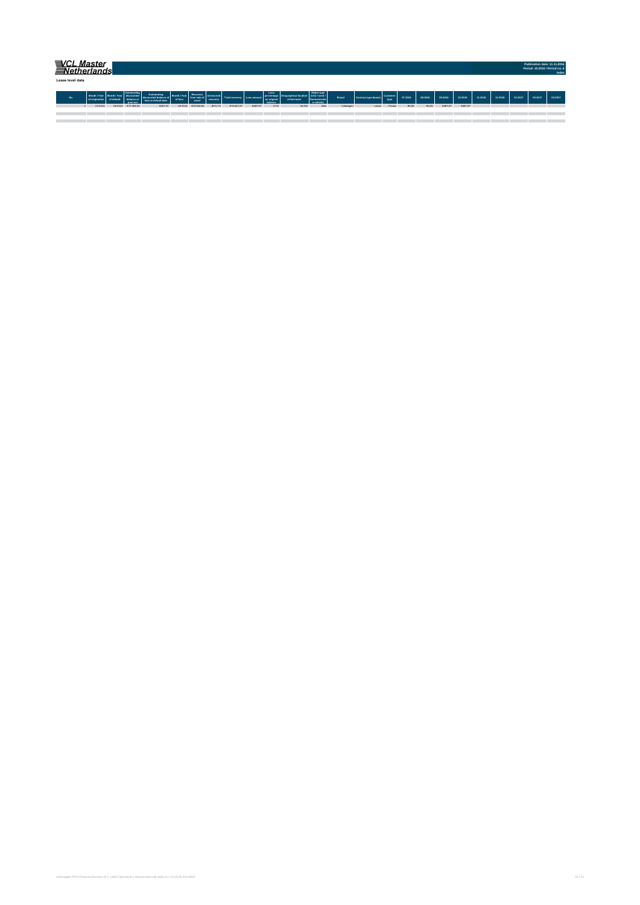VCL Master Netherlands

Publication date: 11.11.2016
Period: 10.2016 / Period no. 6
Index

**Lease level data**

| No. | Month / Year of origination | Month / Year of default | Outstanding discounted balance at pool cut | Outstanding discounted balance of loan at default date | Month / Year of loss | Recovery from sale of asset | Unsecured recovery | Total recovery | Loss amount | Loss percentage on original balance | Geographical location of borrower | Object type (new / used / Demonstration vehicle) | Brand | Contract type (lease) | Customer type | 07-2016 | 08-2016 | 09-2016 | 10-2016 | 11-2016 | 12-2016 | 01-2017 | 02-2017 | 03-2017 |
|---|---|---|---|---|---|---|---|---|---|---|---|---|---|---|---|---|---|---|---|---|---|---|---|---|
| 1 | 03-2016 | 08-2016 | €17,394.94 | €587.37 | 08-2016 | €16,940.84 | (€13.77) | €16,927.07 | €587.07 | 2.7% | NL333 | New | Volkswagen | Lease | Private | €0.00 | €0.00 | €587.07 | €587.07 | | | | | |
| | | | | | | | | | | | | | | | | | | | | | | | | |
| | | | | | | | | | | | | | | | | | | | | | | | | |

Volkswagen Pon Financial Services B.V. | ABS Operations | absoperations@vwpfs.nl | +31 (0)33 454 9936